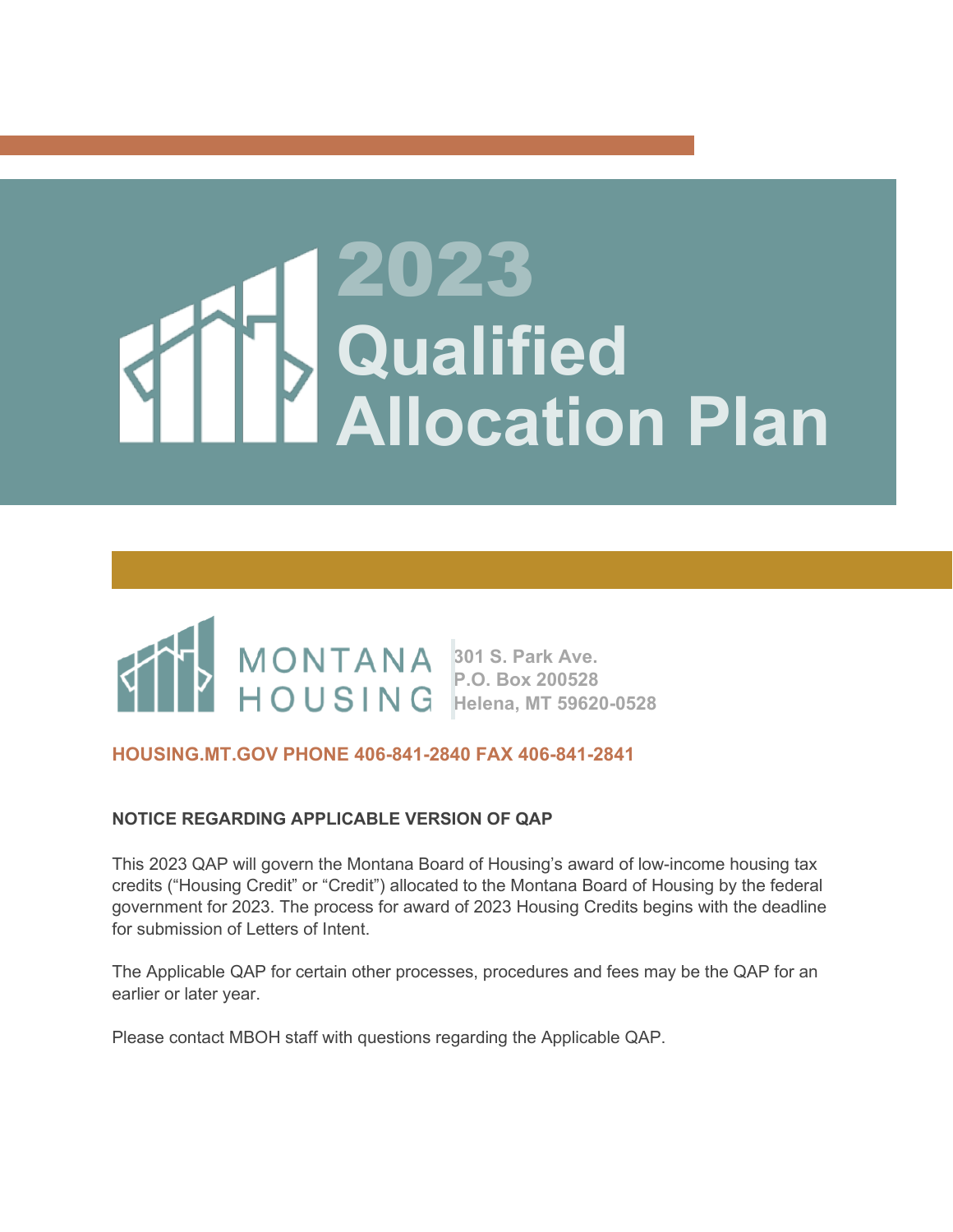# 2023 Qualified Allocation Plan

MONTANA HOUSING

301 S. Park Ave.
P.O. Box 200528
Helena, MT 59620-0528

**HOUSING.MT.GOV PHONE 406-841-2840 FAX 406-841-2841**

**NOTICE REGARDING APPLICABLE VERSION OF QAP**

This 2023 QAP will govern the Montana Board of Housing's award of low-income housing tax credits ("Housing Credit" or "Credit") allocated to the Montana Board of Housing by the federal government for 2023. The process for award of 2023 Housing Credits begins with the deadline for submission of Letters of Intent.

The Applicable QAP for certain other processes, procedures and fees may be the QAP for an earlier or later year.

Please contact MBOH staff with questions regarding the Applicable QAP.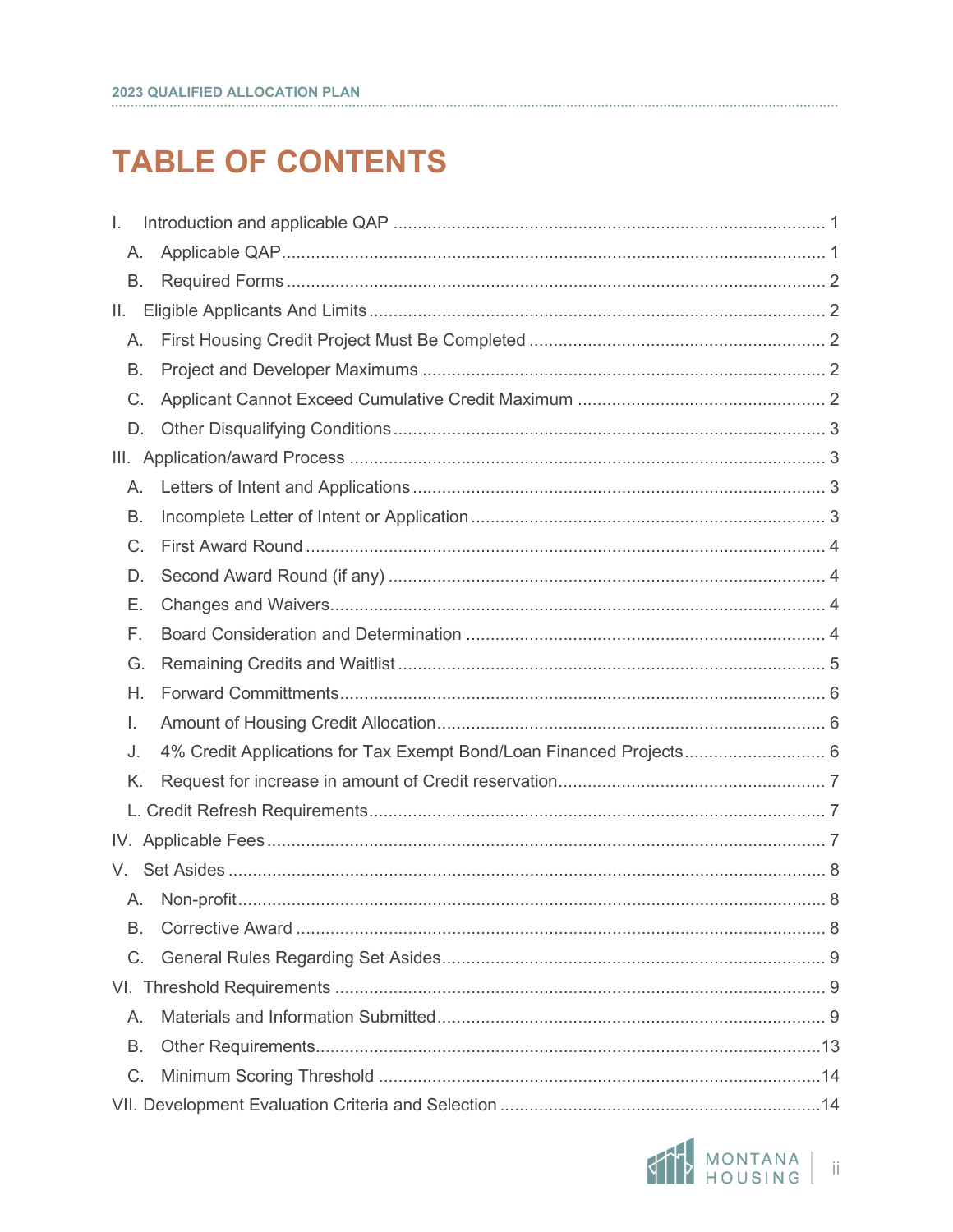# TABLE OF CONTENTS

I. Introduction and applicable QAP ........ 1

- A. Applicable QAP ........ 1
- B. Required Forms ........ 2

II. Eligible Applicants And Limits ........ 2

- A. First Housing Credit Project Must Be Completed ........ 2
- B. Project and Developer Maximums ........ 2
- C. Applicant Cannot Exceed Cumulative Credit Maximum ........ 2
- D. Other Disqualifying Conditions ........ 3

III. Application/award Process ........ 3

- A. Letters of Intent and Applications ........ 3
- B. Incomplete Letter of Intent or Application ........ 3
- C. First Award Round ........ 4
- D. Second Award Round (if any) ........ 4
- E. Changes and Waivers ........ 4
- F. Board Consideration and Determination ........ 4
- G. Remaining Credits and Waitlist ........ 5
- H. Forward Committments ........ 6
- I. Amount of Housing Credit Allocation ........ 6
- J. 4% Credit Applications for Tax Exempt Bond/Loan Financed Projects ........ 6
- K. Request for increase in amount of Credit reservation ........ 7
- L. Credit Refresh Requirements ........ 7

IV. Applicable Fees ........ 7

V. Set Asides ........ 8

- A. Non-profit ........ 8
- B. Corrective Award ........ 8
- C. General Rules Regarding Set Asides ........ 9

VI. Threshold Requirements ........ 9

- A. Materials and Information Submitted ........ 9
- B. Other Requirements ........ 13
- C. Minimum Scoring Threshold ........ 14

VII. Development Evaluation Criteria and Selection ........ 14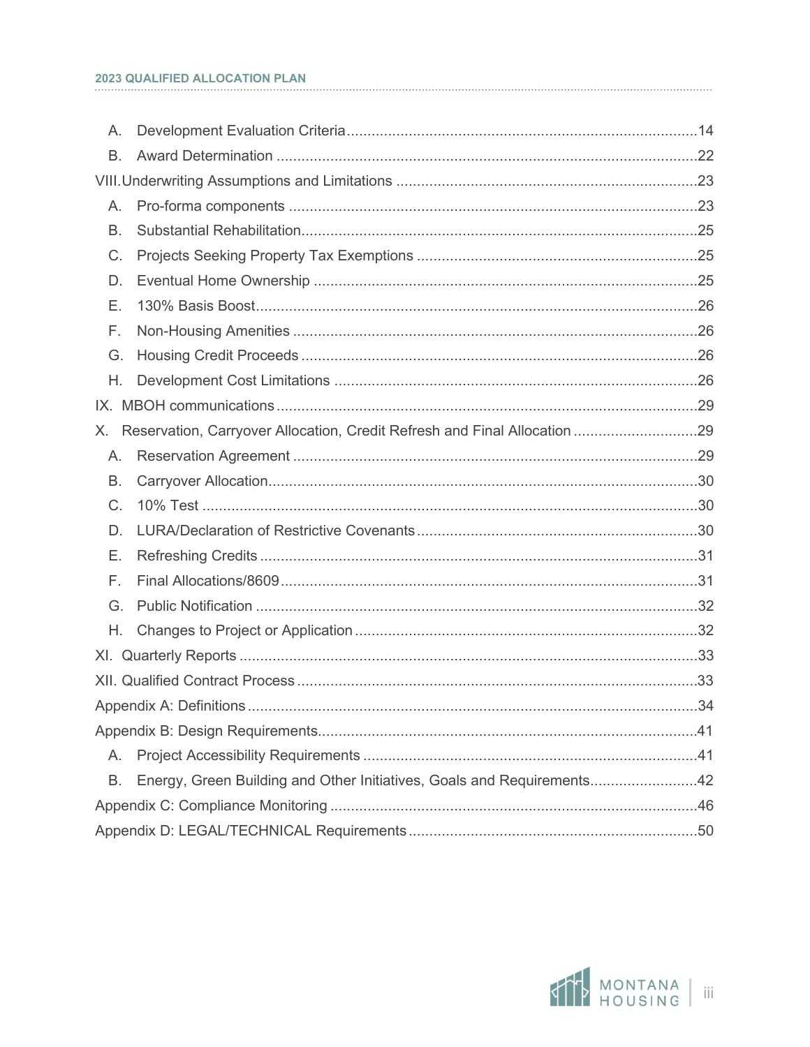- A. Development Evaluation Criteria ....................................................................................14
- B. Award Determination .....................................................................................................22

VIII. Underwriting Assumptions and Limitations .......................................................................23

- A. Pro-forma components ..................................................................................................23
- B. Substantial Rehabilitation...............................................................................................25
- C. Projects Seeking Property Tax Exemptions ...................................................................25
- D. Eventual Home Ownership ............................................................................................25
- E. 130% Basis Boost..........................................................................................................26
- F. Non-Housing Amenities .................................................................................................26
- G. Housing Credit Proceeds ...............................................................................................26
- H. Development Cost Limitations .......................................................................................26

IX. MBOH communications.....................................................................................................29

X. Reservation, Carryover Allocation, Credit Refresh and Final Allocation ..............................29

- A. Reservation Agreement .................................................................................................29
- B. Carryover Allocation.......................................................................................................30
- C. 10% Test .......................................................................................................................30
- D. LURA/Declaration of Restrictive Covenants...................................................................30
- E. Refreshing Credits .........................................................................................................31
- F. Final Allocations/8609....................................................................................................31
- G. Public Notification ..........................................................................................................32
- H. Changes to Project or Application..................................................................................32

XI. Quarterly Reports .............................................................................................................33

XII. Qualified Contract Process ................................................................................................33

Appendix A: Definitions ............................................................................................................34

Appendix B: Design Requirements...........................................................................................41

- A. Project Accessibility Requirements ................................................................................41
- B. Energy, Green Building and Other Initiatives, Goals and Requirements..........................42

Appendix C: Compliance Monitoring ........................................................................................46

Appendix D: LEGAL/TECHNICAL Requirements .....................................................................50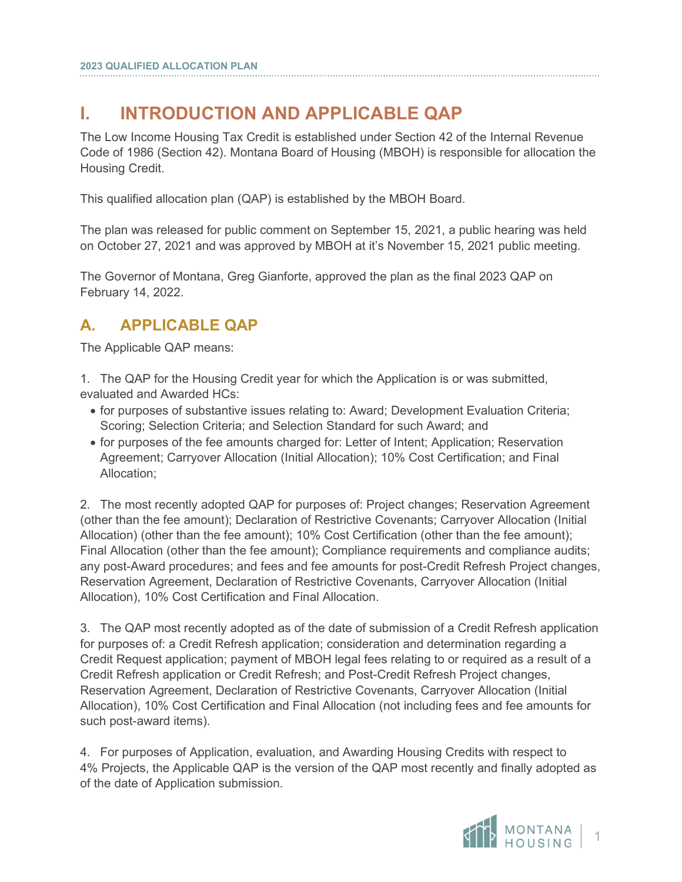# I. INTRODUCTION AND APPLICABLE QAP

The Low Income Housing Tax Credit is established under Section 42 of the Internal Revenue Code of 1986 (Section 42). Montana Board of Housing (MBOH) is responsible for allocation the Housing Credit.

This qualified allocation plan (QAP) is established by the MBOH Board.

The plan was released for public comment on September 15, 2021, a public hearing was held on October 27, 2021 and was approved by MBOH at it's November 15, 2021 public meeting.

The Governor of Montana, Greg Gianforte, approved the plan as the final 2023 QAP on February 14, 2022.

## A. APPLICABLE QAP

The Applicable QAP means:

1. The QAP for the Housing Credit year for which the Application is or was submitted, evaluated and Awarded HCs:
   - for purposes of substantive issues relating to: Award; Development Evaluation Criteria; Scoring; Selection Criteria; and Selection Standard for such Award; and
   - for purposes of the fee amounts charged for: Letter of Intent; Application; Reservation Agreement; Carryover Allocation (Initial Allocation); 10% Cost Certification; and Final Allocation;

2. The most recently adopted QAP for purposes of: Project changes; Reservation Agreement (other than the fee amount); Declaration of Restrictive Covenants; Carryover Allocation (Initial Allocation) (other than the fee amount); 10% Cost Certification (other than the fee amount); Final Allocation (other than the fee amount); Compliance requirements and compliance audits; any post-Award procedures; and fees and fee amounts for post-Credit Refresh Project changes, Reservation Agreement, Declaration of Restrictive Covenants, Carryover Allocation (Initial Allocation), 10% Cost Certification and Final Allocation.

3. The QAP most recently adopted as of the date of submission of a Credit Refresh application for purposes of: a Credit Refresh application; consideration and determination regarding a Credit Request application; payment of MBOH legal fees relating to or required as a result of a Credit Refresh application or Credit Refresh; and Post-Credit Refresh Project changes, Reservation Agreement, Declaration of Restrictive Covenants, Carryover Allocation (Initial Allocation), 10% Cost Certification and Final Allocation (not including fees and fee amounts for such post-award items).

4. For purposes of Application, evaluation, and Awarding Housing Credits with respect to 4% Projects, the Applicable QAP is the version of the QAP most recently and finally adopted as of the date of Application submission.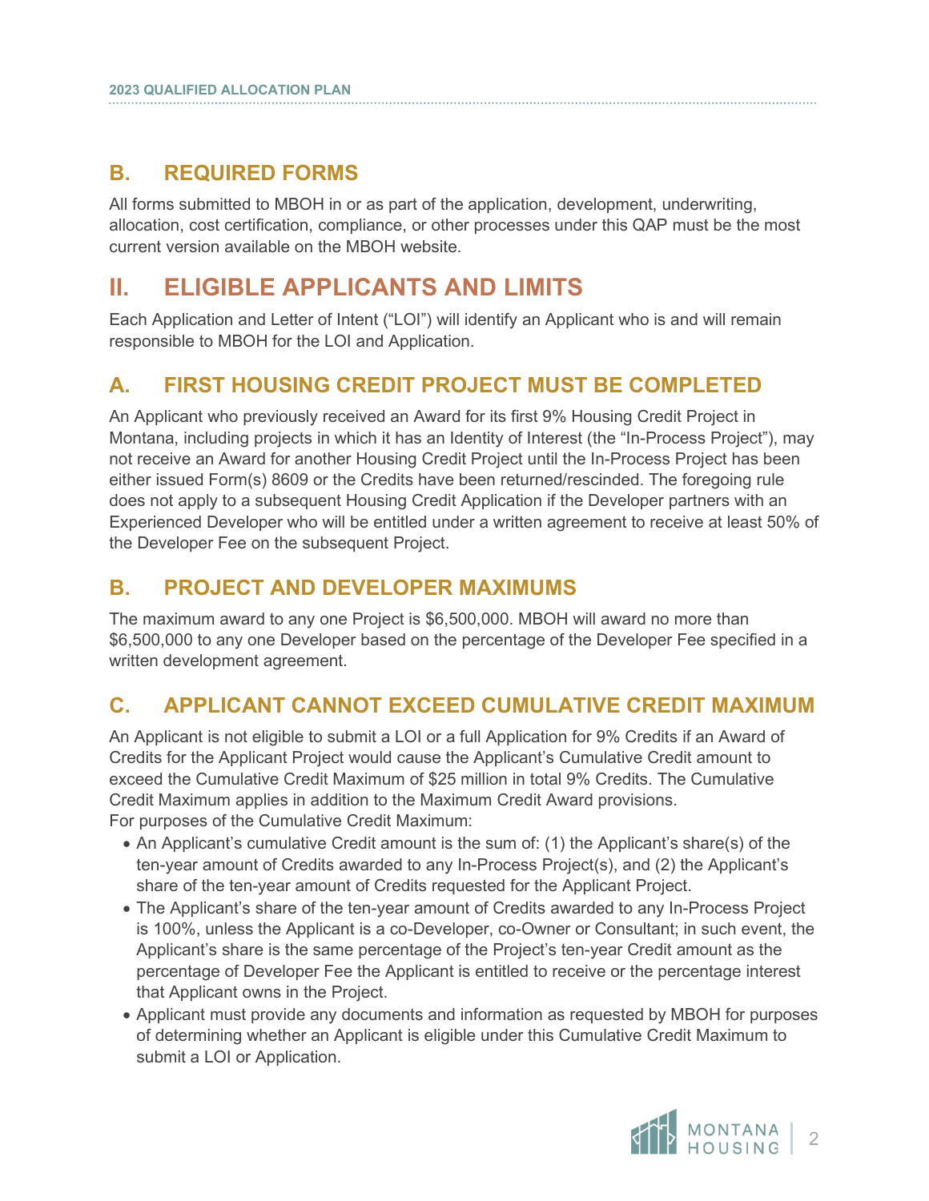## B. REQUIRED FORMS

All forms submitted to MBOH in or as part of the application, development, underwriting, allocation, cost certification, compliance, or other processes under this QAP must be the most current version available on the MBOH website.

# II. ELIGIBLE APPLICANTS AND LIMITS

Each Application and Letter of Intent ("LOI") will identify an Applicant who is and will remain responsible to MBOH for the LOI and Application.

## A. FIRST HOUSING CREDIT PROJECT MUST BE COMPLETED

An Applicant who previously received an Award for its first 9% Housing Credit Project in Montana, including projects in which it has an Identity of Interest (the "In-Process Project"), may not receive an Award for another Housing Credit Project until the In-Process Project has been either issued Form(s) 8609 or the Credits have been returned/rescinded. The foregoing rule does not apply to a subsequent Housing Credit Application if the Developer partners with an Experienced Developer who will be entitled under a written agreement to receive at least 50% of the Developer Fee on the subsequent Project.

## B. PROJECT AND DEVELOPER MAXIMUMS

The maximum award to any one Project is $6,500,000. MBOH will award no more than $6,500,000 to any one Developer based on the percentage of the Developer Fee specified in a written development agreement.

## C. APPLICANT CANNOT EXCEED CUMULATIVE CREDIT MAXIMUM

An Applicant is not eligible to submit a LOI or a full Application for 9% Credits if an Award of Credits for the Applicant Project would cause the Applicant's Cumulative Credit amount to exceed the Cumulative Credit Maximum of $25 million in total 9% Credits. The Cumulative Credit Maximum applies in addition to the Maximum Credit Award provisions.
For purposes of the Cumulative Credit Maximum:

- An Applicant's cumulative Credit amount is the sum of: (1) the Applicant's share(s) of the ten-year amount of Credits awarded to any In-Process Project(s), and (2) the Applicant's share of the ten-year amount of Credits requested for the Applicant Project.
- The Applicant's share of the ten-year amount of Credits awarded to any In-Process Project is 100%, unless the Applicant is a co-Developer, co-Owner or Consultant; in such event, the Applicant's share is the same percentage of the Project's ten-year Credit amount as the percentage of Developer Fee the Applicant is entitled to receive or the percentage interest that Applicant owns in the Project.
- Applicant must provide any documents and information as requested by MBOH for purposes of determining whether an Applicant is eligible under this Cumulative Credit Maximum to submit a LOI or Application.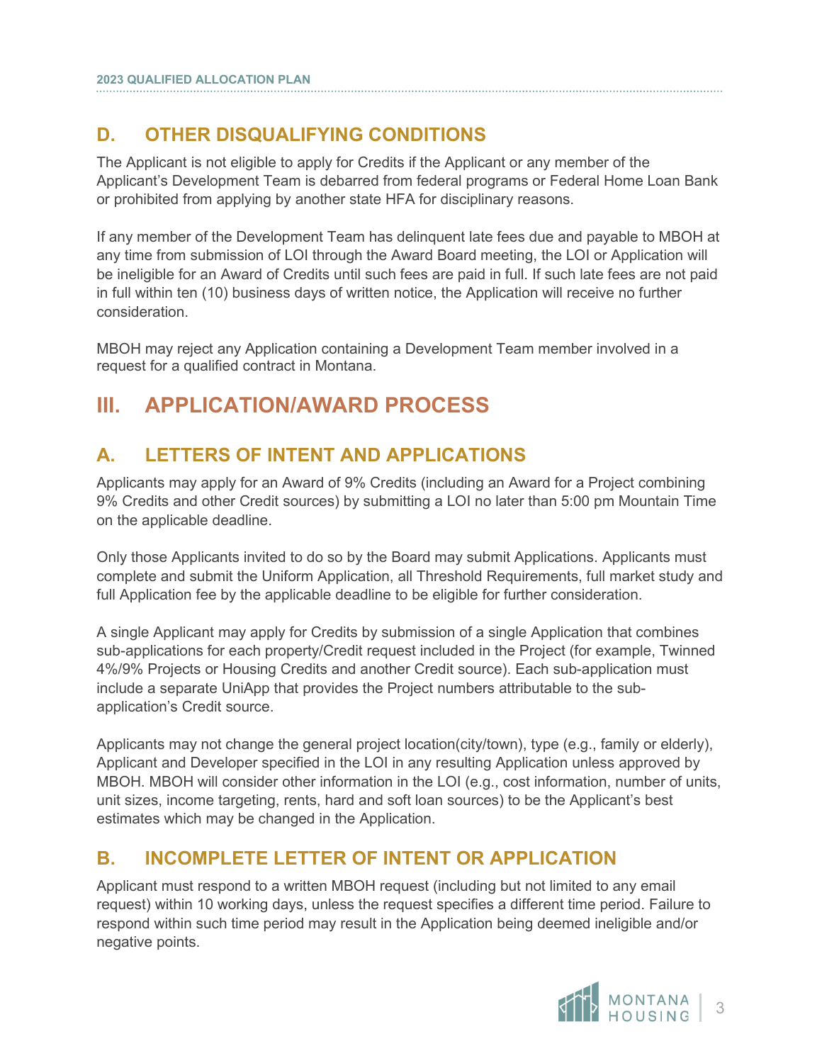## D. OTHER DISQUALIFYING CONDITIONS

The Applicant is not eligible to apply for Credits if the Applicant or any member of the Applicant's Development Team is debarred from federal programs or Federal Home Loan Bank or prohibited from applying by another state HFA for disciplinary reasons.

If any member of the Development Team has delinquent late fees due and payable to MBOH at any time from submission of LOI through the Award Board meeting, the LOI or Application will be ineligible for an Award of Credits until such fees are paid in full. If such late fees are not paid in full within ten (10) business days of written notice, the Application will receive no further consideration.

MBOH may reject any Application containing a Development Team member involved in a request for a qualified contract in Montana.

# III. APPLICATION/AWARD PROCESS

## A. LETTERS OF INTENT AND APPLICATIONS

Applicants may apply for an Award of 9% Credits (including an Award for a Project combining 9% Credits and other Credit sources) by submitting a LOI no later than 5:00 pm Mountain Time on the applicable deadline.

Only those Applicants invited to do so by the Board may submit Applications. Applicants must complete and submit the Uniform Application, all Threshold Requirements, full market study and full Application fee by the applicable deadline to be eligible for further consideration.

A single Applicant may apply for Credits by submission of a single Application that combines sub-applications for each property/Credit request included in the Project (for example, Twinned 4%/9% Projects or Housing Credits and another Credit source). Each sub-application must include a separate UniApp that provides the Project numbers attributable to the sub-application's Credit source.

Applicants may not change the general project location(city/town), type (e.g., family or elderly), Applicant and Developer specified in the LOI in any resulting Application unless approved by MBOH. MBOH will consider other information in the LOI (e.g., cost information, number of units, unit sizes, income targeting, rents, hard and soft loan sources) to be the Applicant's best estimates which may be changed in the Application.

## B. INCOMPLETE LETTER OF INTENT OR APPLICATION

Applicant must respond to a written MBOH request (including but not limited to any email request) within 10 working days, unless the request specifies a different time period. Failure to respond within such time period may result in the Application being deemed ineligible and/or negative points.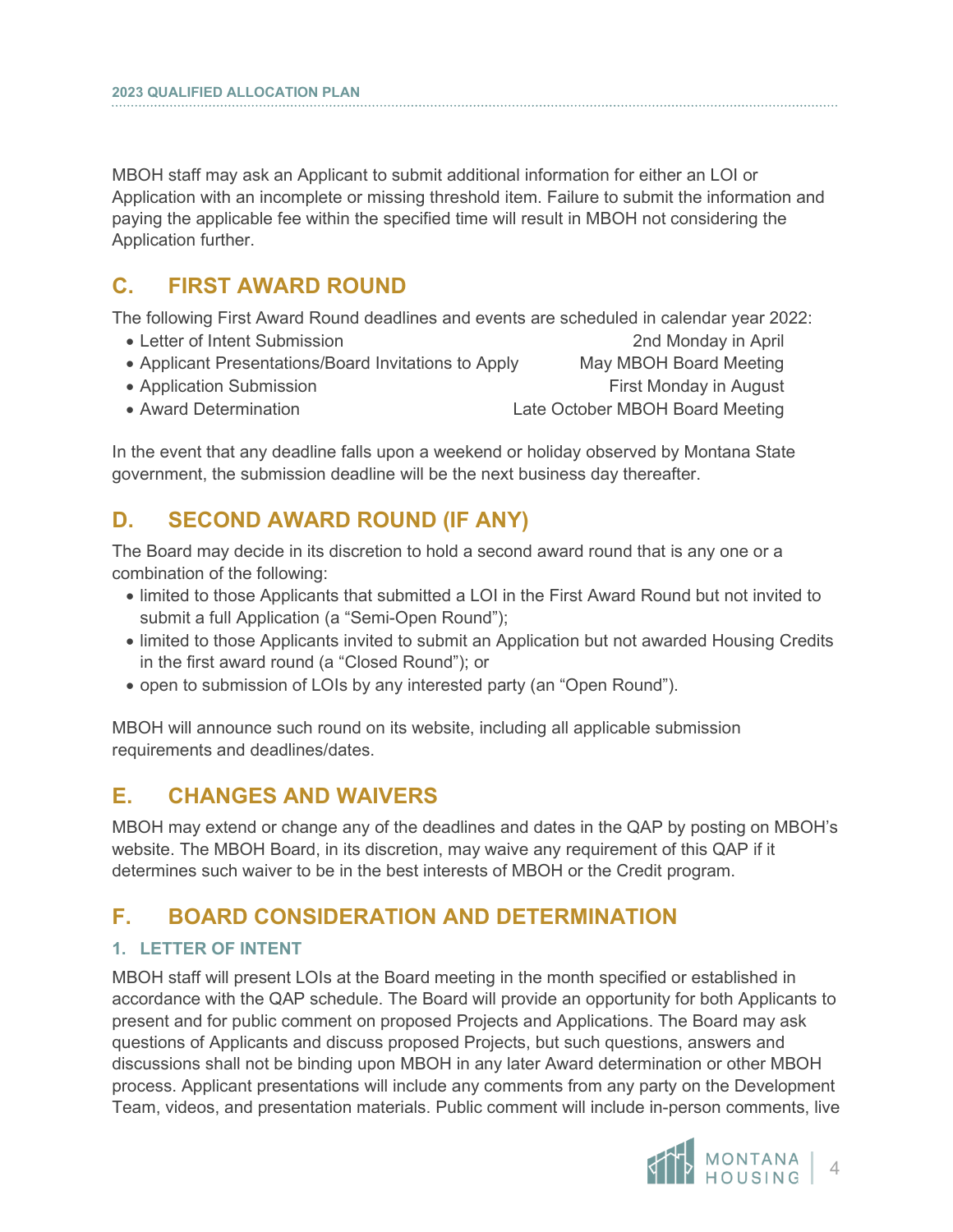MBOH staff may ask an Applicant to submit additional information for either an LOI or Application with an incomplete or missing threshold item. Failure to submit the information and paying the applicable fee within the specified time will result in MBOH not considering the Application further.

## C. FIRST AWARD ROUND

The following First Award Round deadlines and events are scheduled in calendar year 2022:

- Letter of Intent Submission — 2nd Monday in April
- Applicant Presentations/Board Invitations to Apply — May MBOH Board Meeting
- Application Submission — First Monday in August
- Award Determination — Late October MBOH Board Meeting

In the event that any deadline falls upon a weekend or holiday observed by Montana State government, the submission deadline will be the next business day thereafter.

## D. SECOND AWARD ROUND (IF ANY)

The Board may decide in its discretion to hold a second award round that is any one or a combination of the following:

- limited to those Applicants that submitted a LOI in the First Award Round but not invited to submit a full Application (a "Semi-Open Round");
- limited to those Applicants invited to submit an Application but not awarded Housing Credits in the first award round (a "Closed Round"); or
- open to submission of LOIs by any interested party (an "Open Round").

MBOH will announce such round on its website, including all applicable submission requirements and deadlines/dates.

## E. CHANGES AND WAIVERS

MBOH may extend or change any of the deadlines and dates in the QAP by posting on MBOH's website. The MBOH Board, in its discretion, may waive any requirement of this QAP if it determines such waiver to be in the best interests of MBOH or the Credit program.

## F. BOARD CONSIDERATION AND DETERMINATION

### 1. LETTER OF INTENT

MBOH staff will present LOIs at the Board meeting in the month specified or established in accordance with the QAP schedule. The Board will provide an opportunity for both Applicants to present and for public comment on proposed Projects and Applications. The Board may ask questions of Applicants and discuss proposed Projects, but such questions, answers and discussions shall not be binding upon MBOH in any later Award determination or other MBOH process. Applicant presentations will include any comments from any party on the Development Team, videos, and presentation materials. Public comment will include in-person comments, live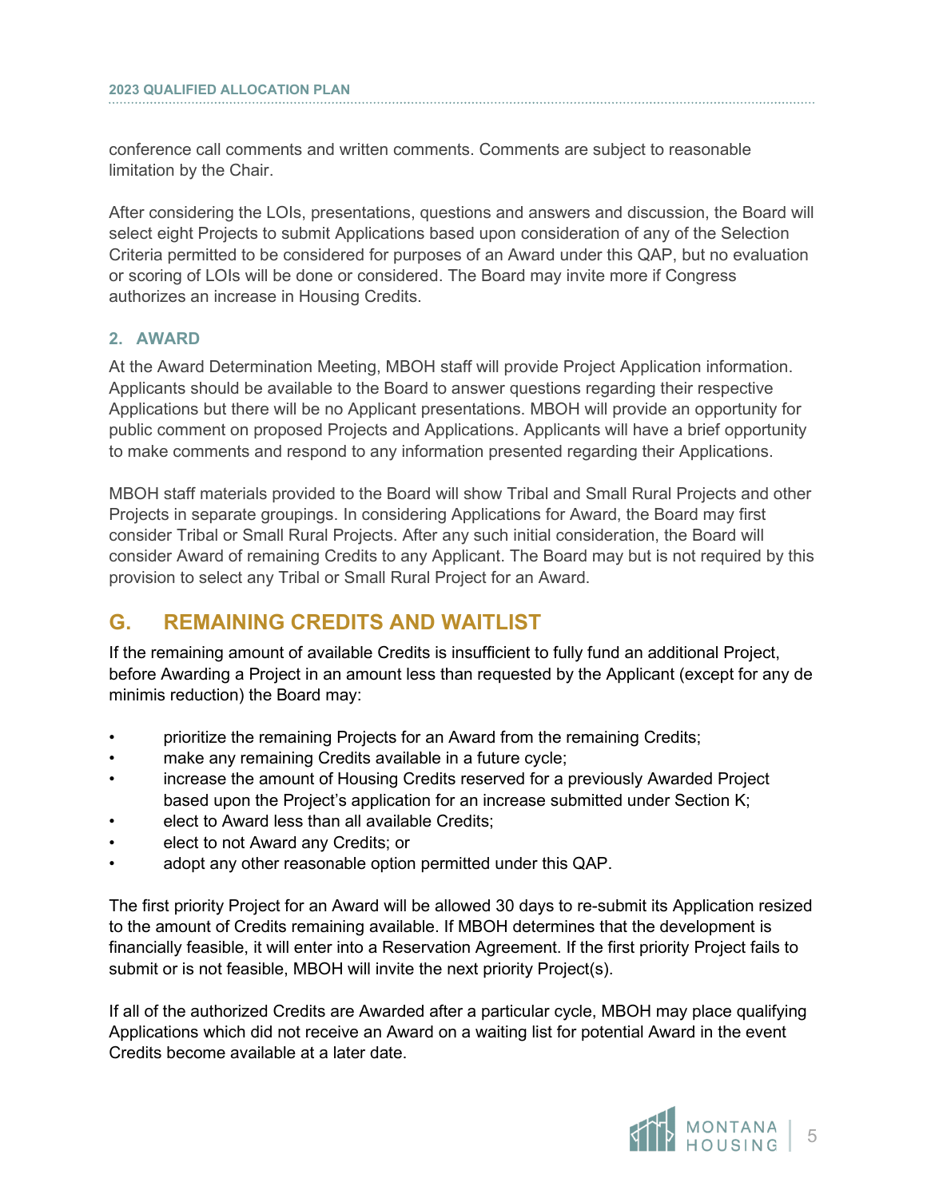conference call comments and written comments. Comments are subject to reasonable limitation by the Chair.

After considering the LOIs, presentations, questions and answers and discussion, the Board will select eight Projects to submit Applications based upon consideration of any of the Selection Criteria permitted to be considered for purposes of an Award under this QAP, but no evaluation or scoring of LOIs will be done or considered. The Board may invite more if Congress authorizes an increase in Housing Credits.

### 2. AWARD

At the Award Determination Meeting, MBOH staff will provide Project Application information. Applicants should be available to the Board to answer questions regarding their respective Applications but there will be no Applicant presentations. MBOH will provide an opportunity for public comment on proposed Projects and Applications. Applicants will have a brief opportunity to make comments and respond to any information presented regarding their Applications.

MBOH staff materials provided to the Board will show Tribal and Small Rural Projects and other Projects in separate groupings. In considering Applications for Award, the Board may first consider Tribal or Small Rural Projects. After any such initial consideration, the Board will consider Award of remaining Credits to any Applicant. The Board may but is not required by this provision to select any Tribal or Small Rural Project for an Award.

## G. REMAINING CREDITS AND WAITLIST

If the remaining amount of available Credits is insufficient to fully fund an additional Project, before Awarding a Project in an amount less than requested by the Applicant (except for any de minimis reduction) the Board may:

- prioritize the remaining Projects for an Award from the remaining Credits;
- make any remaining Credits available in a future cycle;
- increase the amount of Housing Credits reserved for a previously Awarded Project based upon the Project's application for an increase submitted under Section K;
- elect to Award less than all available Credits;
- elect to not Award any Credits; or
- adopt any other reasonable option permitted under this QAP.

The first priority Project for an Award will be allowed 30 days to re-submit its Application resized to the amount of Credits remaining available. If MBOH determines that the development is financially feasible, it will enter into a Reservation Agreement. If the first priority Project fails to submit or is not feasible, MBOH will invite the next priority Project(s).

If all of the authorized Credits are Awarded after a particular cycle, MBOH may place qualifying Applications which did not receive an Award on a waiting list for potential Award in the event Credits become available at a later date.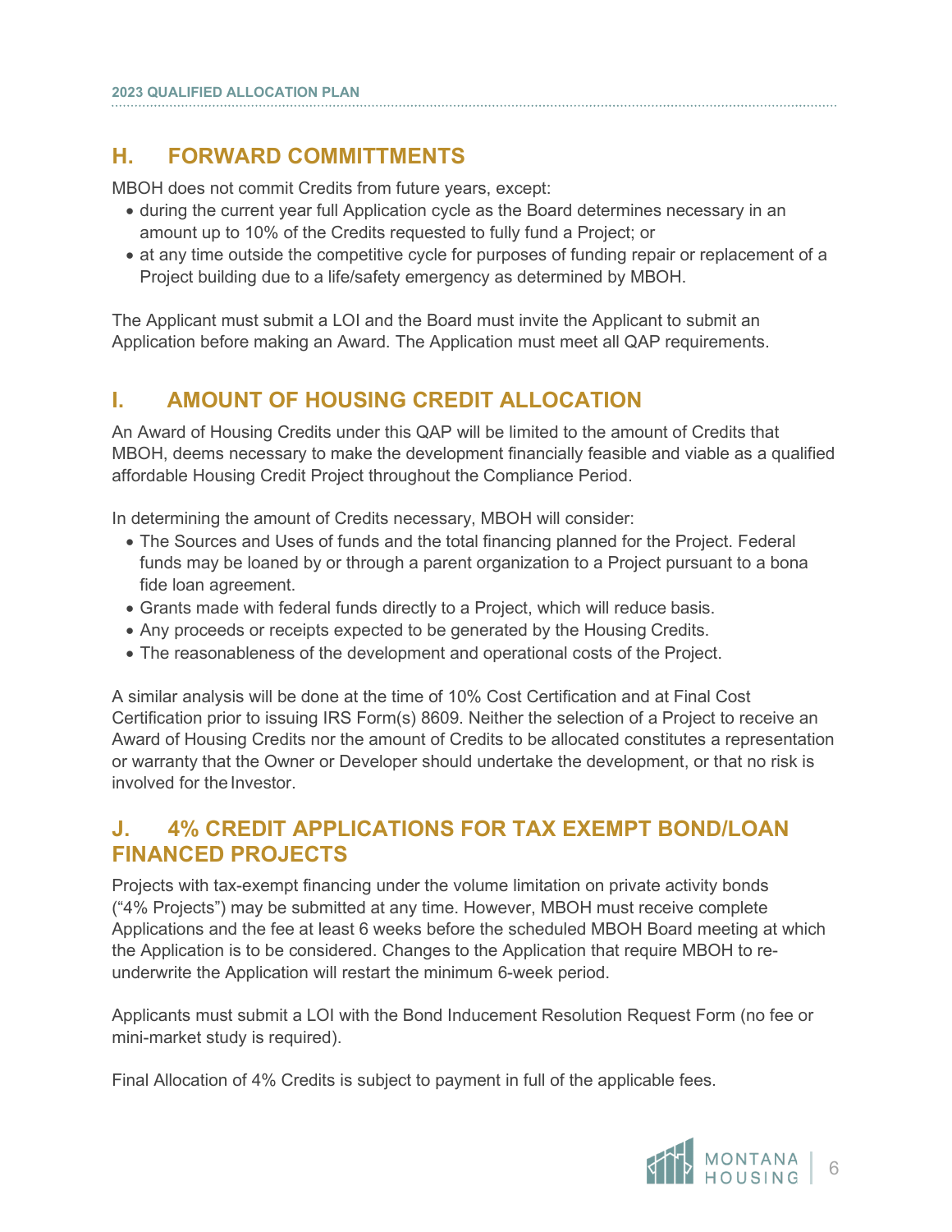## H. FORWARD COMMITTMENTS

MBOH does not commit Credits from future years, except:

- during the current year full Application cycle as the Board determines necessary in an amount up to 10% of the Credits requested to fully fund a Project; or
- at any time outside the competitive cycle for purposes of funding repair or replacement of a Project building due to a life/safety emergency as determined by MBOH.

The Applicant must submit a LOI and the Board must invite the Applicant to submit an Application before making an Award. The Application must meet all QAP requirements.

## I. AMOUNT OF HOUSING CREDIT ALLOCATION

An Award of Housing Credits under this QAP will be limited to the amount of Credits that MBOH, deems necessary to make the development financially feasible and viable as a qualified affordable Housing Credit Project throughout the Compliance Period.

In determining the amount of Credits necessary, MBOH will consider:

- The Sources and Uses of funds and the total financing planned for the Project. Federal funds may be loaned by or through a parent organization to a Project pursuant to a bona fide loan agreement.
- Grants made with federal funds directly to a Project, which will reduce basis.
- Any proceeds or receipts expected to be generated by the Housing Credits.
- The reasonableness of the development and operational costs of the Project.

A similar analysis will be done at the time of 10% Cost Certification and at Final Cost Certification prior to issuing IRS Form(s) 8609. Neither the selection of a Project to receive an Award of Housing Credits nor the amount of Credits to be allocated constitutes a representation or warranty that the Owner or Developer should undertake the development, or that no risk is involved for the Investor.

## J. 4% CREDIT APPLICATIONS FOR TAX EXEMPT BOND/LOAN FINANCED PROJECTS

Projects with tax-exempt financing under the volume limitation on private activity bonds ("4% Projects") may be submitted at any time. However, MBOH must receive complete Applications and the fee at least 6 weeks before the scheduled MBOH Board meeting at which the Application is to be considered. Changes to the Application that require MBOH to re-underwrite the Application will restart the minimum 6-week period.

Applicants must submit a LOI with the Bond Inducement Resolution Request Form (no fee or mini-market study is required).

Final Allocation of 4% Credits is subject to payment in full of the applicable fees.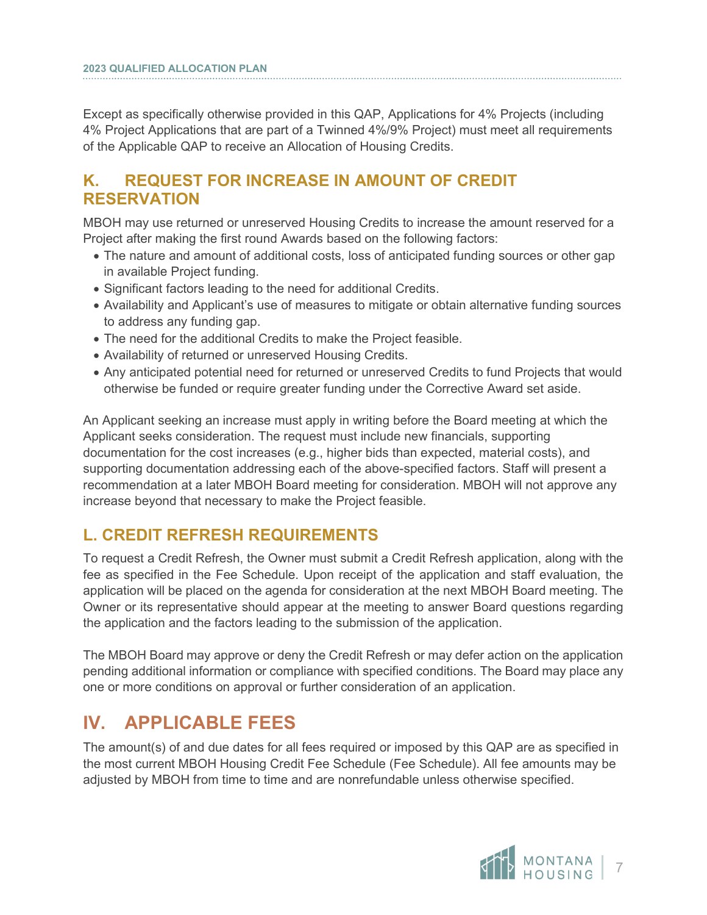Except as specifically otherwise provided in this QAP, Applications for 4% Projects (including 4% Project Applications that are part of a Twinned 4%/9% Project) must meet all requirements of the Applicable QAP to receive an Allocation of Housing Credits.

## K. REQUEST FOR INCREASE IN AMOUNT OF CREDIT RESERVATION

MBOH may use returned or unreserved Housing Credits to increase the amount reserved for a Project after making the first round Awards based on the following factors:

- The nature and amount of additional costs, loss of anticipated funding sources or other gap in available Project funding.
- Significant factors leading to the need for additional Credits.
- Availability and Applicant's use of measures to mitigate or obtain alternative funding sources to address any funding gap.
- The need for the additional Credits to make the Project feasible.
- Availability of returned or unreserved Housing Credits.
- Any anticipated potential need for returned or unreserved Credits to fund Projects that would otherwise be funded or require greater funding under the Corrective Award set aside.

An Applicant seeking an increase must apply in writing before the Board meeting at which the Applicant seeks consideration. The request must include new financials, supporting documentation for the cost increases (e.g., higher bids than expected, material costs), and supporting documentation addressing each of the above-specified factors. Staff will present a recommendation at a later MBOH Board meeting for consideration. MBOH will not approve any increase beyond that necessary to make the Project feasible.

## L. CREDIT REFRESH REQUIREMENTS

To request a Credit Refresh, the Owner must submit a Credit Refresh application, along with the fee as specified in the Fee Schedule. Upon receipt of the application and staff evaluation, the application will be placed on the agenda for consideration at the next MBOH Board meeting. The Owner or its representative should appear at the meeting to answer Board questions regarding the application and the factors leading to the submission of the application.

The MBOH Board may approve or deny the Credit Refresh or may defer action on the application pending additional information or compliance with specified conditions. The Board may place any one or more conditions on approval or further consideration of an application.

# IV. APPLICABLE FEES

The amount(s) of and due dates for all fees required or imposed by this QAP are as specified in the most current MBOH Housing Credit Fee Schedule (Fee Schedule). All fee amounts may be adjusted by MBOH from time to time and are nonrefundable unless otherwise specified.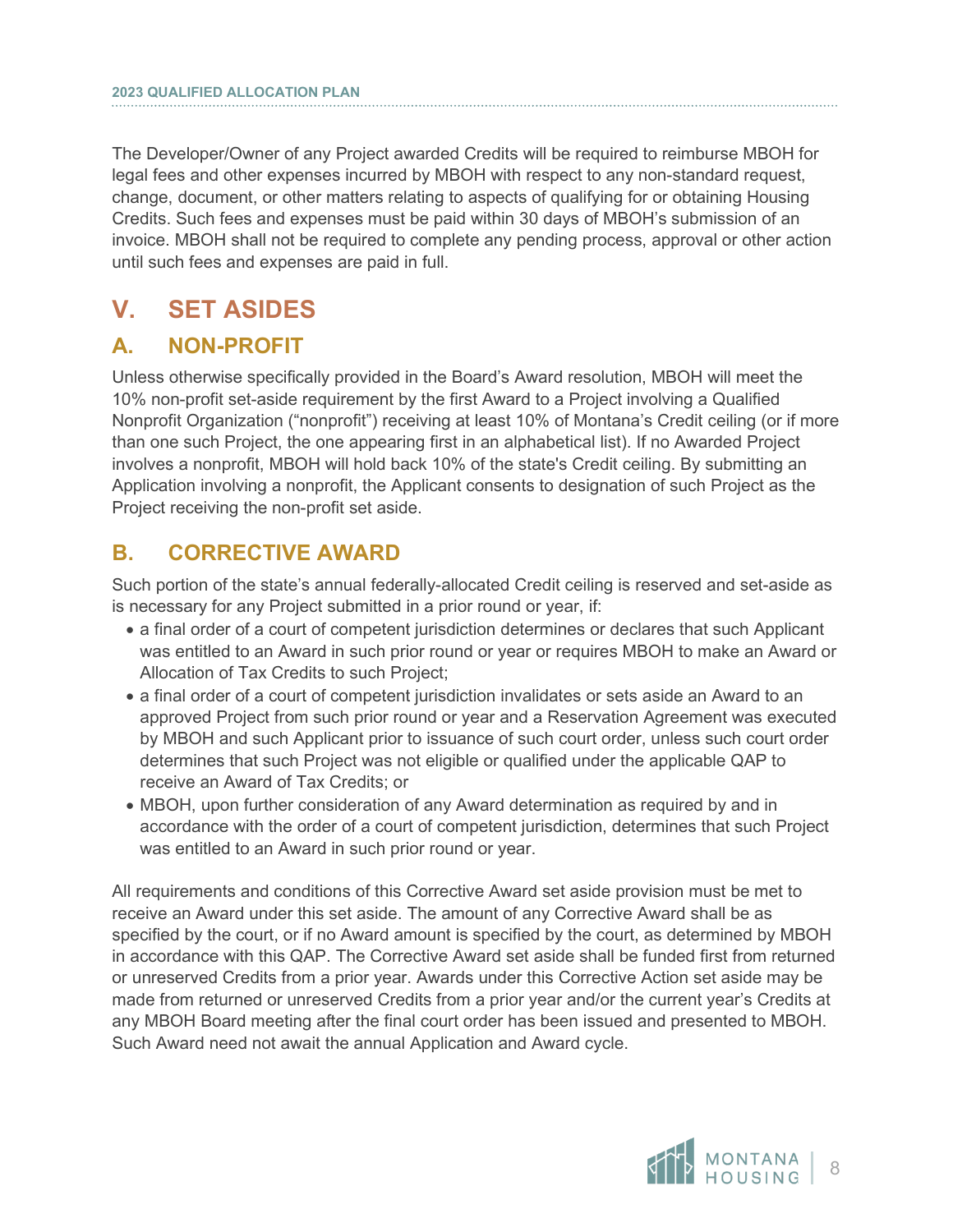The Developer/Owner of any Project awarded Credits will be required to reimburse MBOH for legal fees and other expenses incurred by MBOH with respect to any non-standard request, change, document, or other matters relating to aspects of qualifying for or obtaining Housing Credits. Such fees and expenses must be paid within 30 days of MBOH's submission of an invoice. MBOH shall not be required to complete any pending process, approval or other action until such fees and expenses are paid in full.

# V. SET ASIDES

## A. NON-PROFIT

Unless otherwise specifically provided in the Board's Award resolution, MBOH will meet the 10% non-profit set-aside requirement by the first Award to a Project involving a Qualified Nonprofit Organization ("nonprofit") receiving at least 10% of Montana's Credit ceiling (or if more than one such Project, the one appearing first in an alphabetical list). If no Awarded Project involves a nonprofit, MBOH will hold back 10% of the state's Credit ceiling. By submitting an Application involving a nonprofit, the Applicant consents to designation of such Project as the Project receiving the non-profit set aside.

## B. CORRECTIVE AWARD

Such portion of the state's annual federally-allocated Credit ceiling is reserved and set-aside as is necessary for any Project submitted in a prior round or year, if:

- a final order of a court of competent jurisdiction determines or declares that such Applicant was entitled to an Award in such prior round or year or requires MBOH to make an Award or Allocation of Tax Credits to such Project;
- a final order of a court of competent jurisdiction invalidates or sets aside an Award to an approved Project from such prior round or year and a Reservation Agreement was executed by MBOH and such Applicant prior to issuance of such court order, unless such court order determines that such Project was not eligible or qualified under the applicable QAP to receive an Award of Tax Credits; or
- MBOH, upon further consideration of any Award determination as required by and in accordance with the order of a court of competent jurisdiction, determines that such Project was entitled to an Award in such prior round or year.

All requirements and conditions of this Corrective Award set aside provision must be met to receive an Award under this set aside. The amount of any Corrective Award shall be as specified by the court, or if no Award amount is specified by the court, as determined by MBOH in accordance with this QAP. The Corrective Award set aside shall be funded first from returned or unreserved Credits from a prior year. Awards under this Corrective Action set aside may be made from returned or unreserved Credits from a prior year and/or the current year's Credits at any MBOH Board meeting after the final court order has been issued and presented to MBOH. Such Award need not await the annual Application and Award cycle.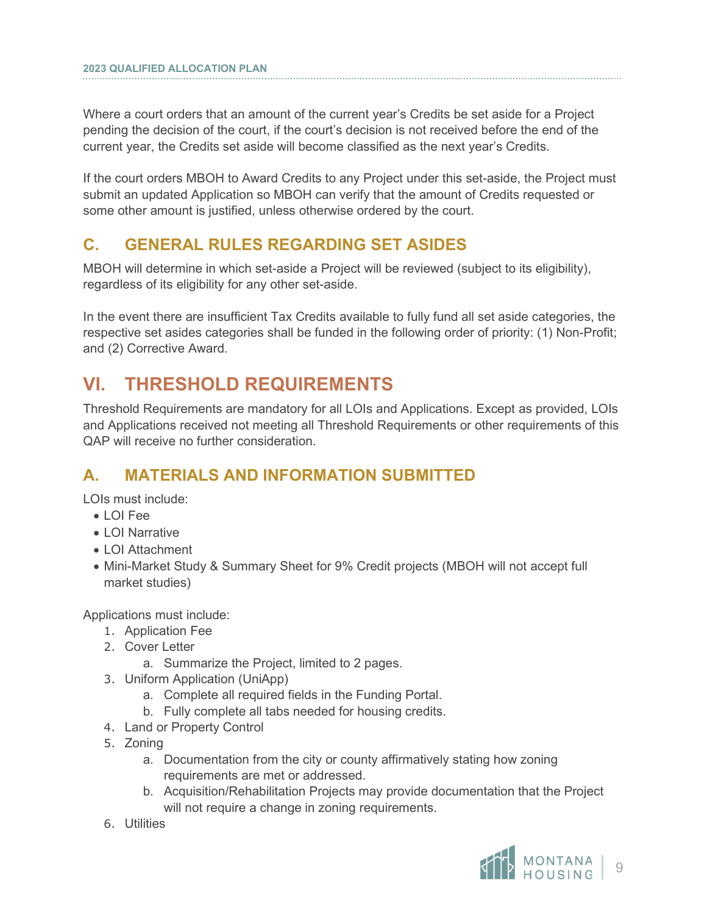Where a court orders that an amount of the current year's Credits be set aside for a Project pending the decision of the court, if the court's decision is not received before the end of the current year, the Credits set aside will become classified as the next year's Credits.

If the court orders MBOH to Award Credits to any Project under this set-aside, the Project must submit an updated Application so MBOH can verify that the amount of Credits requested or some other amount is justified, unless otherwise ordered by the court.

## C. GENERAL RULES REGARDING SET ASIDES

MBOH will determine in which set-aside a Project will be reviewed (subject to its eligibility), regardless of its eligibility for any other set-aside.

In the event there are insufficient Tax Credits available to fully fund all set aside categories, the respective set asides categories shall be funded in the following order of priority: (1) Non-Profit; and (2) Corrective Award.

# VI. THRESHOLD REQUIREMENTS

Threshold Requirements are mandatory for all LOIs and Applications. Except as provided, LOIs and Applications received not meeting all Threshold Requirements or other requirements of this QAP will receive no further consideration.

## A. MATERIALS AND INFORMATION SUBMITTED

LOIs must include:

- LOI Fee
- LOI Narrative
- LOI Attachment
- Mini-Market Study & Summary Sheet for 9% Credit projects (MBOH will not accept full market studies)

Applications must include:

1. Application Fee
2. Cover Letter
    a. Summarize the Project, limited to 2 pages.
3. Uniform Application (UniApp)
    a. Complete all required fields in the Funding Portal.
    b. Fully complete all tabs needed for housing credits.
4. Land or Property Control
5. Zoning
    a. Documentation from the city or county affirmatively stating how zoning requirements are met or addressed.
    b. Acquisition/Rehabilitation Projects may provide documentation that the Project will not require a change in zoning requirements.
6. Utilities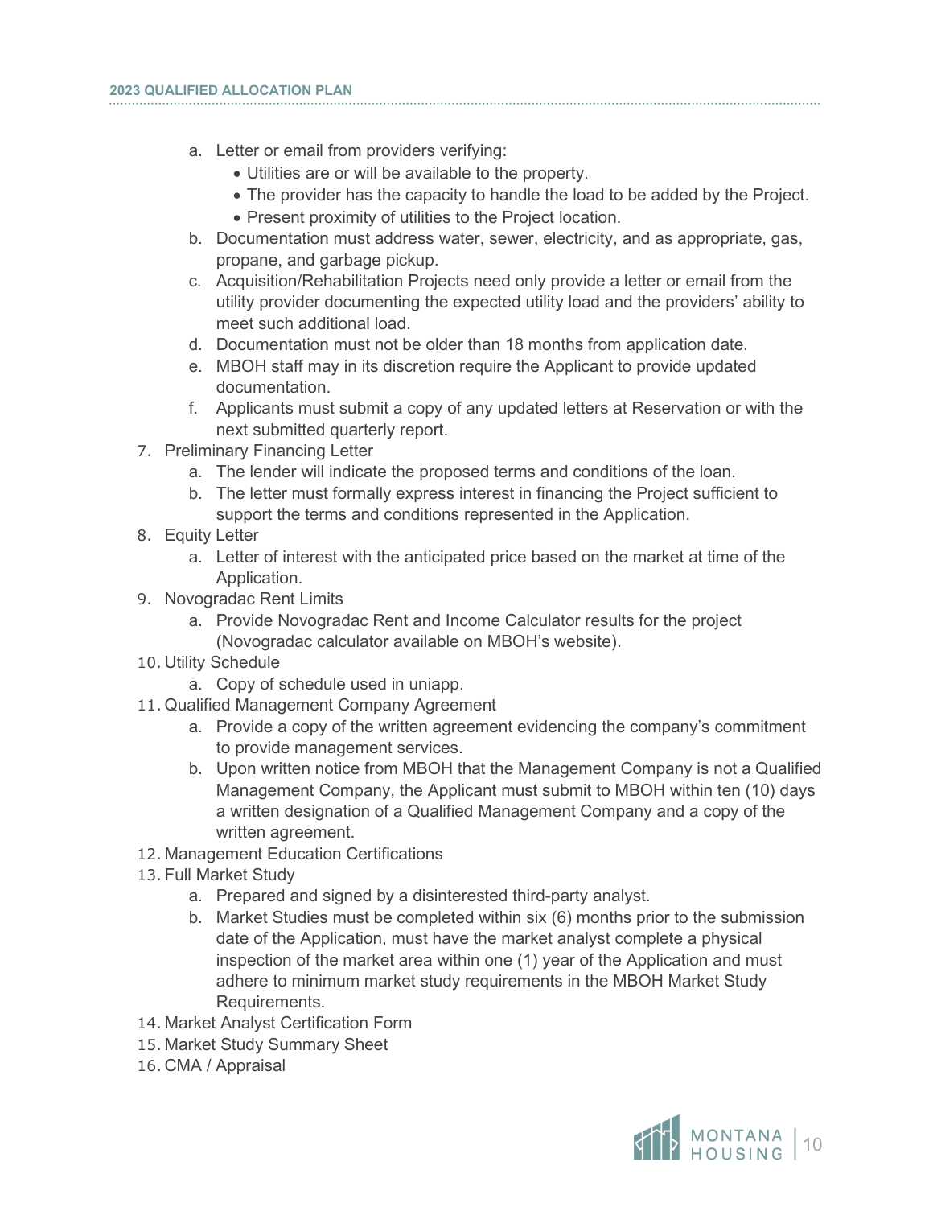a. Letter or email from providers verifying:
      - Utilities are or will be available to the property.
      - The provider has the capacity to handle the load to be added by the Project.
      - Present proximity of utilities to the Project location.
   b. Documentation must address water, sewer, electricity, and as appropriate, gas, propane, and garbage pickup.
   c. Acquisition/Rehabilitation Projects need only provide a letter or email from the utility provider documenting the expected utility load and the providers' ability to meet such additional load.
   d. Documentation must not be older than 18 months from application date.
   e. MBOH staff may in its discretion require the Applicant to provide updated documentation.
   f. Applicants must submit a copy of any updated letters at Reservation or with the next submitted quarterly report.

7. Preliminary Financing Letter
   a. The lender will indicate the proposed terms and conditions of the loan.
   b. The letter must formally express interest in financing the Project sufficient to support the terms and conditions represented in the Application.
8. Equity Letter
   a. Letter of interest with the anticipated price based on the market at time of the Application.
9. Novogradac Rent Limits
   a. Provide Novogradac Rent and Income Calculator results for the project (Novogradac calculator available on MBOH's website).
10. Utility Schedule
    a. Copy of schedule used in uniapp.
11. Qualified Management Company Agreement
    a. Provide a copy of the written agreement evidencing the company's commitment to provide management services.
    b. Upon written notice from MBOH that the Management Company is not a Qualified Management Company, the Applicant must submit to MBOH within ten (10) days a written designation of a Qualified Management Company and a copy of the written agreement.
12. Management Education Certifications
13. Full Market Study
    a. Prepared and signed by a disinterested third-party analyst.
    b. Market Studies must be completed within six (6) months prior to the submission date of the Application, must have the market analyst complete a physical inspection of the market area within one (1) year of the Application and must adhere to minimum market study requirements in the MBOH Market Study Requirements.
14. Market Analyst Certification Form
15. Market Study Summary Sheet
16. CMA / Appraisal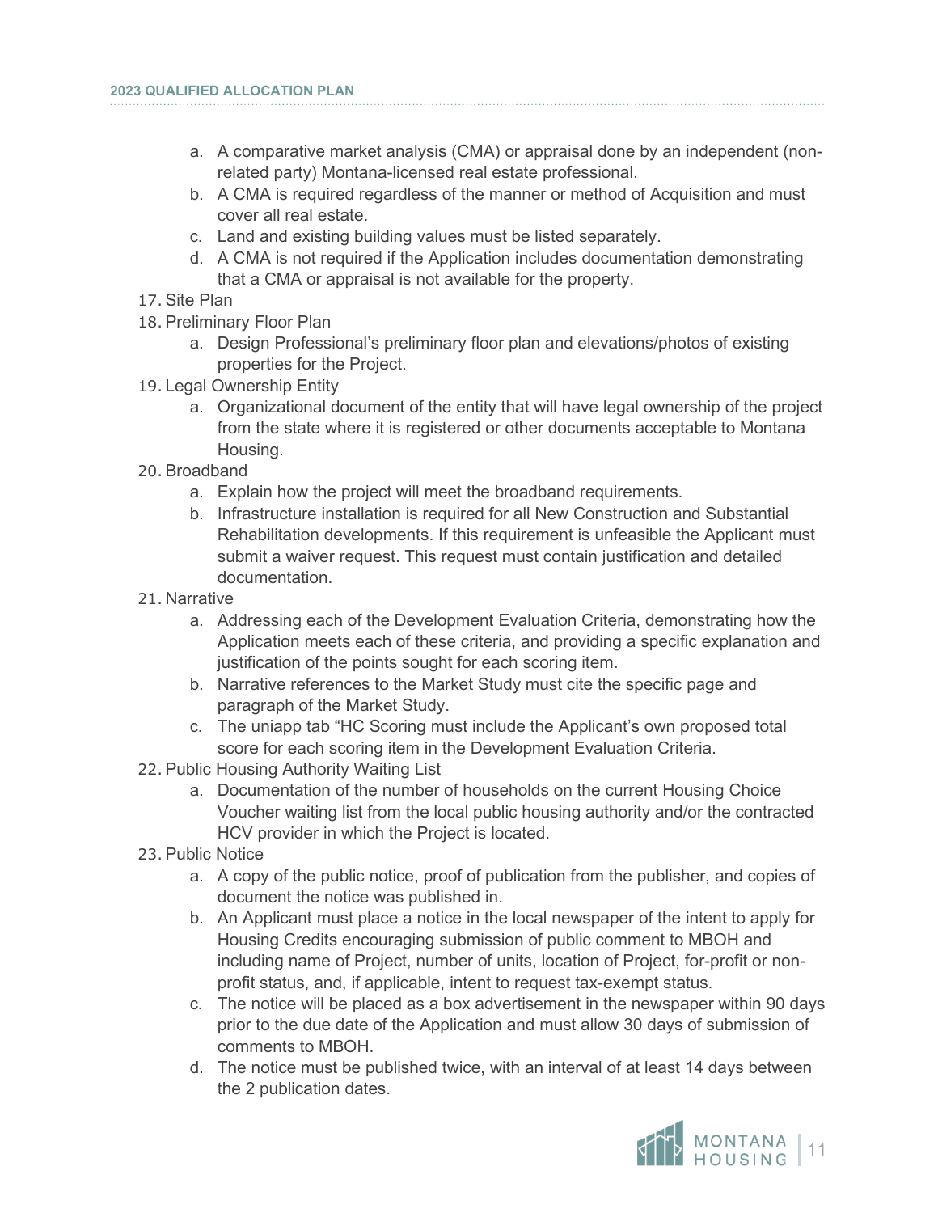a. A comparative market analysis (CMA) or appraisal done by an independent (non-related party) Montana-licensed real estate professional.
   b. A CMA is required regardless of the manner or method of Acquisition and must cover all real estate.
   c. Land and existing building values must be listed separately.
   d. A CMA is not required if the Application includes documentation demonstrating that a CMA or appraisal is not available for the property.

17. Site Plan
18. Preliminary Floor Plan
    a. Design Professional's preliminary floor plan and elevations/photos of existing properties for the Project.
19. Legal Ownership Entity
    a. Organizational document of the entity that will have legal ownership of the project from the state where it is registered or other documents acceptable to Montana Housing.
20. Broadband
    a. Explain how the project will meet the broadband requirements.
    b. Infrastructure installation is required for all New Construction and Substantial Rehabilitation developments. If this requirement is unfeasible the Applicant must submit a waiver request. This request must contain justification and detailed documentation.
21. Narrative
    a. Addressing each of the Development Evaluation Criteria, demonstrating how the Application meets each of these criteria, and providing a specific explanation and justification of the points sought for each scoring item.
    b. Narrative references to the Market Study must cite the specific page and paragraph of the Market Study.
    c. The uniapp tab "HC Scoring must include the Applicant's own proposed total score for each scoring item in the Development Evaluation Criteria.
22. Public Housing Authority Waiting List
    a. Documentation of the number of households on the current Housing Choice Voucher waiting list from the local public housing authority and/or the contracted HCV provider in which the Project is located.
23. Public Notice
    a. A copy of the public notice, proof of publication from the publisher, and copies of document the notice was published in.
    b. An Applicant must place a notice in the local newspaper of the intent to apply for Housing Credits encouraging submission of public comment to MBOH and including name of Project, number of units, location of Project, for-profit or non-profit status, and, if applicable, intent to request tax-exempt status.
    c. The notice will be placed as a box advertisement in the newspaper within 90 days prior to the due date of the Application and must allow 30 days of submission of comments to MBOH.
    d. The notice must be published twice, with an interval of at least 14 days between the 2 publication dates.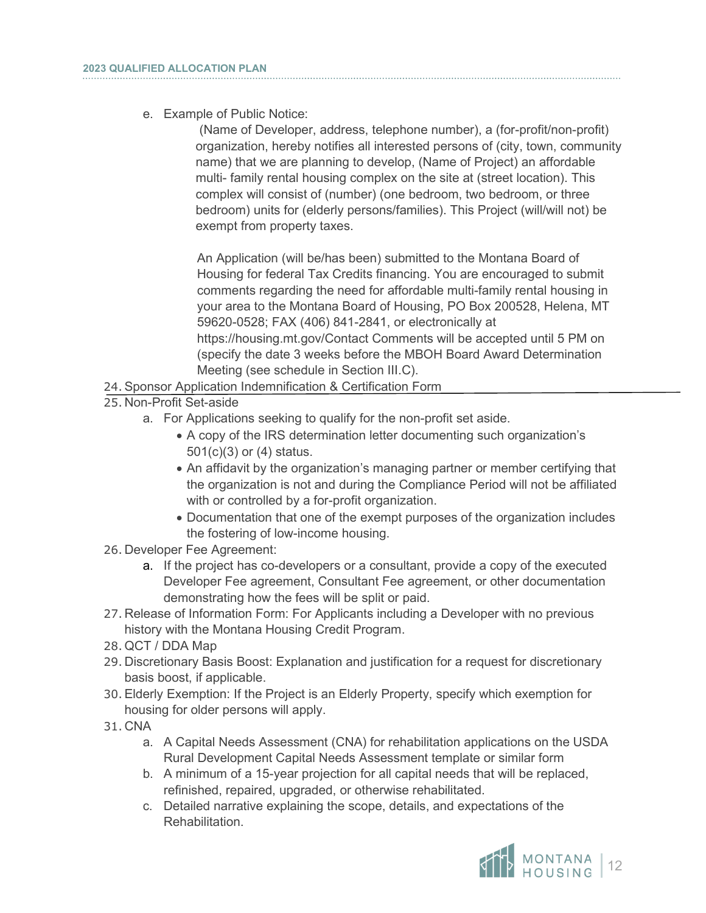e. Example of Public Notice:

> (Name of Developer, address, telephone number), a (for-profit/non-profit) organization, hereby notifies all interested persons of (city, town, community name) that we are planning to develop, (Name of Project) an affordable multi- family rental housing complex on the site at (street location). This complex will consist of (number) (one bedroom, two bedroom, or three bedroom) units for (elderly persons/families). This Project (will/will not) be exempt from property taxes.
>
> An Application (will be/has been) submitted to the Montana Board of Housing for federal Tax Credits financing. You are encouraged to submit comments regarding the need for affordable multi-family rental housing in your area to the Montana Board of Housing, PO Box 200528, Helena, MT 59620-0528; FAX (406) 841-2841, or electronically at https://housing.mt.gov/Contact Comments will be accepted until 5 PM on (specify the date 3 weeks before the MBOH Board Award Determination Meeting (see schedule in Section III.C).

24. Sponsor Application Indemnification & Certification Form
25. Non-Profit Set-aside
    a. For Applications seeking to qualify for the non-profit set aside.
       - A copy of the IRS determination letter documenting such organization's 501(c)(3) or (4) status.
       - An affidavit by the organization's managing partner or member certifying that the organization is not and during the Compliance Period will not be affiliated with or controlled by a for-profit organization.
       - Documentation that one of the exempt purposes of the organization includes the fostering of low-income housing.
26. Developer Fee Agreement:
    a. If the project has co-developers or a consultant, provide a copy of the executed Developer Fee agreement, Consultant Fee agreement, or other documentation demonstrating how the fees will be split or paid.
27. Release of Information Form: For Applicants including a Developer with no previous history with the Montana Housing Credit Program.
28. QCT / DDA Map
29. Discretionary Basis Boost: Explanation and justification for a request for discretionary basis boost, if applicable.
30. Elderly Exemption: If the Project is an Elderly Property, specify which exemption for housing for older persons will apply.
31. CNA
    a. A Capital Needs Assessment (CNA) for rehabilitation applications on the USDA Rural Development Capital Needs Assessment template or similar form
    b. A minimum of a 15-year projection for all capital needs that will be replaced, refinished, repaired, upgraded, or otherwise rehabilitated.
    c. Detailed narrative explaining the scope, details, and expectations of the Rehabilitation.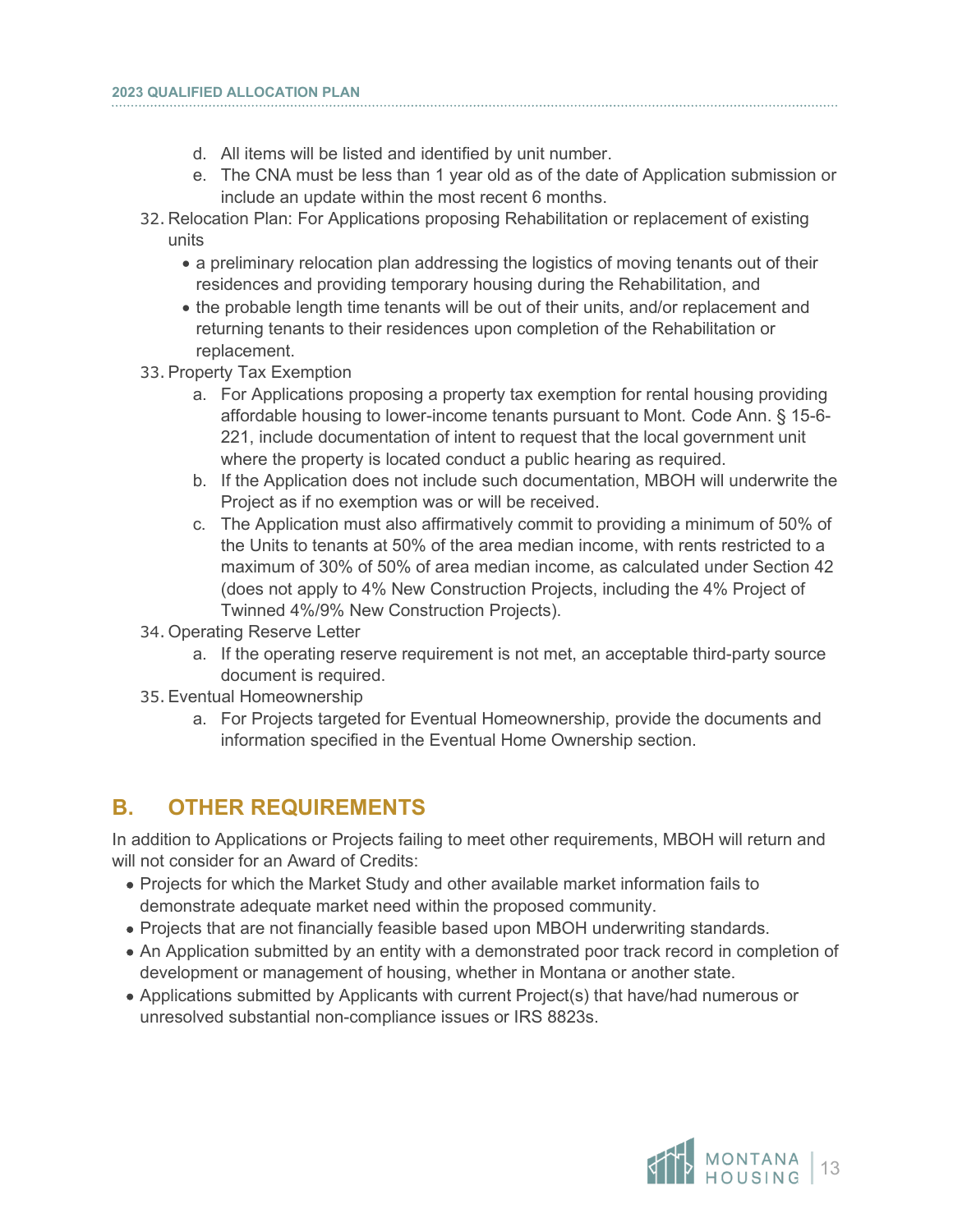d. All items will be listed and identified by unit number.
   e. The CNA must be less than 1 year old as of the date of Application submission or include an update within the most recent 6 months.

32. Relocation Plan: For Applications proposing Rehabilitation or replacement of existing units
    - a preliminary relocation plan addressing the logistics of moving tenants out of their residences and providing temporary housing during the Rehabilitation, and
    - the probable length time tenants will be out of their units, and/or replacement and returning tenants to their residences upon completion of the Rehabilitation or replacement.

33. Property Tax Exemption
    a. For Applications proposing a property tax exemption for rental housing providing affordable housing to lower-income tenants pursuant to Mont. Code Ann. § 15-6-221, include documentation of intent to request that the local government unit where the property is located conduct a public hearing as required.
    b. If the Application does not include such documentation, MBOH will underwrite the Project as if no exemption was or will be received.
    c. The Application must also affirmatively commit to providing a minimum of 50% of the Units to tenants at 50% of the area median income, with rents restricted to a maximum of 30% of 50% of area median income, as calculated under Section 42 (does not apply to 4% New Construction Projects, including the 4% Project of Twinned 4%/9% New Construction Projects).

34. Operating Reserve Letter
    a. If the operating reserve requirement is not met, an acceptable third-party source document is required.

35. Eventual Homeownership
    a. For Projects targeted for Eventual Homeownership, provide the documents and information specified in the Eventual Home Ownership section.

## B. OTHER REQUIREMENTS

In addition to Applications or Projects failing to meet other requirements, MBOH will return and will not consider for an Award of Credits:

- Projects for which the Market Study and other available market information fails to demonstrate adequate market need within the proposed community.
- Projects that are not financially feasible based upon MBOH underwriting standards.
- An Application submitted by an entity with a demonstrated poor track record in completion of development or management of housing, whether in Montana or another state.
- Applications submitted by Applicants with current Project(s) that have/had numerous or unresolved substantial non-compliance issues or IRS 8823s.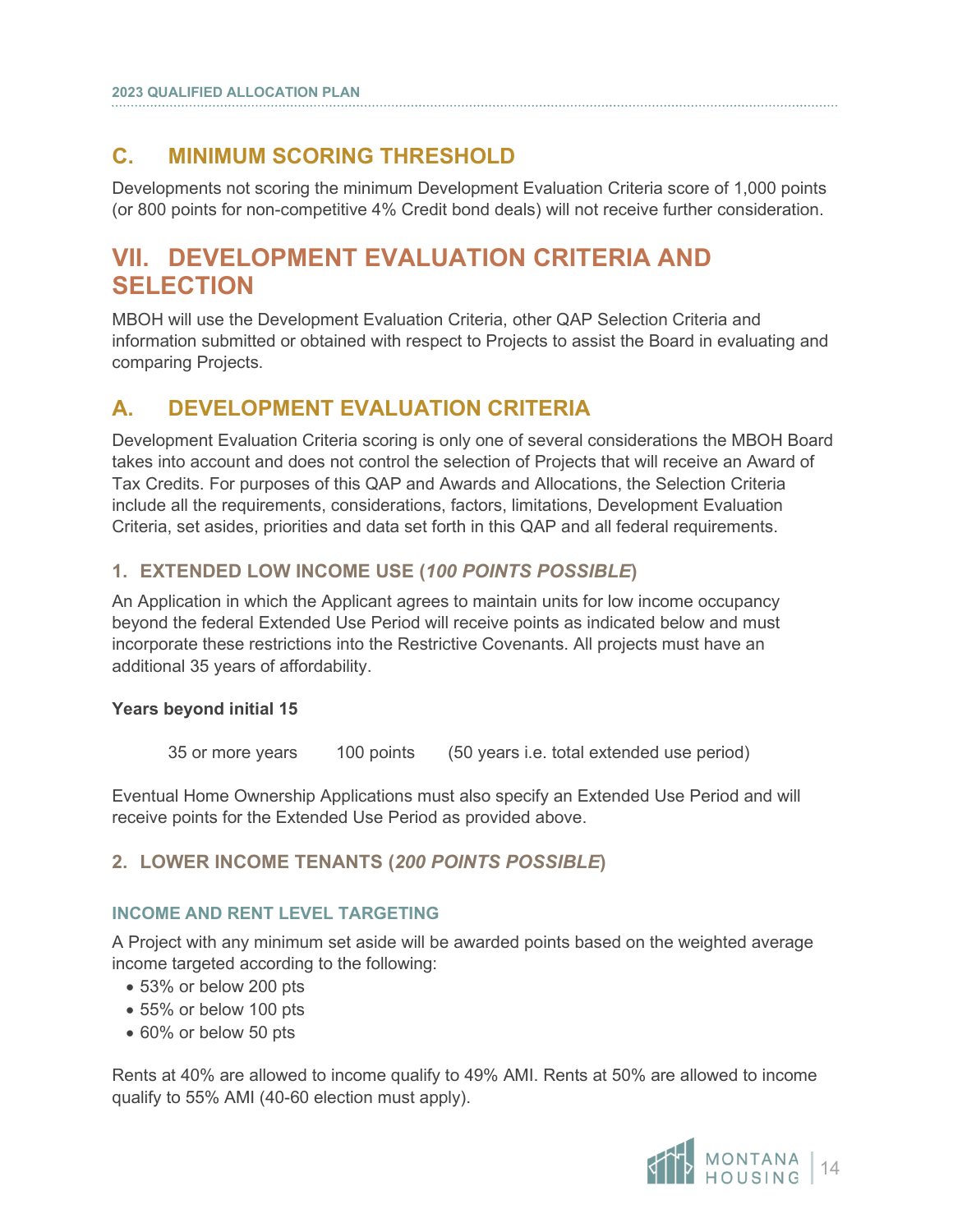## C. MINIMUM SCORING THRESHOLD

Developments not scoring the minimum Development Evaluation Criteria score of 1,000 points (or 800 points for non-competitive 4% Credit bond deals) will not receive further consideration.

# VII. DEVELOPMENT EVALUATION CRITERIA AND SELECTION

MBOH will use the Development Evaluation Criteria, other QAP Selection Criteria and information submitted or obtained with respect to Projects to assist the Board in evaluating and comparing Projects.

## A. DEVELOPMENT EVALUATION CRITERIA

Development Evaluation Criteria scoring is only one of several considerations the MBOH Board takes into account and does not control the selection of Projects that will receive an Award of Tax Credits. For purposes of this QAP and Awards and Allocations, the Selection Criteria include all the requirements, considerations, factors, limitations, Development Evaluation Criteria, set asides, priorities and data set forth in this QAP and all federal requirements.

### 1. EXTENDED LOW INCOME USE (*100 POINTS POSSIBLE*)

An Application in which the Applicant agrees to maintain units for low income occupancy beyond the federal Extended Use Period will receive points as indicated below and must incorporate these restrictions into the Restrictive Covenants. All projects must have an additional 35 years of affordability.

**Years beyond initial 15**

35 or more years    100 points    (50 years i.e. total extended use period)

Eventual Home Ownership Applications must also specify an Extended Use Period and will receive points for the Extended Use Period as provided above.

### 2. LOWER INCOME TENANTS (*200 POINTS POSSIBLE*)

#### INCOME AND RENT LEVEL TARGETING

A Project with any minimum set aside will be awarded points based on the weighted average income targeted according to the following:

- 53% or below 200 pts
- 55% or below 100 pts
- 60% or below 50 pts

Rents at 40% are allowed to income qualify to 49% AMI. Rents at 50% are allowed to income qualify to 55% AMI (40-60 election must apply).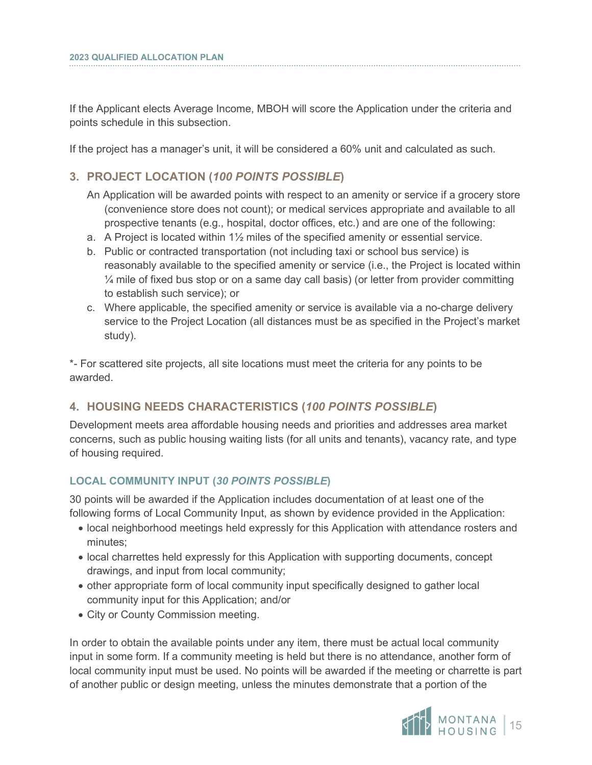If the Applicant elects Average Income, MBOH will score the Application under the criteria and points schedule in this subsection.

If the project has a manager's unit, it will be considered a 60% unit and calculated as such.

## 3. PROJECT LOCATION (*100 POINTS POSSIBLE*)

An Application will be awarded points with respect to an amenity or service if a grocery store (convenience store does not count); or medical services appropriate and available to all prospective tenants (e.g., hospital, doctor offices, etc.) and are one of the following:

a. A Project is located within 1½ miles of the specified amenity or essential service.
b. Public or contracted transportation (not including taxi or school bus service) is reasonably available to the specified amenity or service (i.e., the Project is located within ¼ mile of fixed bus stop or on a same day call basis) (or letter from provider committing to establish such service); or
c. Where applicable, the specified amenity or service is available via a no-charge delivery service to the Project Location (all distances must be as specified in the Project's market study).

*- For scattered site projects, all site locations must meet the criteria for any points to be awarded.

## 4. HOUSING NEEDS CHARACTERISTICS (*100 POINTS POSSIBLE*)

Development meets area affordable housing needs and priorities and addresses area market concerns, such as public housing waiting lists (for all units and tenants), vacancy rate, and type of housing required.

### LOCAL COMMUNITY INPUT (*30 POINTS POSSIBLE*)

30 points will be awarded if the Application includes documentation of at least one of the following forms of Local Community Input, as shown by evidence provided in the Application:

- local neighborhood meetings held expressly for this Application with attendance rosters and minutes;
- local charrettes held expressly for this Application with supporting documents, concept drawings, and input from local community;
- other appropriate form of local community input specifically designed to gather local community input for this Application; and/or
- City or County Commission meeting.

In order to obtain the available points under any item, there must be actual local community input in some form. If a community meeting is held but there is no attendance, another form of local community input must be used. No points will be awarded if the meeting or charrette is part of another public or design meeting, unless the minutes demonstrate that a portion of the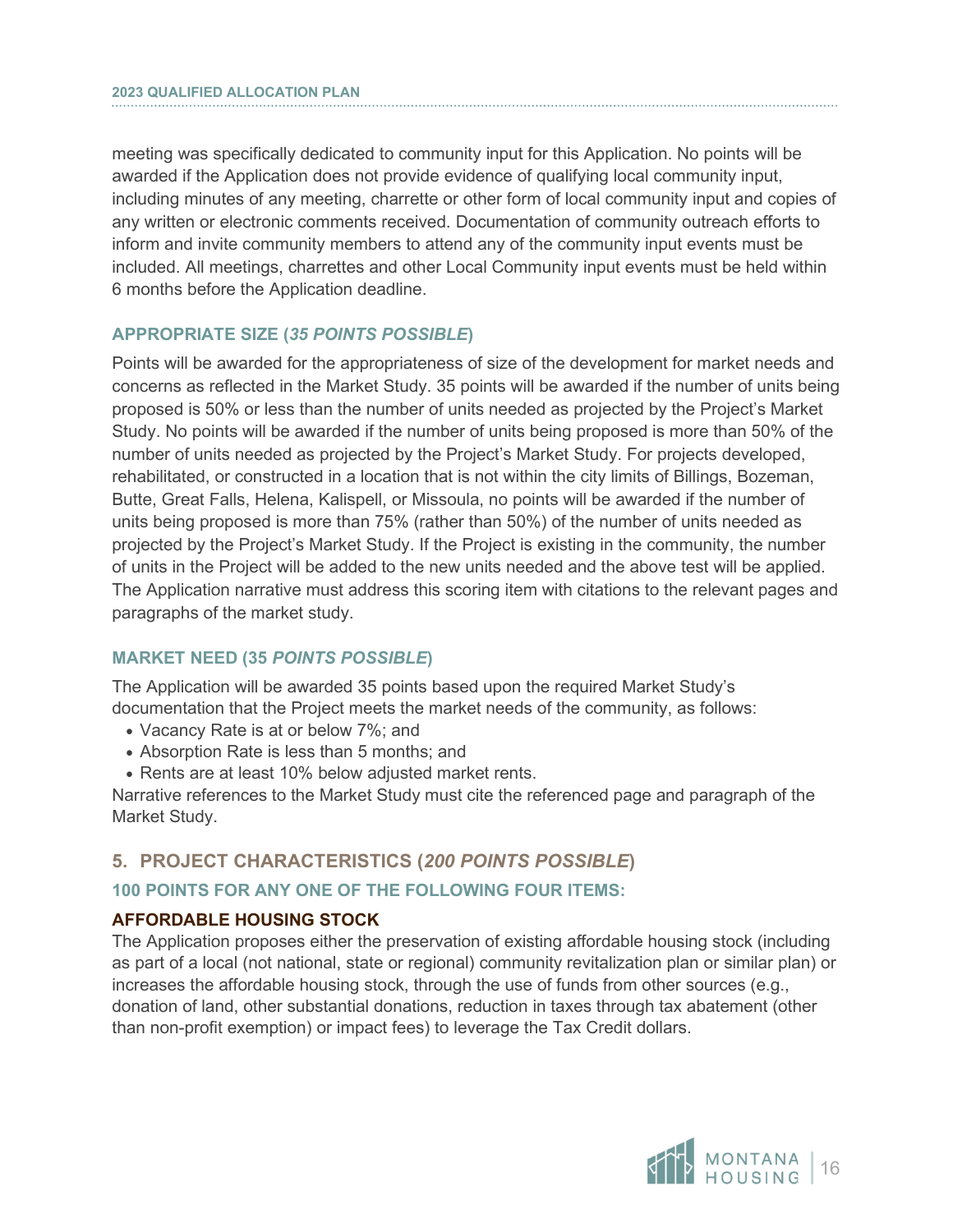meeting was specifically dedicated to community input for this Application. No points will be awarded if the Application does not provide evidence of qualifying local community input, including minutes of any meeting, charrette or other form of local community input and copies of any written or electronic comments received. Documentation of community outreach efforts to inform and invite community members to attend any of the community input events must be included. All meetings, charrettes and other Local Community input events must be held within 6 months before the Application deadline.

### APPROPRIATE SIZE (*35 POINTS POSSIBLE*)

Points will be awarded for the appropriateness of size of the development for market needs and concerns as reflected in the Market Study. 35 points will be awarded if the number of units being proposed is 50% or less than the number of units needed as projected by the Project's Market Study. No points will be awarded if the number of units being proposed is more than 50% of the number of units needed as projected by the Project's Market Study. For projects developed, rehabilitated, or constructed in a location that is not within the city limits of Billings, Bozeman, Butte, Great Falls, Helena, Kalispell, or Missoula, no points will be awarded if the number of units being proposed is more than 75% (rather than 50%) of the number of units needed as projected by the Project's Market Study. If the Project is existing in the community, the number of units in the Project will be added to the new units needed and the above test will be applied. The Application narrative must address this scoring item with citations to the relevant pages and paragraphs of the market study.

### MARKET NEED (35 *POINTS POSSIBLE*)

The Application will be awarded 35 points based upon the required Market Study's documentation that the Project meets the market needs of the community, as follows:

- Vacancy Rate is at or below 7%; and
- Absorption Rate is less than 5 months; and
- Rents are at least 10% below adjusted market rents.

Narrative references to the Market Study must cite the referenced page and paragraph of the Market Study.

## 5. PROJECT CHARACTERISTICS (*200 POINTS POSSIBLE*)

### 100 POINTS FOR ANY ONE OF THE FOLLOWING FOUR ITEMS:

#### AFFORDABLE HOUSING STOCK

The Application proposes either the preservation of existing affordable housing stock (including as part of a local (not national, state or regional) community revitalization plan or similar plan) or increases the affordable housing stock, through the use of funds from other sources (e.g., donation of land, other substantial donations, reduction in taxes through tax abatement (other than non-profit exemption) or impact fees) to leverage the Tax Credit dollars.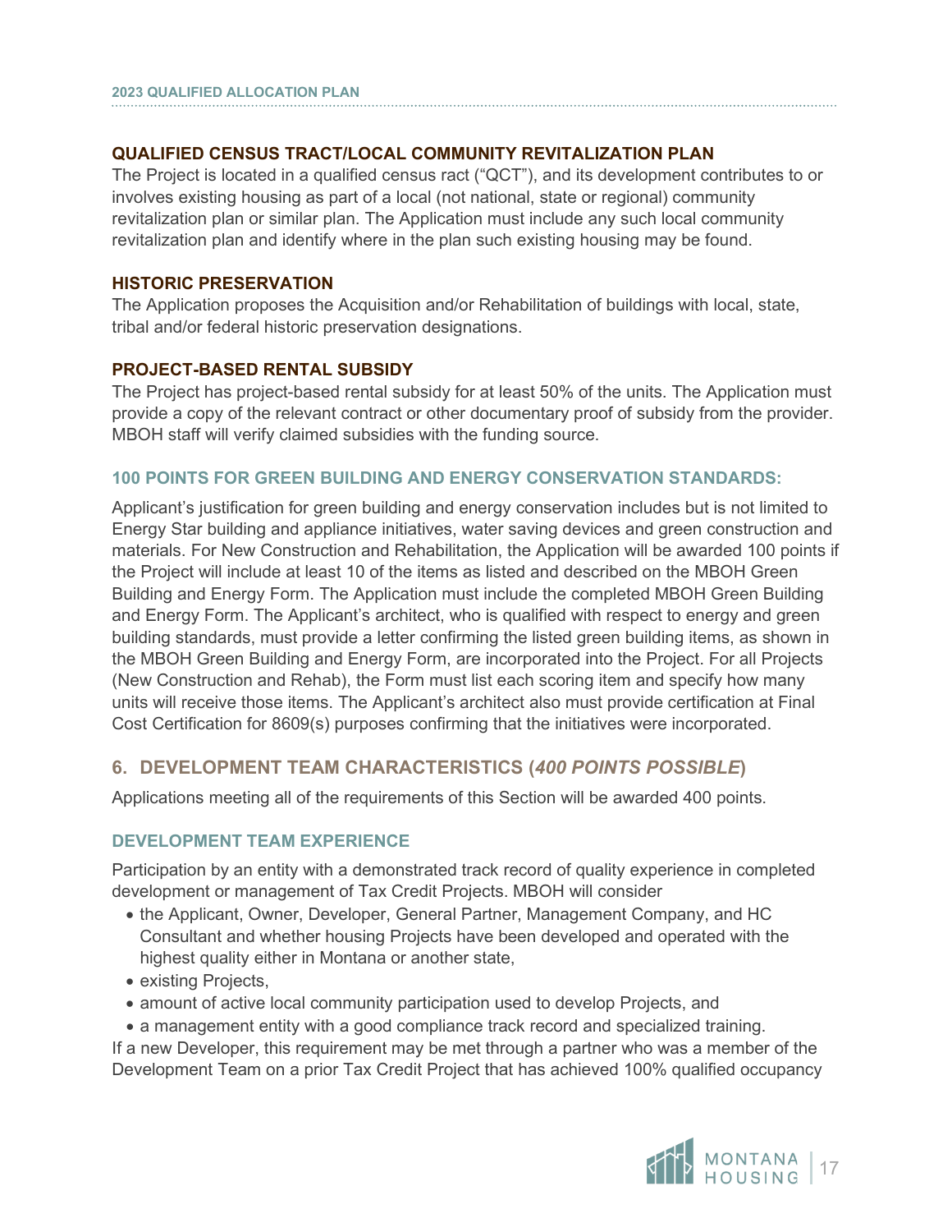#### QUALIFIED CENSUS TRACT/LOCAL COMMUNITY REVITALIZATION PLAN

The Project is located in a qualified census ract (“QCT”), and its development contributes to or involves existing housing as part of a local (not national, state or regional) community revitalization plan or similar plan. The Application must include any such local community revitalization plan and identify where in the plan such existing housing may be found.

#### HISTORIC PRESERVATION

The Application proposes the Acquisition and/or Rehabilitation of buildings with local, state, tribal and/or federal historic preservation designations.

#### PROJECT-BASED RENTAL SUBSIDY

The Project has project-based rental subsidy for at least 50% of the units. The Application must provide a copy of the relevant contract or other documentary proof of subsidy from the provider. MBOH staff will verify claimed subsidies with the funding source.

### 100 POINTS FOR GREEN BUILDING AND ENERGY CONSERVATION STANDARDS:

Applicant’s justification for green building and energy conservation includes but is not limited to Energy Star building and appliance initiatives, water saving devices and green construction and materials. For New Construction and Rehabilitation, the Application will be awarded 100 points if the Project will include at least 10 of the items as listed and described on the MBOH Green Building and Energy Form. The Application must include the completed MBOH Green Building and Energy Form. The Applicant’s architect, who is qualified with respect to energy and green building standards, must provide a letter confirming the listed green building items, as shown in the MBOH Green Building and Energy Form, are incorporated into the Project. For all Projects (New Construction and Rehab), the Form must list each scoring item and specify how many units will receive those items. The Applicant’s architect also must provide certification at Final Cost Certification for 8609(s) purposes confirming that the initiatives were incorporated.

## 6. DEVELOPMENT TEAM CHARACTERISTICS (*400 POINTS POSSIBLE*)

Applications meeting all of the requirements of this Section will be awarded 400 points.

### DEVELOPMENT TEAM EXPERIENCE

Participation by an entity with a demonstrated track record of quality experience in completed development or management of Tax Credit Projects. MBOH will consider

- the Applicant, Owner, Developer, General Partner, Management Company, and HC Consultant and whether housing Projects have been developed and operated with the highest quality either in Montana or another state,
- existing Projects,
- amount of active local community participation used to develop Projects, and
- a management entity with a good compliance track record and specialized training.

If a new Developer, this requirement may be met through a partner who was a member of the Development Team on a prior Tax Credit Project that has achieved 100% qualified occupancy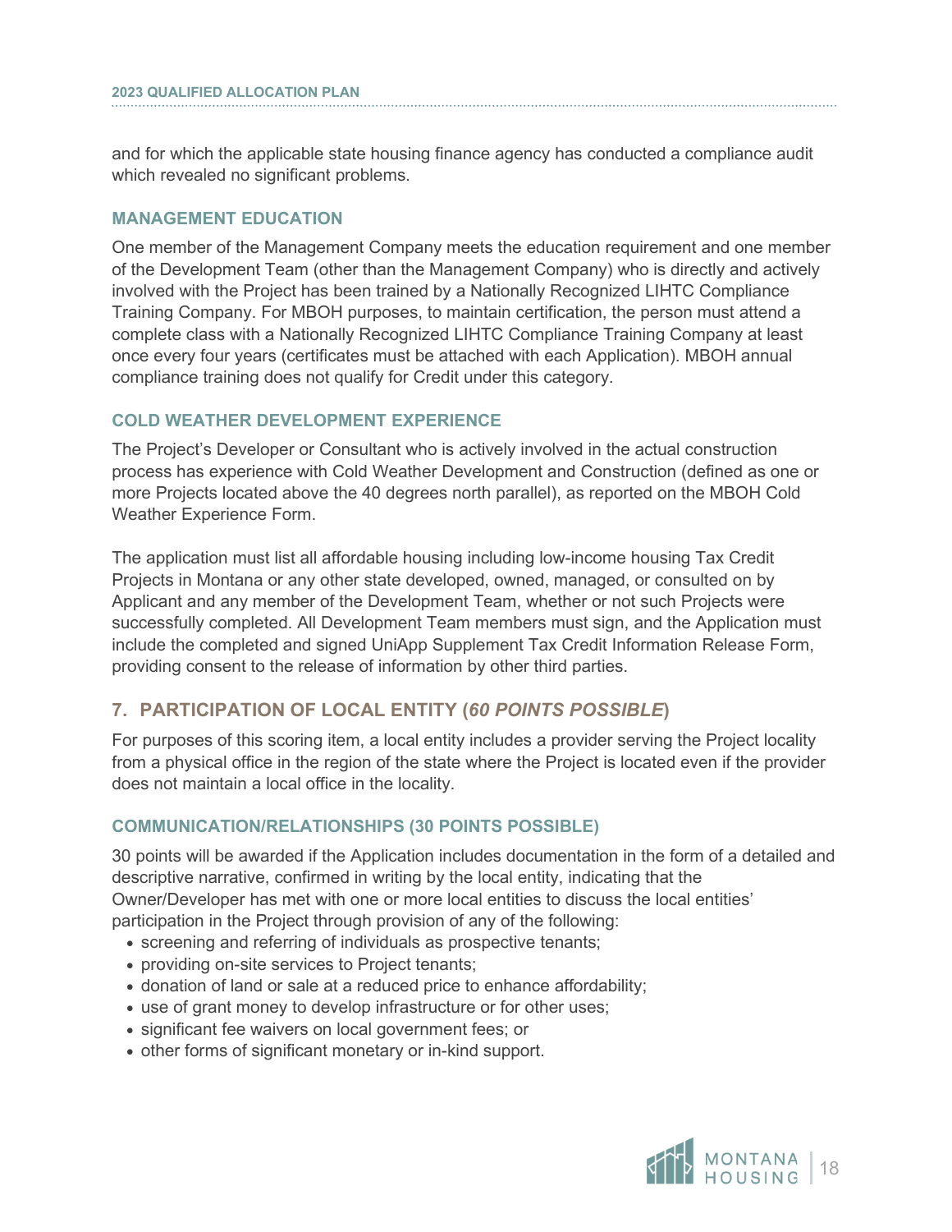and for which the applicable state housing finance agency has conducted a compliance audit which revealed no significant problems.

### MANAGEMENT EDUCATION

One member of the Management Company meets the education requirement and one member of the Development Team (other than the Management Company) who is directly and actively involved with the Project has been trained by a Nationally Recognized LIHTC Compliance Training Company. For MBOH purposes, to maintain certification, the person must attend a complete class with a Nationally Recognized LIHTC Compliance Training Company at least once every four years (certificates must be attached with each Application). MBOH annual compliance training does not qualify for Credit under this category.

### COLD WEATHER DEVELOPMENT EXPERIENCE

The Project's Developer or Consultant who is actively involved in the actual construction process has experience with Cold Weather Development and Construction (defined as one or more Projects located above the 40 degrees north parallel), as reported on the MBOH Cold Weather Experience Form.

The application must list all affordable housing including low-income housing Tax Credit Projects in Montana or any other state developed, owned, managed, or consulted on by Applicant and any member of the Development Team, whether or not such Projects were successfully completed. All Development Team members must sign, and the Application must include the completed and signed UniApp Supplement Tax Credit Information Release Form, providing consent to the release of information by other third parties.

## 7. PARTICIPATION OF LOCAL ENTITY (*60 POINTS POSSIBLE*)

For purposes of this scoring item, a local entity includes a provider serving the Project locality from a physical office in the region of the state where the Project is located even if the provider does not maintain a local office in the locality.

### COMMUNICATION/RELATIONSHIPS (30 POINTS POSSIBLE)

30 points will be awarded if the Application includes documentation in the form of a detailed and descriptive narrative, confirmed in writing by the local entity, indicating that the Owner/Developer has met with one or more local entities to discuss the local entities' participation in the Project through provision of any of the following:

- screening and referring of individuals as prospective tenants;
- providing on-site services to Project tenants;
- donation of land or sale at a reduced price to enhance affordability;
- use of grant money to develop infrastructure or for other uses;
- significant fee waivers on local government fees; or
- other forms of significant monetary or in-kind support.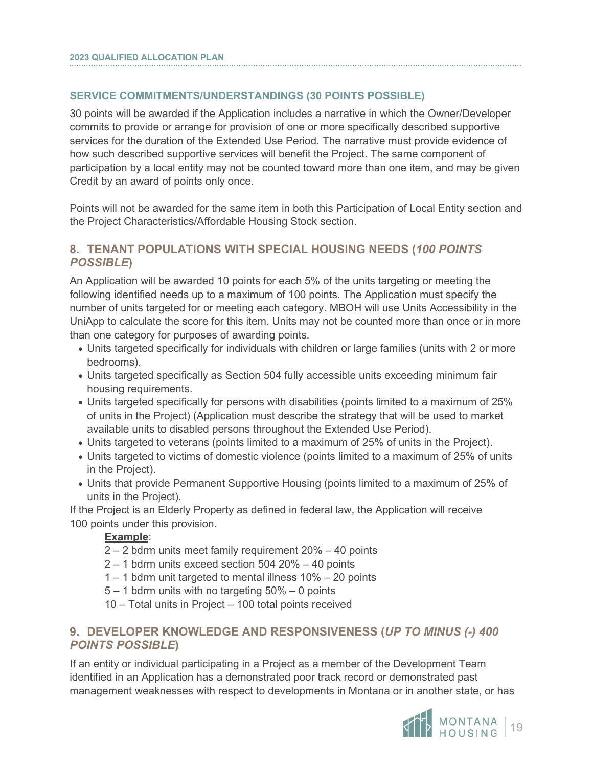### SERVICE COMMITMENTS/UNDERSTANDINGS (30 POINTS POSSIBLE)

30 points will be awarded if the Application includes a narrative in which the Owner/Developer commits to provide or arrange for provision of one or more specifically described supportive services for the duration of the Extended Use Period. The narrative must provide evidence of how such described supportive services will benefit the Project. The same component of participation by a local entity may not be counted toward more than one item, and may be given Credit by an award of points only once.

Points will not be awarded for the same item in both this Participation of Local Entity section and the Project Characteristics/Affordable Housing Stock section.

## 8. TENANT POPULATIONS WITH SPECIAL HOUSING NEEDS (*100 POINTS POSSIBLE*)

An Application will be awarded 10 points for each 5% of the units targeting or meeting the following identified needs up to a maximum of 100 points. The Application must specify the number of units targeted for or meeting each category. MBOH will use Units Accessibility in the UniApp to calculate the score for this item. Units may not be counted more than once or in more than one category for purposes of awarding points.

- Units targeted specifically for individuals with children or large families (units with 2 or more bedrooms).
- Units targeted specifically as Section 504 fully accessible units exceeding minimum fair housing requirements.
- Units targeted specifically for persons with disabilities (points limited to a maximum of 25% of units in the Project) (Application must describe the strategy that will be used to market available units to disabled persons throughout the Extended Use Period).
- Units targeted to veterans (points limited to a maximum of 25% of units in the Project).
- Units targeted to victims of domestic violence (points limited to a maximum of 25% of units in the Project).
- Units that provide Permanent Supportive Housing (points limited to a maximum of 25% of units in the Project).

If the Project is an Elderly Property as defined in federal law, the Application will receive 100 points under this provision.

**Example**:

2 – 2 bdrm units meet family requirement 20% – 40 points
2 – 1 bdrm units exceed section 504 20% – 40 points
1 – 1 bdrm unit targeted to mental illness 10% – 20 points
5 – 1 bdrm units with no targeting 50% – 0 points
10 – Total units in Project – 100 total points received

## 9. DEVELOPER KNOWLEDGE AND RESPONSIVENESS (*UP TO MINUS (-) 400 POINTS POSSIBLE*)

If an entity or individual participating in a Project as a member of the Development Team identified in an Application has a demonstrated poor track record or demonstrated past management weaknesses with respect to developments in Montana or in another state, or has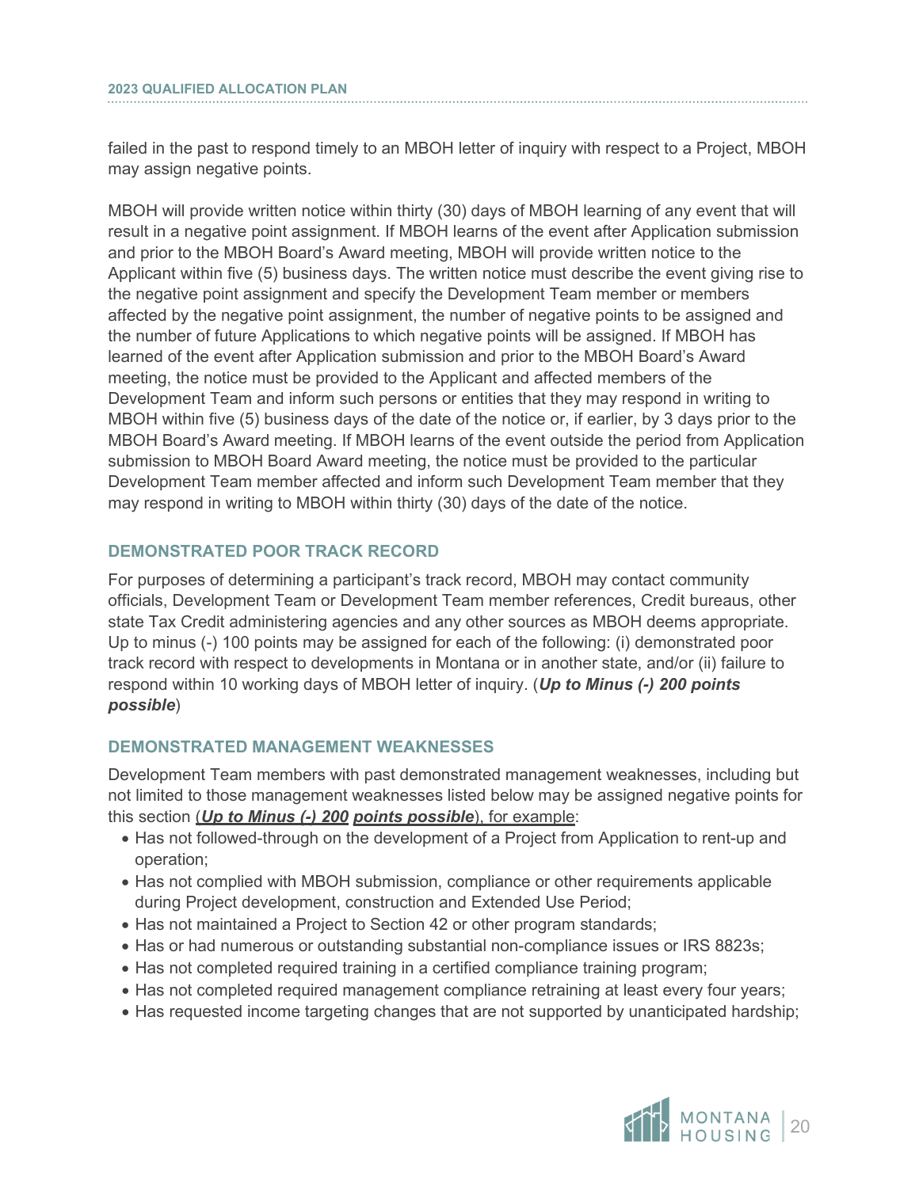failed in the past to respond timely to an MBOH letter of inquiry with respect to a Project, MBOH may assign negative points.

MBOH will provide written notice within thirty (30) days of MBOH learning of any event that will result in a negative point assignment. If MBOH learns of the event after Application submission and prior to the MBOH Board's Award meeting, MBOH will provide written notice to the Applicant within five (5) business days. The written notice must describe the event giving rise to the negative point assignment and specify the Development Team member or members affected by the negative point assignment, the number of negative points to be assigned and the number of future Applications to which negative points will be assigned. If MBOH has learned of the event after Application submission and prior to the MBOH Board's Award meeting, the notice must be provided to the Applicant and affected members of the Development Team and inform such persons or entities that they may respond in writing to MBOH within five (5) business days of the date of the notice or, if earlier, by 3 days prior to the MBOH Board's Award meeting. If MBOH learns of the event outside the period from Application submission to MBOH Board Award meeting, the notice must be provided to the particular Development Team member affected and inform such Development Team member that they may respond in writing to MBOH within thirty (30) days of the date of the notice.

### DEMONSTRATED POOR TRACK RECORD

For purposes of determining a participant's track record, MBOH may contact community officials, Development Team or Development Team member references, Credit bureaus, other state Tax Credit administering agencies and any other sources as MBOH deems appropriate. Up to minus (-) 100 points may be assigned for each of the following: (i) demonstrated poor track record with respect to developments in Montana or in another state, and/or (ii) failure to respond within 10 working days of MBOH letter of inquiry. (***Up to Minus (-) 200 points possible***)

### DEMONSTRATED MANAGEMENT WEAKNESSES

Development Team members with past demonstrated management weaknesses, including but not limited to those management weaknesses listed below may be assigned negative points for this section (***Up to Minus (-) 200 points possible***), for example:

- Has not followed-through on the development of a Project from Application to rent-up and operation;
- Has not complied with MBOH submission, compliance or other requirements applicable during Project development, construction and Extended Use Period;
- Has not maintained a Project to Section 42 or other program standards;
- Has or had numerous or outstanding substantial non-compliance issues or IRS 8823s;
- Has not completed required training in a certified compliance training program;
- Has not completed required management compliance retraining at least every four years;
- Has requested income targeting changes that are not supported by unanticipated hardship;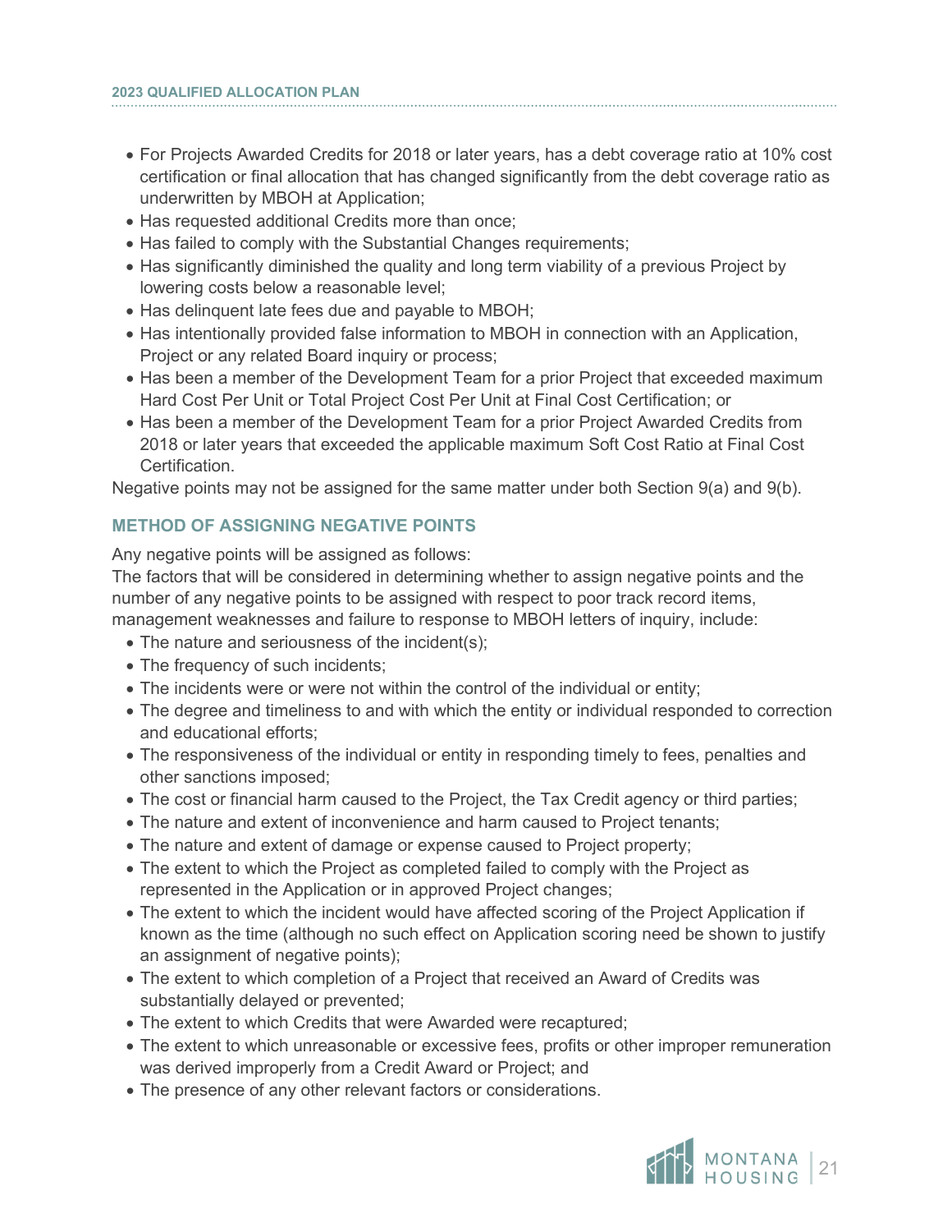- For Projects Awarded Credits for 2018 or later years, has a debt coverage ratio at 10% cost certification or final allocation that has changed significantly from the debt coverage ratio as underwritten by MBOH at Application;
- Has requested additional Credits more than once;
- Has failed to comply with the Substantial Changes requirements;
- Has significantly diminished the quality and long term viability of a previous Project by lowering costs below a reasonable level;
- Has delinquent late fees due and payable to MBOH;
- Has intentionally provided false information to MBOH in connection with an Application, Project or any related Board inquiry or process;
- Has been a member of the Development Team for a prior Project that exceeded maximum Hard Cost Per Unit or Total Project Cost Per Unit at Final Cost Certification; or
- Has been a member of the Development Team for a prior Project Awarded Credits from 2018 or later years that exceeded the applicable maximum Soft Cost Ratio at Final Cost Certification.

Negative points may not be assigned for the same matter under both Section 9(a) and 9(b).

## METHOD OF ASSIGNING NEGATIVE POINTS

Any negative points will be assigned as follows:

The factors that will be considered in determining whether to assign negative points and the number of any negative points to be assigned with respect to poor track record items, management weaknesses and failure to response to MBOH letters of inquiry, include:

- The nature and seriousness of the incident(s);
- The frequency of such incidents;
- The incidents were or were not within the control of the individual or entity;
- The degree and timeliness to and with which the entity or individual responded to correction and educational efforts;
- The responsiveness of the individual or entity in responding timely to fees, penalties and other sanctions imposed;
- The cost or financial harm caused to the Project, the Tax Credit agency or third parties;
- The nature and extent of inconvenience and harm caused to Project tenants;
- The nature and extent of damage or expense caused to Project property;
- The extent to which the Project as completed failed to comply with the Project as represented in the Application or in approved Project changes;
- The extent to which the incident would have affected scoring of the Project Application if known as the time (although no such effect on Application scoring need be shown to justify an assignment of negative points);
- The extent to which completion of a Project that received an Award of Credits was substantially delayed or prevented;
- The extent to which Credits that were Awarded were recaptured;
- The extent to which unreasonable or excessive fees, profits or other improper remuneration was derived improperly from a Credit Award or Project; and
- The presence of any other relevant factors or considerations.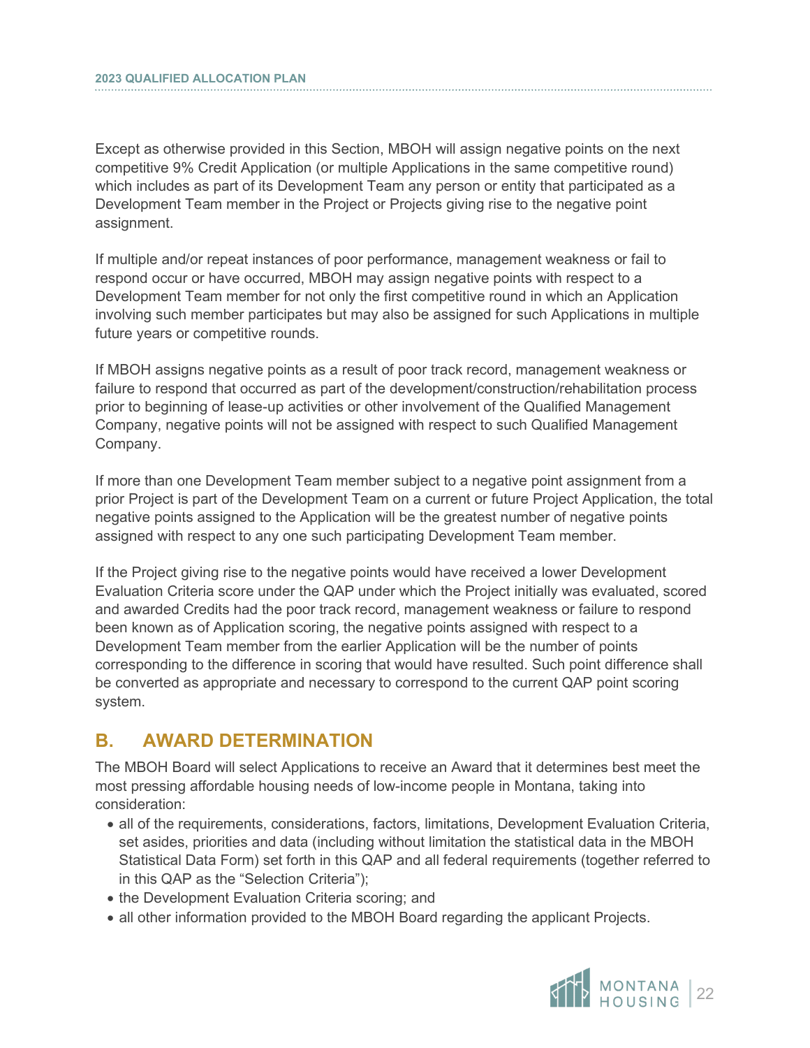Except as otherwise provided in this Section, MBOH will assign negative points on the next competitive 9% Credit Application (or multiple Applications in the same competitive round) which includes as part of its Development Team any person or entity that participated as a Development Team member in the Project or Projects giving rise to the negative point assignment.

If multiple and/or repeat instances of poor performance, management weakness or fail to respond occur or have occurred, MBOH may assign negative points with respect to a Development Team member for not only the first competitive round in which an Application involving such member participates but may also be assigned for such Applications in multiple future years or competitive rounds.

If MBOH assigns negative points as a result of poor track record, management weakness or failure to respond that occurred as part of the development/construction/rehabilitation process prior to beginning of lease-up activities or other involvement of the Qualified Management Company, negative points will not be assigned with respect to such Qualified Management Company.

If more than one Development Team member subject to a negative point assignment from a prior Project is part of the Development Team on a current or future Project Application, the total negative points assigned to the Application will be the greatest number of negative points assigned with respect to any one such participating Development Team member.

If the Project giving rise to the negative points would have received a lower Development Evaluation Criteria score under the QAP under which the Project initially was evaluated, scored and awarded Credits had the poor track record, management weakness or failure to respond been known as of Application scoring, the negative points assigned with respect to a Development Team member from the earlier Application will be the number of points corresponding to the difference in scoring that would have resulted. Such point difference shall be converted as appropriate and necessary to correspond to the current QAP point scoring system.

## B. AWARD DETERMINATION

The MBOH Board will select Applications to receive an Award that it determines best meet the most pressing affordable housing needs of low-income people in Montana, taking into consideration:

- all of the requirements, considerations, factors, limitations, Development Evaluation Criteria, set asides, priorities and data (including without limitation the statistical data in the MBOH Statistical Data Form) set forth in this QAP and all federal requirements (together referred to in this QAP as the "Selection Criteria");
- the Development Evaluation Criteria scoring; and
- all other information provided to the MBOH Board regarding the applicant Projects.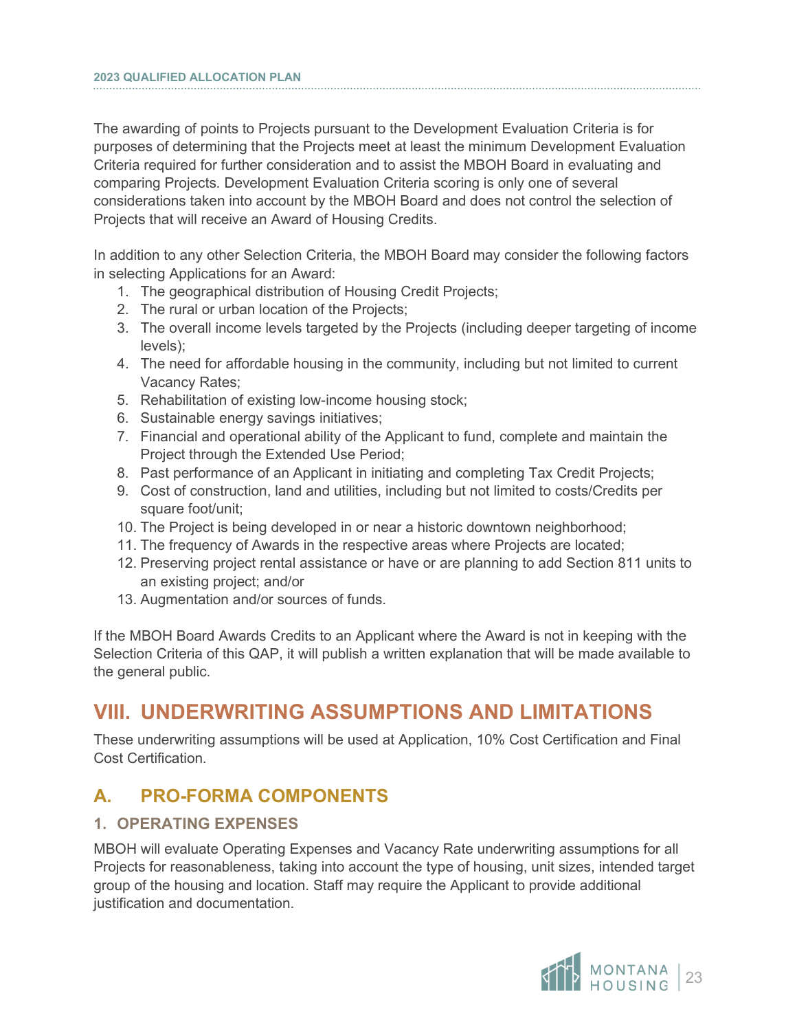The awarding of points to Projects pursuant to the Development Evaluation Criteria is for purposes of determining that the Projects meet at least the minimum Development Evaluation Criteria required for further consideration and to assist the MBOH Board in evaluating and comparing Projects. Development Evaluation Criteria scoring is only one of several considerations taken into account by the MBOH Board and does not control the selection of Projects that will receive an Award of Housing Credits.

In addition to any other Selection Criteria, the MBOH Board may consider the following factors in selecting Applications for an Award:

1. The geographical distribution of Housing Credit Projects;
2. The rural or urban location of the Projects;
3. The overall income levels targeted by the Projects (including deeper targeting of income levels);
4. The need for affordable housing in the community, including but not limited to current Vacancy Rates;
5. Rehabilitation of existing low-income housing stock;
6. Sustainable energy savings initiatives;
7. Financial and operational ability of the Applicant to fund, complete and maintain the Project through the Extended Use Period;
8. Past performance of an Applicant in initiating and completing Tax Credit Projects;
9. Cost of construction, land and utilities, including but not limited to costs/Credits per square foot/unit;
10. The Project is being developed in or near a historic downtown neighborhood;
11. The frequency of Awards in the respective areas where Projects are located;
12. Preserving project rental assistance or have or are planning to add Section 811 units to an existing project; and/or
13. Augmentation and/or sources of funds.

If the MBOH Board Awards Credits to an Applicant where the Award is not in keeping with the Selection Criteria of this QAP, it will publish a written explanation that will be made available to the general public.

# VIII. UNDERWRITING ASSUMPTIONS AND LIMITATIONS

These underwriting assumptions will be used at Application, 10% Cost Certification and Final Cost Certification.

## A. PRO-FORMA COMPONENTS

### 1. OPERATING EXPENSES

MBOH will evaluate Operating Expenses and Vacancy Rate underwriting assumptions for all Projects for reasonableness, taking into account the type of housing, unit sizes, intended target group of the housing and location. Staff may require the Applicant to provide additional justification and documentation.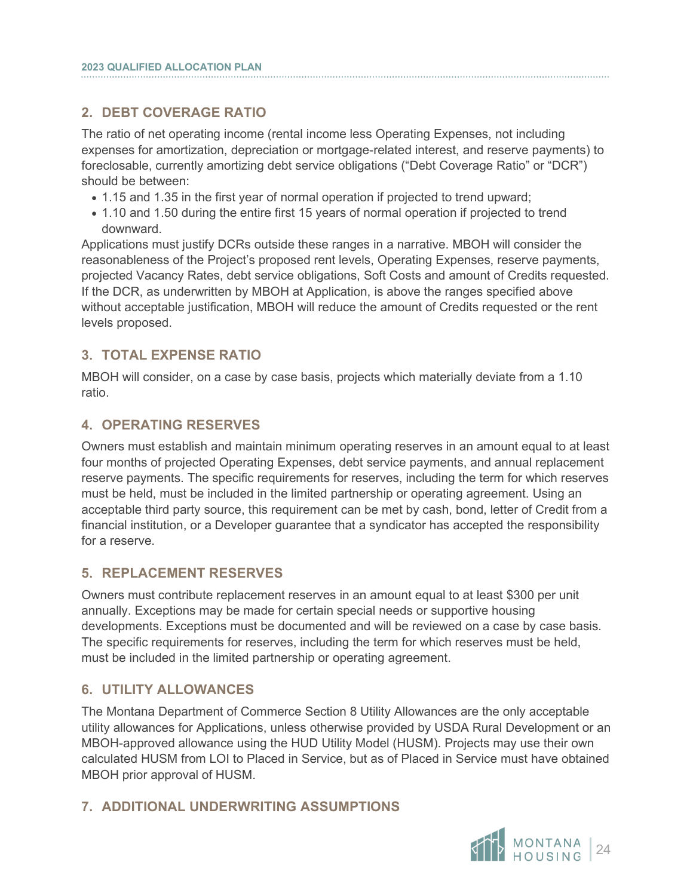## 2. DEBT COVERAGE RATIO

The ratio of net operating income (rental income less Operating Expenses, not including expenses for amortization, depreciation or mortgage-related interest, and reserve payments) to foreclosable, currently amortizing debt service obligations ("Debt Coverage Ratio" or "DCR") should be between:

- 1.15 and 1.35 in the first year of normal operation if projected to trend upward;
- 1.10 and 1.50 during the entire first 15 years of normal operation if projected to trend downward.

Applications must justify DCRs outside these ranges in a narrative. MBOH will consider the reasonableness of the Project's proposed rent levels, Operating Expenses, reserve payments, projected Vacancy Rates, debt service obligations, Soft Costs and amount of Credits requested. If the DCR, as underwritten by MBOH at Application, is above the ranges specified above without acceptable justification, MBOH will reduce the amount of Credits requested or the rent levels proposed.

## 3. TOTAL EXPENSE RATIO

MBOH will consider, on a case by case basis, projects which materially deviate from a 1.10 ratio.

## 4. OPERATING RESERVES

Owners must establish and maintain minimum operating reserves in an amount equal to at least four months of projected Operating Expenses, debt service payments, and annual replacement reserve payments. The specific requirements for reserves, including the term for which reserves must be held, must be included in the limited partnership or operating agreement. Using an acceptable third party source, this requirement can be met by cash, bond, letter of Credit from a financial institution, or a Developer guarantee that a syndicator has accepted the responsibility for a reserve.

## 5. REPLACEMENT RESERVES

Owners must contribute replacement reserves in an amount equal to at least $300 per unit annually. Exceptions may be made for certain special needs or supportive housing developments. Exceptions must be documented and will be reviewed on a case by case basis. The specific requirements for reserves, including the term for which reserves must be held, must be included in the limited partnership or operating agreement.

## 6. UTILITY ALLOWANCES

The Montana Department of Commerce Section 8 Utility Allowances are the only acceptable utility allowances for Applications, unless otherwise provided by USDA Rural Development or an MBOH-approved allowance using the HUD Utility Model (HUSM). Projects may use their own calculated HUSM from LOI to Placed in Service, but as of Placed in Service must have obtained MBOH prior approval of HUSM.

## 7. ADDITIONAL UNDERWRITING ASSUMPTIONS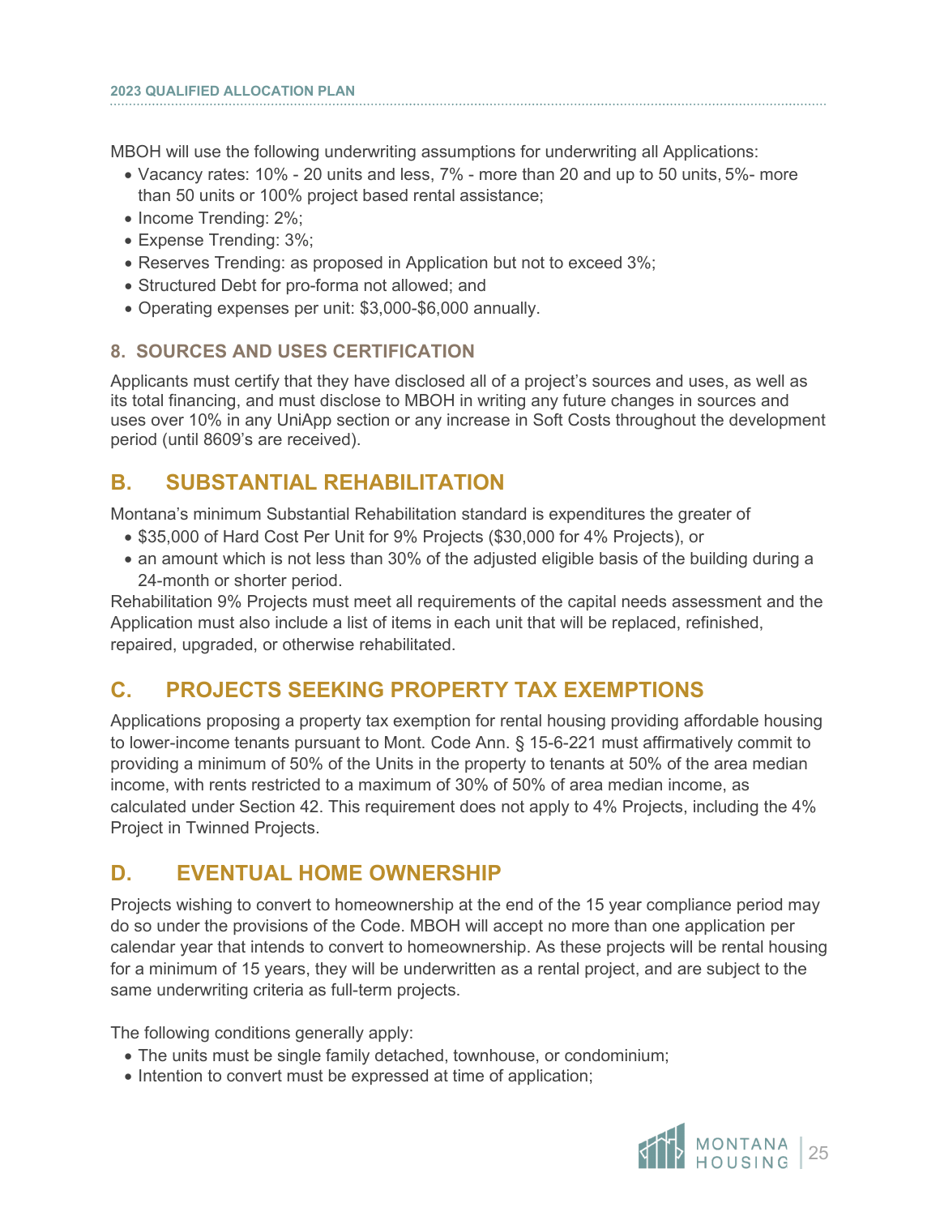MBOH will use the following underwriting assumptions for underwriting all Applications:

- Vacancy rates: 10% - 20 units and less, 7% - more than 20 and up to 50 units, 5%- more than 50 units or 100% project based rental assistance;
- Income Trending: 2%;
- Expense Trending: 3%;
- Reserves Trending: as proposed in Application but not to exceed 3%;
- Structured Debt for pro-forma not allowed; and
- Operating expenses per unit: $3,000-$6,000 annually.

### 8. SOURCES AND USES CERTIFICATION

Applicants must certify that they have disclosed all of a project's sources and uses, as well as its total financing, and must disclose to MBOH in writing any future changes in sources and uses over 10% in any UniApp section or any increase in Soft Costs throughout the development period (until 8609's are received).

## B. SUBSTANTIAL REHABILITATION

Montana's minimum Substantial Rehabilitation standard is expenditures the greater of

- $35,000 of Hard Cost Per Unit for 9% Projects ($30,000 for 4% Projects), or
- an amount which is not less than 30% of the adjusted eligible basis of the building during a 24-month or shorter period.

Rehabilitation 9% Projects must meet all requirements of the capital needs assessment and the Application must also include a list of items in each unit that will be replaced, refinished, repaired, upgraded, or otherwise rehabilitated.

## C. PROJECTS SEEKING PROPERTY TAX EXEMPTIONS

Applications proposing a property tax exemption for rental housing providing affordable housing to lower-income tenants pursuant to Mont. Code Ann. § 15-6-221 must affirmatively commit to providing a minimum of 50% of the Units in the property to tenants at 50% of the area median income, with rents restricted to a maximum of 30% of 50% of area median income, as calculated under Section 42. This requirement does not apply to 4% Projects, including the 4% Project in Twinned Projects.

## D. EVENTUAL HOME OWNERSHIP

Projects wishing to convert to homeownership at the end of the 15 year compliance period may do so under the provisions of the Code. MBOH will accept no more than one application per calendar year that intends to convert to homeownership. As these projects will be rental housing for a minimum of 15 years, they will be underwritten as a rental project, and are subject to the same underwriting criteria as full-term projects.

The following conditions generally apply:

- The units must be single family detached, townhouse, or condominium;
- Intention to convert must be expressed at time of application;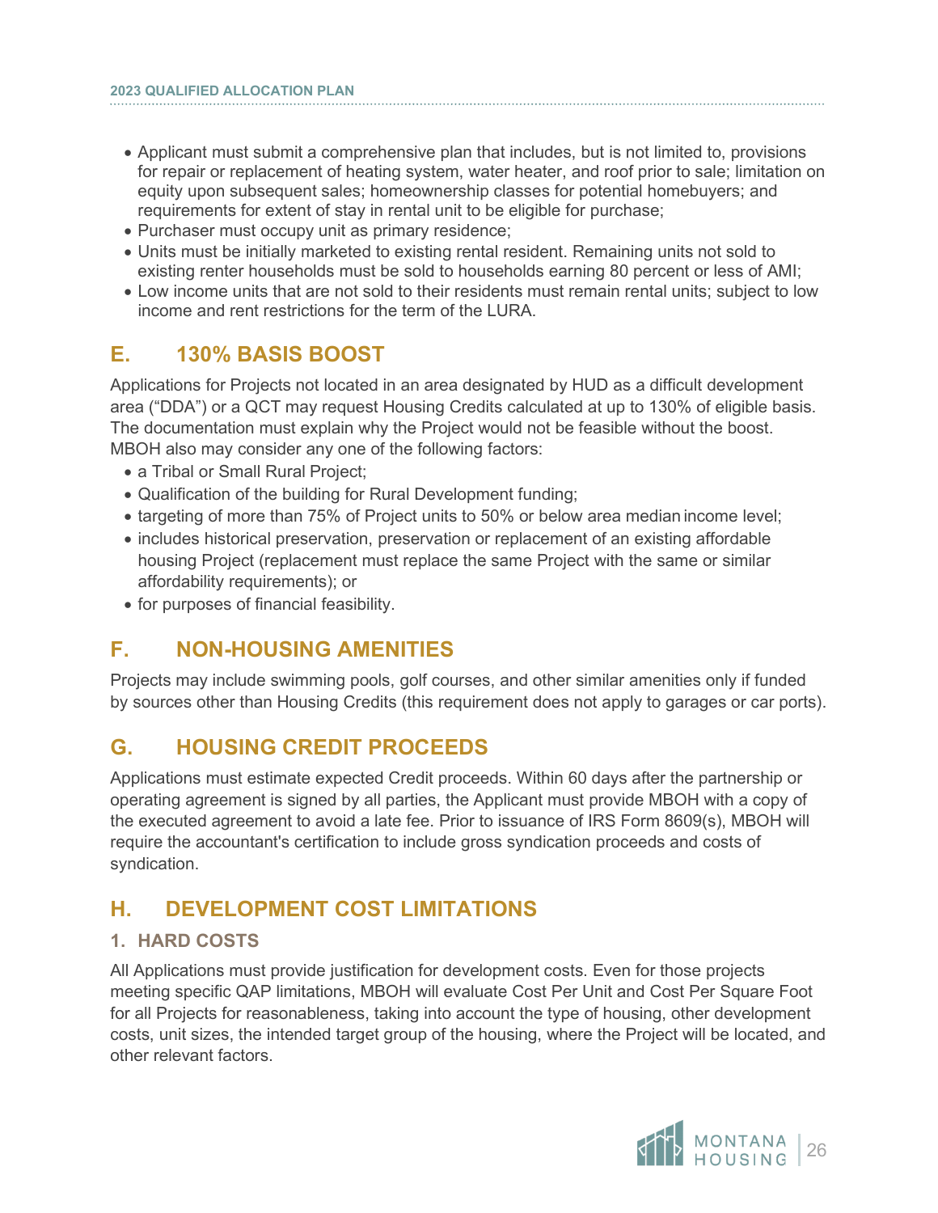- Applicant must submit a comprehensive plan that includes, but is not limited to, provisions for repair or replacement of heating system, water heater, and roof prior to sale; limitation on equity upon subsequent sales; homeownership classes for potential homebuyers; and requirements for extent of stay in rental unit to be eligible for purchase;
- Purchaser must occupy unit as primary residence;
- Units must be initially marketed to existing rental resident. Remaining units not sold to existing renter households must be sold to households earning 80 percent or less of AMI;
- Low income units that are not sold to their residents must remain rental units; subject to low income and rent restrictions for the term of the LURA.

## E. 130% BASIS BOOST

Applications for Projects not located in an area designated by HUD as a difficult development area ("DDA") or a QCT may request Housing Credits calculated at up to 130% of eligible basis. The documentation must explain why the Project would not be feasible without the boost. MBOH also may consider any one of the following factors:

- a Tribal or Small Rural Project;
- Qualification of the building for Rural Development funding;
- targeting of more than 75% of Project units to 50% or below area median income level;
- includes historical preservation, preservation or replacement of an existing affordable housing Project (replacement must replace the same Project with the same or similar affordability requirements); or
- for purposes of financial feasibility.

## F. NON-HOUSING AMENITIES

Projects may include swimming pools, golf courses, and other similar amenities only if funded by sources other than Housing Credits (this requirement does not apply to garages or car ports).

## G. HOUSING CREDIT PROCEEDS

Applications must estimate expected Credit proceeds. Within 60 days after the partnership or operating agreement is signed by all parties, the Applicant must provide MBOH with a copy of the executed agreement to avoid a late fee. Prior to issuance of IRS Form 8609(s), MBOH will require the accountant's certification to include gross syndication proceeds and costs of syndication.

## H. DEVELOPMENT COST LIMITATIONS

### 1. HARD COSTS

All Applications must provide justification for development costs. Even for those projects meeting specific QAP limitations, MBOH will evaluate Cost Per Unit and Cost Per Square Foot for all Projects for reasonableness, taking into account the type of housing, other development costs, unit sizes, the intended target group of the housing, where the Project will be located, and other relevant factors.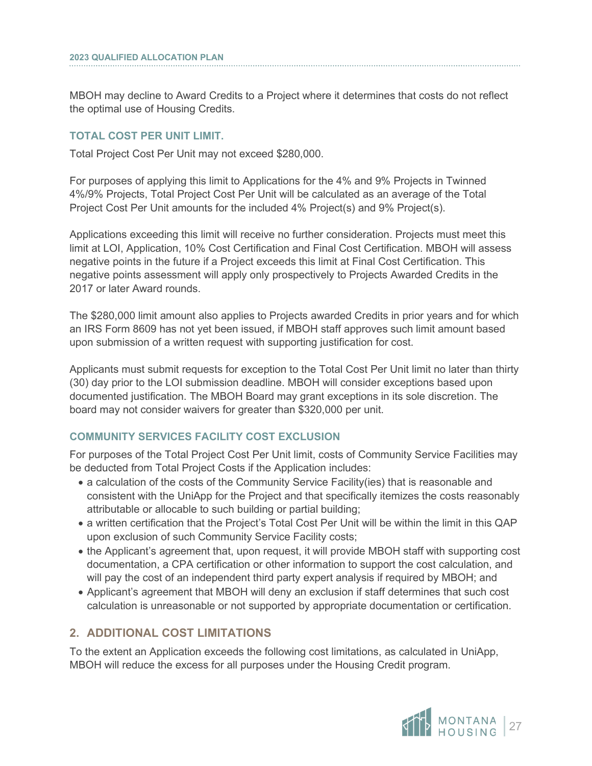MBOH may decline to Award Credits to a Project where it determines that costs do not reflect the optimal use of Housing Credits.

### TOTAL COST PER UNIT LIMIT.

Total Project Cost Per Unit may not exceed $280,000.

For purposes of applying this limit to Applications for the 4% and 9% Projects in Twinned 4%/9% Projects, Total Project Cost Per Unit will be calculated as an average of the Total Project Cost Per Unit amounts for the included 4% Project(s) and 9% Project(s).

Applications exceeding this limit will receive no further consideration. Projects must meet this limit at LOI, Application, 10% Cost Certification and Final Cost Certification. MBOH will assess negative points in the future if a Project exceeds this limit at Final Cost Certification. This negative points assessment will apply only prospectively to Projects Awarded Credits in the 2017 or later Award rounds.

The $280,000 limit amount also applies to Projects awarded Credits in prior years and for which an IRS Form 8609 has not yet been issued, if MBOH staff approves such limit amount based upon submission of a written request with supporting justification for cost.

Applicants must submit requests for exception to the Total Cost Per Unit limit no later than thirty (30) day prior to the LOI submission deadline. MBOH will consider exceptions based upon documented justification. The MBOH Board may grant exceptions in its sole discretion. The board may not consider waivers for greater than $320,000 per unit.

### COMMUNITY SERVICES FACILITY COST EXCLUSION

For purposes of the Total Project Cost Per Unit limit, costs of Community Service Facilities may be deducted from Total Project Costs if the Application includes:

- a calculation of the costs of the Community Service Facility(ies) that is reasonable and consistent with the UniApp for the Project and that specifically itemizes the costs reasonably attributable or allocable to such building or partial building;
- a written certification that the Project's Total Cost Per Unit will be within the limit in this QAP upon exclusion of such Community Service Facility costs;
- the Applicant's agreement that, upon request, it will provide MBOH staff with supporting cost documentation, a CPA certification or other information to support the cost calculation, and will pay the cost of an independent third party expert analysis if required by MBOH; and
- Applicant's agreement that MBOH will deny an exclusion if staff determines that such cost calculation is unreasonable or not supported by appropriate documentation or certification.

## 2. ADDITIONAL COST LIMITATIONS

To the extent an Application exceeds the following cost limitations, as calculated in UniApp, MBOH will reduce the excess for all purposes under the Housing Credit program.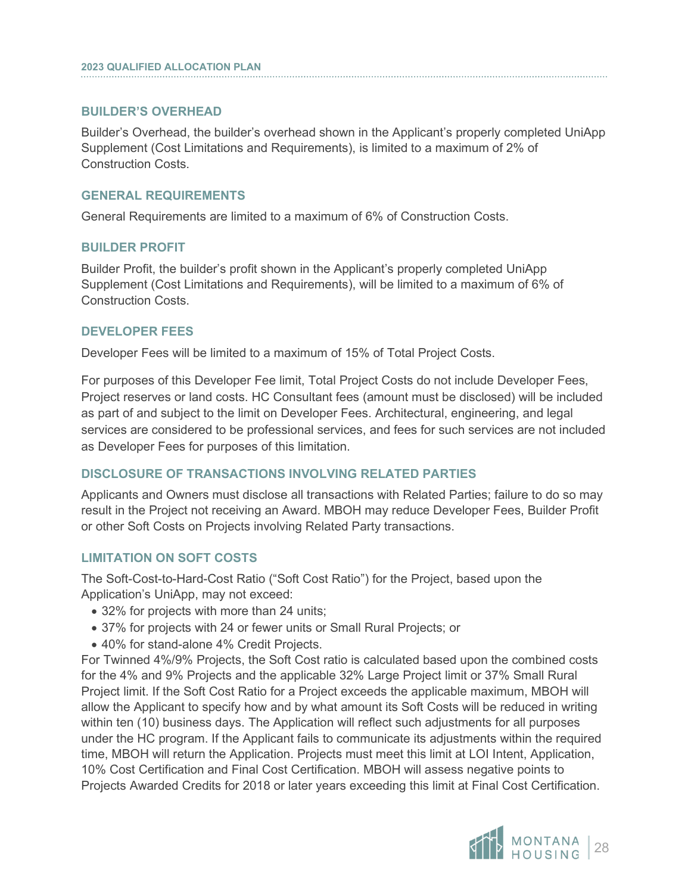### BUILDER'S OVERHEAD

Builder's Overhead, the builder's overhead shown in the Applicant's properly completed UniApp Supplement (Cost Limitations and Requirements), is limited to a maximum of 2% of Construction Costs.

### GENERAL REQUIREMENTS

General Requirements are limited to a maximum of 6% of Construction Costs.

### BUILDER PROFIT

Builder Profit, the builder's profit shown in the Applicant's properly completed UniApp Supplement (Cost Limitations and Requirements), will be limited to a maximum of 6% of Construction Costs.

### DEVELOPER FEES

Developer Fees will be limited to a maximum of 15% of Total Project Costs.

For purposes of this Developer Fee limit, Total Project Costs do not include Developer Fees, Project reserves or land costs. HC Consultant fees (amount must be disclosed) will be included as part of and subject to the limit on Developer Fees. Architectural, engineering, and legal services are considered to be professional services, and fees for such services are not included as Developer Fees for purposes of this limitation.

### DISCLOSURE OF TRANSACTIONS INVOLVING RELATED PARTIES

Applicants and Owners must disclose all transactions with Related Parties; failure to do so may result in the Project not receiving an Award. MBOH may reduce Developer Fees, Builder Profit or other Soft Costs on Projects involving Related Party transactions.

### LIMITATION ON SOFT COSTS

The Soft-Cost-to-Hard-Cost Ratio ("Soft Cost Ratio") for the Project, based upon the Application's UniApp, may not exceed:

- 32% for projects with more than 24 units;
- 37% for projects with 24 or fewer units or Small Rural Projects; or
- 40% for stand-alone 4% Credit Projects.

For Twinned 4%/9% Projects, the Soft Cost ratio is calculated based upon the combined costs for the 4% and 9% Projects and the applicable 32% Large Project limit or 37% Small Rural Project limit. If the Soft Cost Ratio for a Project exceeds the applicable maximum, MBOH will allow the Applicant to specify how and by what amount its Soft Costs will be reduced in writing within ten (10) business days. The Application will reflect such adjustments for all purposes under the HC program. If the Applicant fails to communicate its adjustments within the required time, MBOH will return the Application. Projects must meet this limit at LOI Intent, Application, 10% Cost Certification and Final Cost Certification. MBOH will assess negative points to Projects Awarded Credits for 2018 or later years exceeding this limit at Final Cost Certification.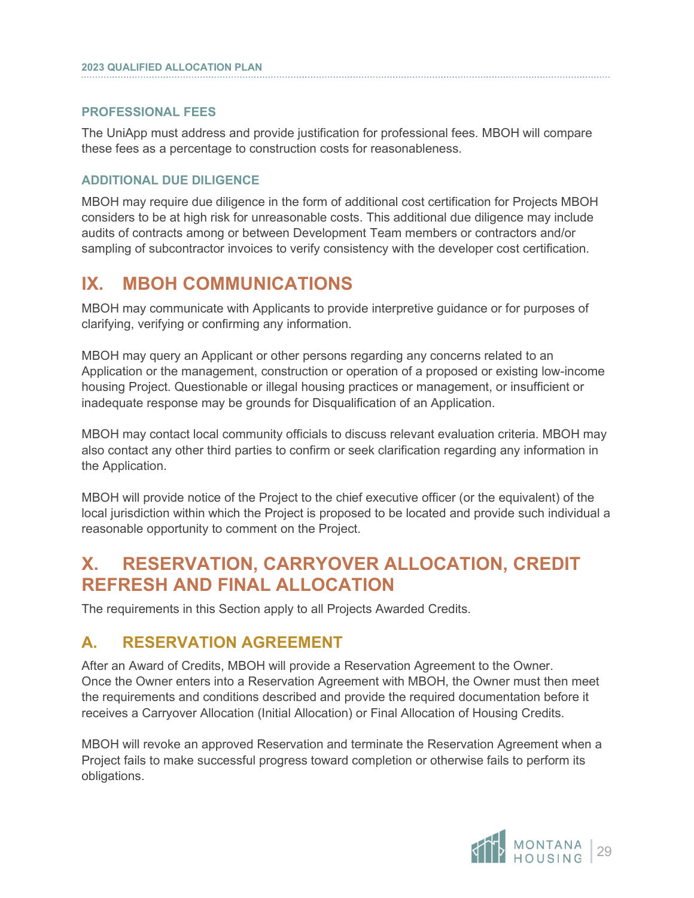### PROFESSIONAL FEES

The UniApp must address and provide justification for professional fees. MBOH will compare these fees as a percentage to construction costs for reasonableness.

### ADDITIONAL DUE DILIGENCE

MBOH may require due diligence in the form of additional cost certification for Projects MBOH considers to be at high risk for unreasonable costs. This additional due diligence may include audits of contracts among or between Development Team members or contractors and/or sampling of subcontractor invoices to verify consistency with the developer cost certification.

# IX. MBOH COMMUNICATIONS

MBOH may communicate with Applicants to provide interpretive guidance or for purposes of clarifying, verifying or confirming any information.

MBOH may query an Applicant or other persons regarding any concerns related to an Application or the management, construction or operation of a proposed or existing low-income housing Project. Questionable or illegal housing practices or management, or insufficient or inadequate response may be grounds for Disqualification of an Application.

MBOH may contact local community officials to discuss relevant evaluation criteria. MBOH may also contact any other third parties to confirm or seek clarification regarding any information in the Application.

MBOH will provide notice of the Project to the chief executive officer (or the equivalent) of the local jurisdiction within which the Project is proposed to be located and provide such individual a reasonable opportunity to comment on the Project.

# X. RESERVATION, CARRYOVER ALLOCATION, CREDIT REFRESH AND FINAL ALLOCATION

The requirements in this Section apply to all Projects Awarded Credits.

## A. RESERVATION AGREEMENT

After an Award of Credits, MBOH will provide a Reservation Agreement to the Owner. Once the Owner enters into a Reservation Agreement with MBOH, the Owner must then meet the requirements and conditions described and provide the required documentation before it receives a Carryover Allocation (Initial Allocation) or Final Allocation of Housing Credits.

MBOH will revoke an approved Reservation and terminate the Reservation Agreement when a Project fails to make successful progress toward completion or otherwise fails to perform its obligations.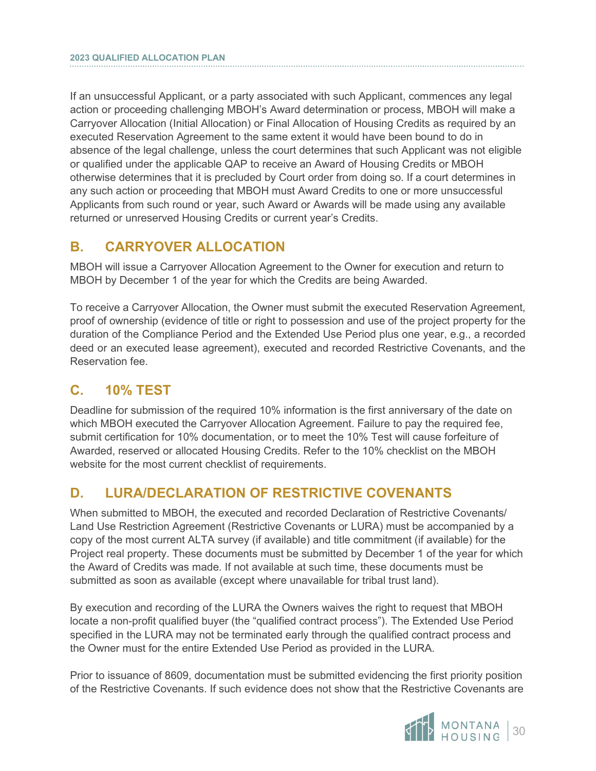If an unsuccessful Applicant, or a party associated with such Applicant, commences any legal action or proceeding challenging MBOH's Award determination or process, MBOH will make a Carryover Allocation (Initial Allocation) or Final Allocation of Housing Credits as required by an executed Reservation Agreement to the same extent it would have been bound to do in absence of the legal challenge, unless the court determines that such Applicant was not eligible or qualified under the applicable QAP to receive an Award of Housing Credits or MBOH otherwise determines that it is precluded by Court order from doing so. If a court determines in any such action or proceeding that MBOH must Award Credits to one or more unsuccessful Applicants from such round or year, such Award or Awards will be made using any available returned or unreserved Housing Credits or current year's Credits.

## B. CARRYOVER ALLOCATION

MBOH will issue a Carryover Allocation Agreement to the Owner for execution and return to MBOH by December 1 of the year for which the Credits are being Awarded.

To receive a Carryover Allocation, the Owner must submit the executed Reservation Agreement, proof of ownership (evidence of title or right to possession and use of the project property for the duration of the Compliance Period and the Extended Use Period plus one year, e.g., a recorded deed or an executed lease agreement), executed and recorded Restrictive Covenants, and the Reservation fee.

## C. 10% TEST

Deadline for submission of the required 10% information is the first anniversary of the date on which MBOH executed the Carryover Allocation Agreement. Failure to pay the required fee, submit certification for 10% documentation, or to meet the 10% Test will cause forfeiture of Awarded, reserved or allocated Housing Credits. Refer to the 10% checklist on the MBOH website for the most current checklist of requirements.

## D. LURA/DECLARATION OF RESTRICTIVE COVENANTS

When submitted to MBOH, the executed and recorded Declaration of Restrictive Covenants/ Land Use Restriction Agreement (Restrictive Covenants or LURA) must be accompanied by a copy of the most current ALTA survey (if available) and title commitment (if available) for the Project real property. These documents must be submitted by December 1 of the year for which the Award of Credits was made. If not available at such time, these documents must be submitted as soon as available (except where unavailable for tribal trust land).

By execution and recording of the LURA the Owners waives the right to request that MBOH locate a non-profit qualified buyer (the "qualified contract process"). The Extended Use Period specified in the LURA may not be terminated early through the qualified contract process and the Owner must for the entire Extended Use Period as provided in the LURA.

Prior to issuance of 8609, documentation must be submitted evidencing the first priority position of the Restrictive Covenants. If such evidence does not show that the Restrictive Covenants are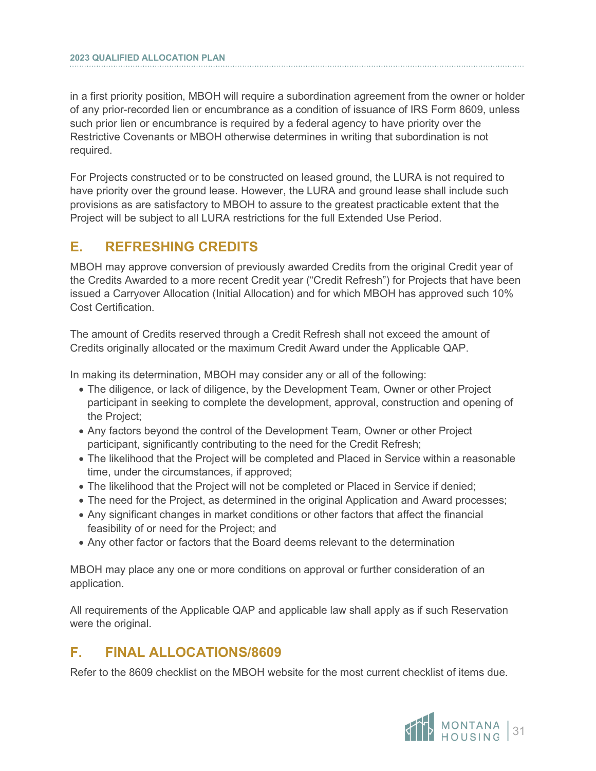in a first priority position, MBOH will require a subordination agreement from the owner or holder of any prior-recorded lien or encumbrance as a condition of issuance of IRS Form 8609, unless such prior lien or encumbrance is required by a federal agency to have priority over the Restrictive Covenants or MBOH otherwise determines in writing that subordination is not required.

For Projects constructed or to be constructed on leased ground, the LURA is not required to have priority over the ground lease. However, the LURA and ground lease shall include such provisions as are satisfactory to MBOH to assure to the greatest practicable extent that the Project will be subject to all LURA restrictions for the full Extended Use Period.

## E. REFRESHING CREDITS

MBOH may approve conversion of previously awarded Credits from the original Credit year of the Credits Awarded to a more recent Credit year ("Credit Refresh") for Projects that have been issued a Carryover Allocation (Initial Allocation) and for which MBOH has approved such 10% Cost Certification.

The amount of Credits reserved through a Credit Refresh shall not exceed the amount of Credits originally allocated or the maximum Credit Award under the Applicable QAP.

In making its determination, MBOH may consider any or all of the following:

- The diligence, or lack of diligence, by the Development Team, Owner or other Project participant in seeking to complete the development, approval, construction and opening of the Project;
- Any factors beyond the control of the Development Team, Owner or other Project participant, significantly contributing to the need for the Credit Refresh;
- The likelihood that the Project will be completed and Placed in Service within a reasonable time, under the circumstances, if approved;
- The likelihood that the Project will not be completed or Placed in Service if denied;
- The need for the Project, as determined in the original Application and Award processes;
- Any significant changes in market conditions or other factors that affect the financial feasibility of or need for the Project; and
- Any other factor or factors that the Board deems relevant to the determination

MBOH may place any one or more conditions on approval or further consideration of an application.

All requirements of the Applicable QAP and applicable law shall apply as if such Reservation were the original.

## F. FINAL ALLOCATIONS/8609

Refer to the 8609 checklist on the MBOH website for the most current checklist of items due.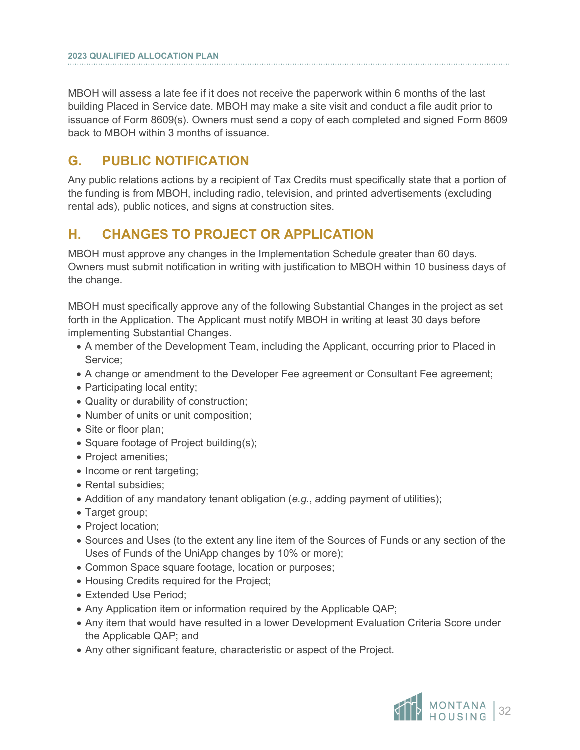MBOH will assess a late fee if it does not receive the paperwork within 6 months of the last building Placed in Service date. MBOH may make a site visit and conduct a file audit prior to issuance of Form 8609(s). Owners must send a copy of each completed and signed Form 8609 back to MBOH within 3 months of issuance.

## G. PUBLIC NOTIFICATION

Any public relations actions by a recipient of Tax Credits must specifically state that a portion of the funding is from MBOH, including radio, television, and printed advertisements (excluding rental ads), public notices, and signs at construction sites.

## H. CHANGES TO PROJECT OR APPLICATION

MBOH must approve any changes in the Implementation Schedule greater than 60 days. Owners must submit notification in writing with justification to MBOH within 10 business days of the change.

MBOH must specifically approve any of the following Substantial Changes in the project as set forth in the Application. The Applicant must notify MBOH in writing at least 30 days before implementing Substantial Changes.

- A member of the Development Team, including the Applicant, occurring prior to Placed in Service;
- A change or amendment to the Developer Fee agreement or Consultant Fee agreement;
- Participating local entity;
- Quality or durability of construction;
- Number of units or unit composition;
- Site or floor plan;
- Square footage of Project building(s);
- Project amenities;
- Income or rent targeting;
- Rental subsidies;
- Addition of any mandatory tenant obligation (*e.g.*, adding payment of utilities);
- Target group;
- Project location;
- Sources and Uses (to the extent any line item of the Sources of Funds or any section of the Uses of Funds of the UniApp changes by 10% or more);
- Common Space square footage, location or purposes;
- Housing Credits required for the Project;
- Extended Use Period;
- Any Application item or information required by the Applicable QAP;
- Any item that would have resulted in a lower Development Evaluation Criteria Score under the Applicable QAP; and
- Any other significant feature, characteristic or aspect of the Project.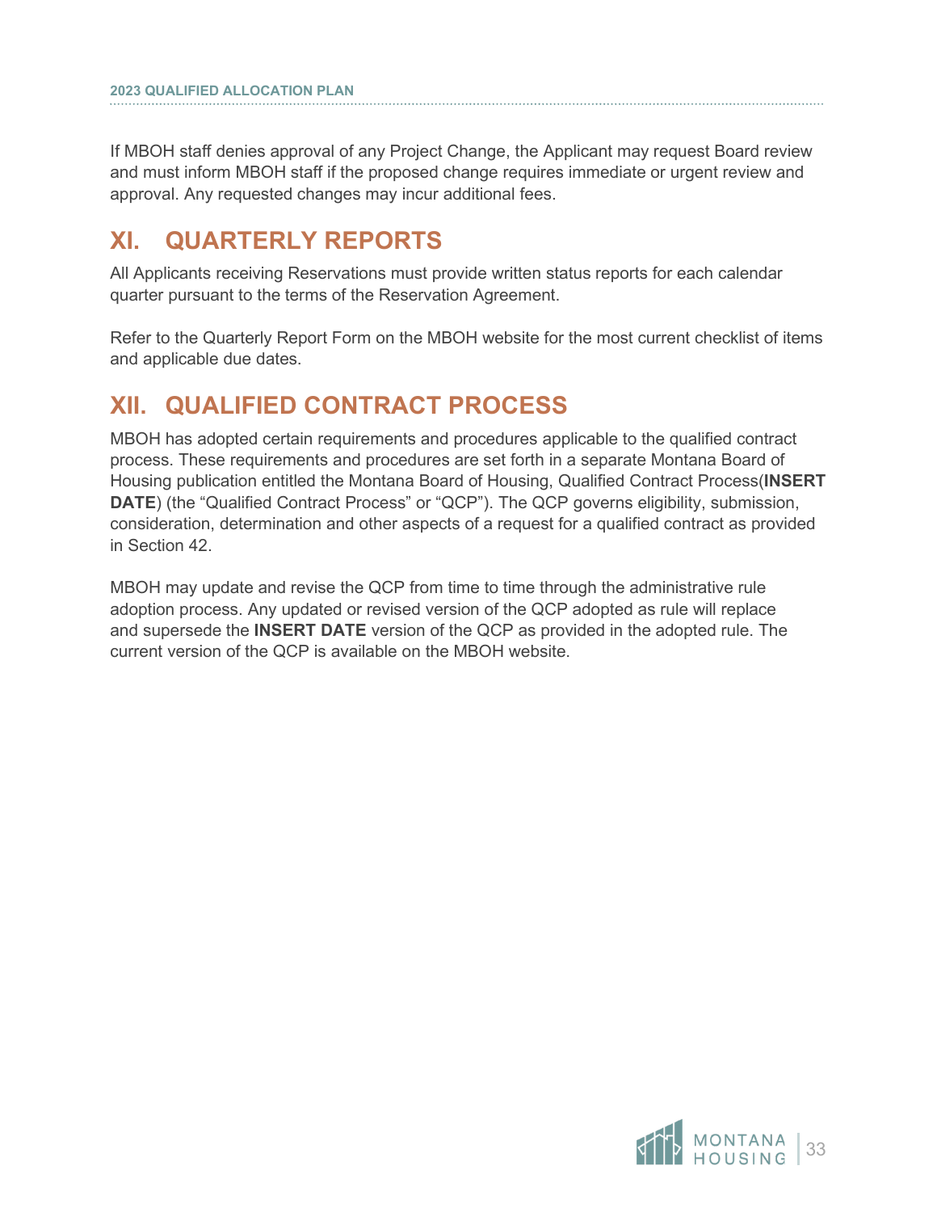If MBOH staff denies approval of any Project Change, the Applicant may request Board review and must inform MBOH staff if the proposed change requires immediate or urgent review and approval. Any requested changes may incur additional fees.

# XI. QUARTERLY REPORTS

All Applicants receiving Reservations must provide written status reports for each calendar quarter pursuant to the terms of the Reservation Agreement.

Refer to the Quarterly Report Form on the MBOH website for the most current checklist of items and applicable due dates.

# XII. QUALIFIED CONTRACT PROCESS

MBOH has adopted certain requirements and procedures applicable to the qualified contract process. These requirements and procedures are set forth in a separate Montana Board of Housing publication entitled the Montana Board of Housing, Qualified Contract Process(**INSERT DATE**) (the “Qualified Contract Process” or “QCP”). The QCP governs eligibility, submission, consideration, determination and other aspects of a request for a qualified contract as provided in Section 42.

MBOH may update and revise the QCP from time to time through the administrative rule adoption process. Any updated or revised version of the QCP adopted as rule will replace and supersede the **INSERT DATE** version of the QCP as provided in the adopted rule. The current version of the QCP is available on the MBOH website.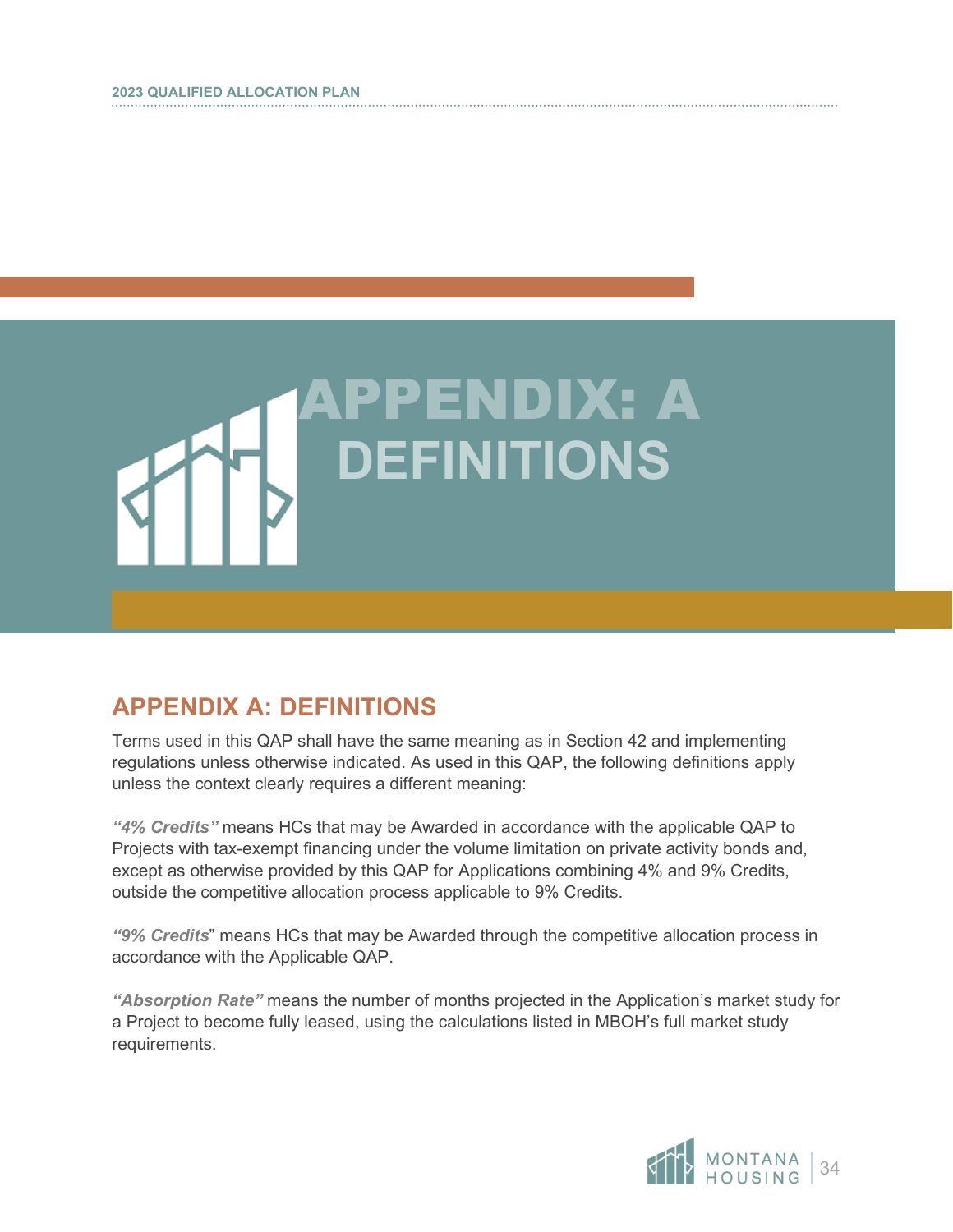# APPENDIX: A DEFINITIONS

## APPENDIX A: DEFINITIONS

Terms used in this QAP shall have the same meaning as in Section 42 and implementing regulations unless otherwise indicated. As used in this QAP, the following definitions apply unless the context clearly requires a different meaning:

***"4% Credits"*** means HCs that may be Awarded in accordance with the applicable QAP to Projects with tax-exempt financing under the volume limitation on private activity bonds and, except as otherwise provided by this QAP for Applications combining 4% and 9% Credits, outside the competitive allocation process applicable to 9% Credits.

***"9% Credits"*** means HCs that may be Awarded through the competitive allocation process in accordance with the Applicable QAP.

***"Absorption Rate"*** means the number of months projected in the Application's market study for a Project to become fully leased, using the calculations listed in MBOH's full market study requirements.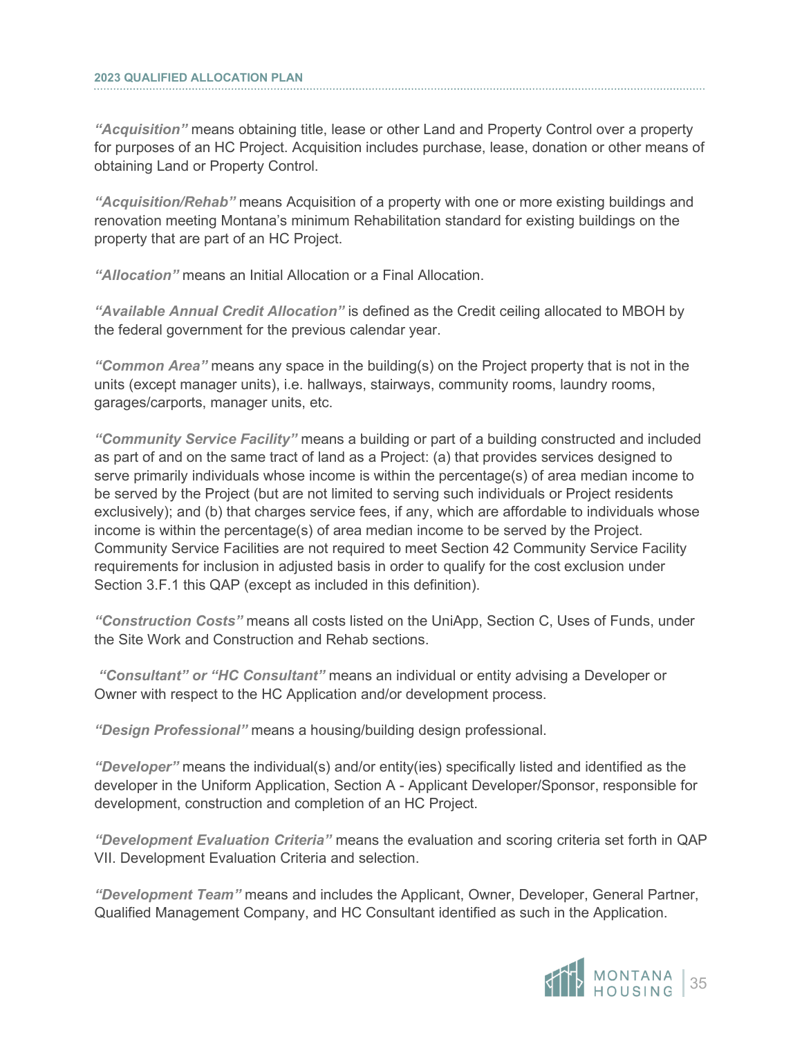***"Acquisition"*** means obtaining title, lease or other Land and Property Control over a property for purposes of an HC Project. Acquisition includes purchase, lease, donation or other means of obtaining Land or Property Control.

***"Acquisition/Rehab"*** means Acquisition of a property with one or more existing buildings and renovation meeting Montana's minimum Rehabilitation standard for existing buildings on the property that are part of an HC Project.

***"Allocation"*** means an Initial Allocation or a Final Allocation.

***"Available Annual Credit Allocation"*** is defined as the Credit ceiling allocated to MBOH by the federal government for the previous calendar year.

***"Common Area"*** means any space in the building(s) on the Project property that is not in the units (except manager units), i.e. hallways, stairways, community rooms, laundry rooms, garages/carports, manager units, etc.

***"Community Service Facility"*** means a building or part of a building constructed and included as part of and on the same tract of land as a Project: (a) that provides services designed to serve primarily individuals whose income is within the percentage(s) of area median income to be served by the Project (but are not limited to serving such individuals or Project residents exclusively); and (b) that charges service fees, if any, which are affordable to individuals whose income is within the percentage(s) of area median income to be served by the Project. Community Service Facilities are not required to meet Section 42 Community Service Facility requirements for inclusion in adjusted basis in order to qualify for the cost exclusion under Section 3.F.1 this QAP (except as included in this definition).

***"Construction Costs"*** means all costs listed on the UniApp, Section C, Uses of Funds, under the Site Work and Construction and Rehab sections.

***"Consultant" or "HC Consultant"*** means an individual or entity advising a Developer or Owner with respect to the HC Application and/or development process.

***"Design Professional"*** means a housing/building design professional.

***"Developer"*** means the individual(s) and/or entity(ies) specifically listed and identified as the developer in the Uniform Application, Section A - Applicant Developer/Sponsor, responsible for development, construction and completion of an HC Project.

***"Development Evaluation Criteria"*** means the evaluation and scoring criteria set forth in QAP VII. Development Evaluation Criteria and selection.

***"Development Team"*** means and includes the Applicant, Owner, Developer, General Partner, Qualified Management Company, and HC Consultant identified as such in the Application.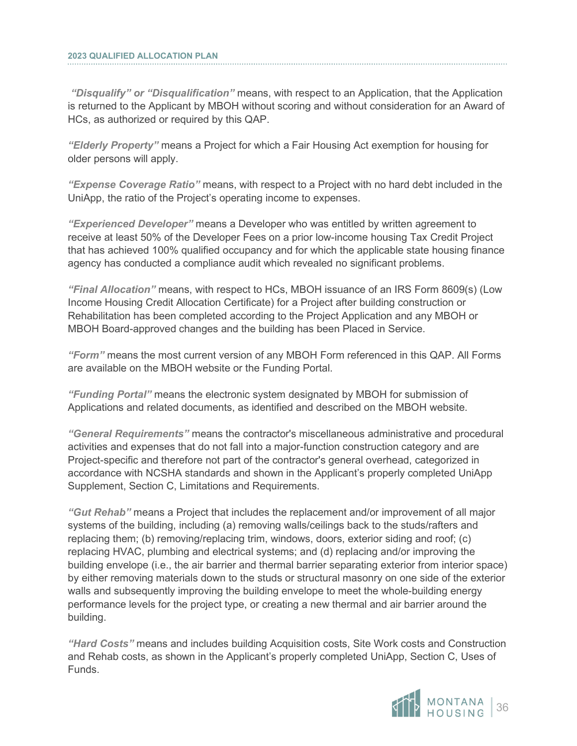***"Disqualify" or "Disqualification"*** means, with respect to an Application, that the Application is returned to the Applicant by MBOH without scoring and without consideration for an Award of HCs, as authorized or required by this QAP.

***"Elderly Property"*** means a Project for which a Fair Housing Act exemption for housing for older persons will apply.

***"Expense Coverage Ratio"*** means, with respect to a Project with no hard debt included in the UniApp, the ratio of the Project's operating income to expenses.

***"Experienced Developer"*** means a Developer who was entitled by written agreement to receive at least 50% of the Developer Fees on a prior low-income housing Tax Credit Project that has achieved 100% qualified occupancy and for which the applicable state housing finance agency has conducted a compliance audit which revealed no significant problems.

***"Final Allocation"*** means, with respect to HCs, MBOH issuance of an IRS Form 8609(s) (Low Income Housing Credit Allocation Certificate) for a Project after building construction or Rehabilitation has been completed according to the Project Application and any MBOH or MBOH Board-approved changes and the building has been Placed in Service.

***"Form"*** means the most current version of any MBOH Form referenced in this QAP. All Forms are available on the MBOH website or the Funding Portal.

***"Funding Portal"*** means the electronic system designated by MBOH for submission of Applications and related documents, as identified and described on the MBOH website.

***"General Requirements"*** means the contractor's miscellaneous administrative and procedural activities and expenses that do not fall into a major-function construction category and are Project-specific and therefore not part of the contractor's general overhead, categorized in accordance with NCSHA standards and shown in the Applicant's properly completed UniApp Supplement, Section C, Limitations and Requirements.

***"Gut Rehab"*** means a Project that includes the replacement and/or improvement of all major systems of the building, including (a) removing walls/ceilings back to the studs/rafters and replacing them; (b) removing/replacing trim, windows, doors, exterior siding and roof; (c) replacing HVAC, plumbing and electrical systems; and (d) replacing and/or improving the building envelope (i.e., the air barrier and thermal barrier separating exterior from interior space) by either removing materials down to the studs or structural masonry on one side of the exterior walls and subsequently improving the building envelope to meet the whole-building energy performance levels for the project type, or creating a new thermal and air barrier around the building.

***"Hard Costs"*** means and includes building Acquisition costs, Site Work costs and Construction and Rehab costs, as shown in the Applicant's properly completed UniApp, Section C, Uses of Funds.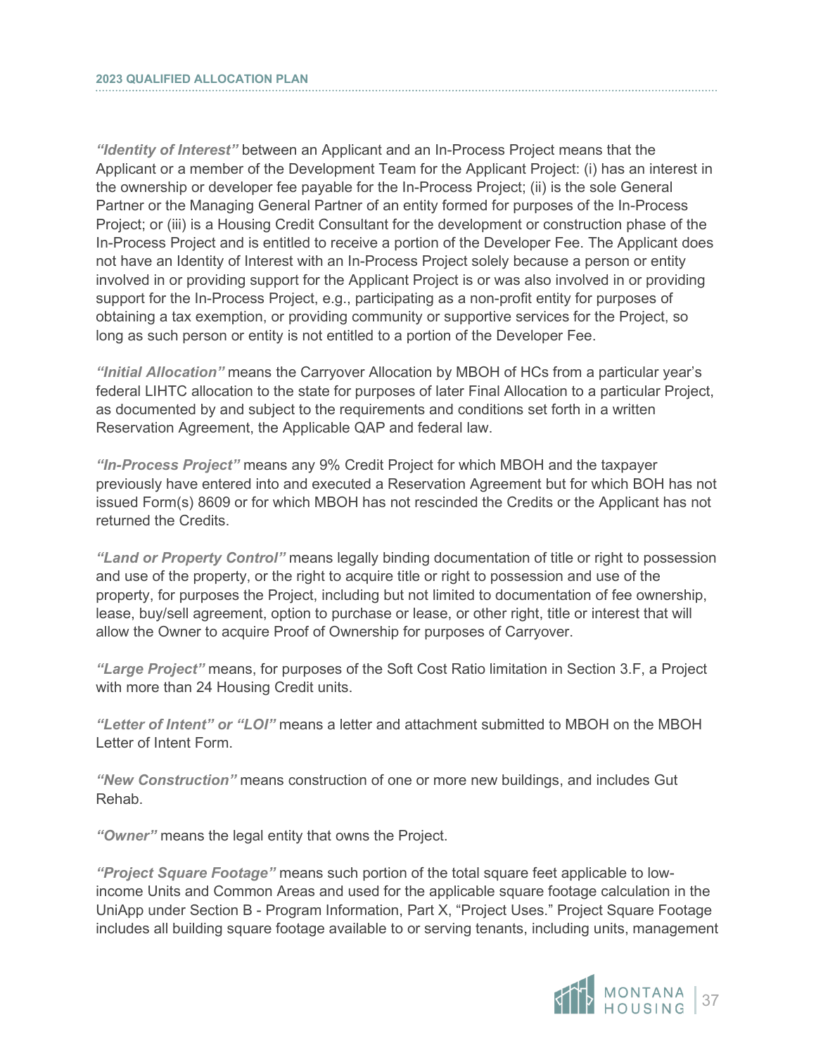***"Identity of Interest"*** between an Applicant and an In-Process Project means that the Applicant or a member of the Development Team for the Applicant Project: (i) has an interest in the ownership or developer fee payable for the In-Process Project; (ii) is the sole General Partner or the Managing General Partner of an entity formed for purposes of the In-Process Project; or (iii) is a Housing Credit Consultant for the development or construction phase of the In-Process Project and is entitled to receive a portion of the Developer Fee. The Applicant does not have an Identity of Interest with an In-Process Project solely because a person or entity involved in or providing support for the Applicant Project is or was also involved in or providing support for the In-Process Project, e.g., participating as a non-profit entity for purposes of obtaining a tax exemption, or providing community or supportive services for the Project, so long as such person or entity is not entitled to a portion of the Developer Fee.

***"Initial Allocation"*** means the Carryover Allocation by MBOH of HCs from a particular year's federal LIHTC allocation to the state for purposes of later Final Allocation to a particular Project, as documented by and subject to the requirements and conditions set forth in a written Reservation Agreement, the Applicable QAP and federal law.

***"In-Process Project"*** means any 9% Credit Project for which MBOH and the taxpayer previously have entered into and executed a Reservation Agreement but for which BOH has not issued Form(s) 8609 or for which MBOH has not rescinded the Credits or the Applicant has not returned the Credits.

***"Land or Property Control"*** means legally binding documentation of title or right to possession and use of the property, or the right to acquire title or right to possession and use of the property, for purposes the Project, including but not limited to documentation of fee ownership, lease, buy/sell agreement, option to purchase or lease, or other right, title or interest that will allow the Owner to acquire Proof of Ownership for purposes of Carryover.

***"Large Project"*** means, for purposes of the Soft Cost Ratio limitation in Section 3.F, a Project with more than 24 Housing Credit units.

***"Letter of Intent" or "LOI"*** means a letter and attachment submitted to MBOH on the MBOH Letter of Intent Form.

***"New Construction"*** means construction of one or more new buildings, and includes Gut Rehab.

***"Owner"*** means the legal entity that owns the Project.

***"Project Square Footage"*** means such portion of the total square feet applicable to low-income Units and Common Areas and used for the applicable square footage calculation in the UniApp under Section B - Program Information, Part X, "Project Uses." Project Square Footage includes all building square footage available to or serving tenants, including units, management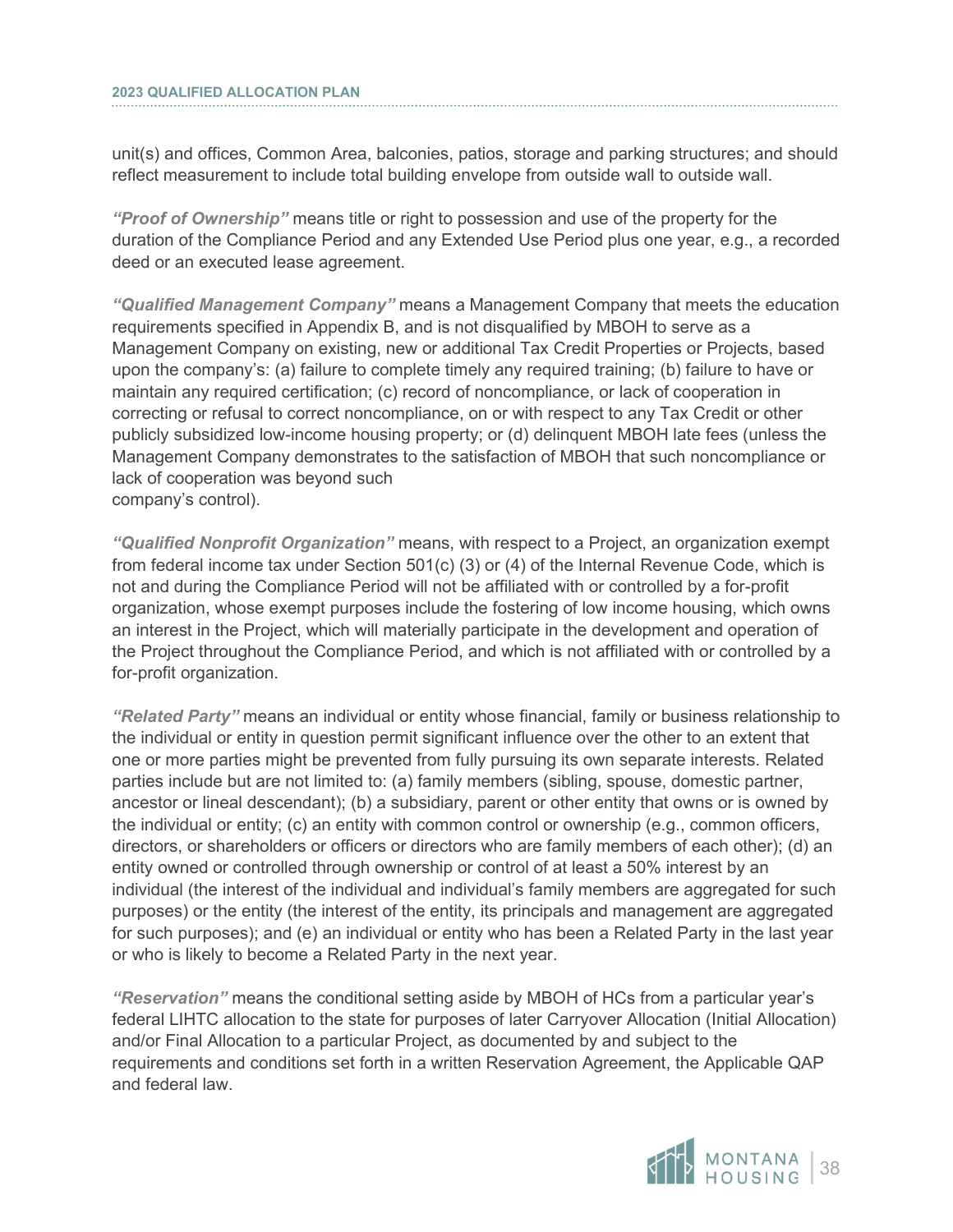unit(s) and offices, Common Area, balconies, patios, storage and parking structures; and should reflect measurement to include total building envelope from outside wall to outside wall.

***"Proof of Ownership"*** means title or right to possession and use of the property for the duration of the Compliance Period and any Extended Use Period plus one year, e.g., a recorded deed or an executed lease agreement.

***"Qualified Management Company"*** means a Management Company that meets the education requirements specified in Appendix B, and is not disqualified by MBOH to serve as a Management Company on existing, new or additional Tax Credit Properties or Projects, based upon the company's: (a) failure to complete timely any required training; (b) failure to have or maintain any required certification; (c) record of noncompliance, or lack of cooperation in correcting or refusal to correct noncompliance, on or with respect to any Tax Credit or other publicly subsidized low-income housing property; or (d) delinquent MBOH late fees (unless the Management Company demonstrates to the satisfaction of MBOH that such noncompliance or lack of cooperation was beyond such company's control).

***"Qualified Nonprofit Organization"*** means, with respect to a Project, an organization exempt from federal income tax under Section 501(c) (3) or (4) of the Internal Revenue Code, which is not and during the Compliance Period will not be affiliated with or controlled by a for-profit organization, whose exempt purposes include the fostering of low income housing, which owns an interest in the Project, which will materially participate in the development and operation of the Project throughout the Compliance Period, and which is not affiliated with or controlled by a for-profit organization.

***"Related Party"*** means an individual or entity whose financial, family or business relationship to the individual or entity in question permit significant influence over the other to an extent that one or more parties might be prevented from fully pursuing its own separate interests. Related parties include but are not limited to: (a) family members (sibling, spouse, domestic partner, ancestor or lineal descendant); (b) a subsidiary, parent or other entity that owns or is owned by the individual or entity; (c) an entity with common control or ownership (e.g., common officers, directors, or shareholders or officers or directors who are family members of each other); (d) an entity owned or controlled through ownership or control of at least a 50% interest by an individual (the interest of the individual and individual's family members are aggregated for such purposes) or the entity (the interest of the entity, its principals and management are aggregated for such purposes); and (e) an individual or entity who has been a Related Party in the last year or who is likely to become a Related Party in the next year.

***"Reservation"*** means the conditional setting aside by MBOH of HCs from a particular year's federal LIHTC allocation to the state for purposes of later Carryover Allocation (Initial Allocation) and/or Final Allocation to a particular Project, as documented by and subject to the requirements and conditions set forth in a written Reservation Agreement, the Applicable QAP and federal law.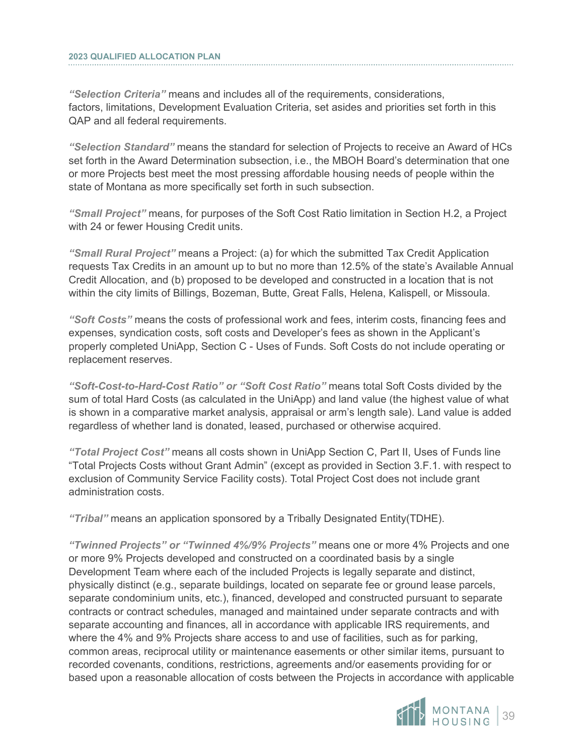***"Selection Criteria"*** means and includes all of the requirements, considerations, factors, limitations, Development Evaluation Criteria, set asides and priorities set forth in this QAP and all federal requirements.

***"Selection Standard"*** means the standard for selection of Projects to receive an Award of HCs set forth in the Award Determination subsection, i.e., the MBOH Board's determination that one or more Projects best meet the most pressing affordable housing needs of people within the state of Montana as more specifically set forth in such subsection.

***"Small Project"*** means, for purposes of the Soft Cost Ratio limitation in Section H.2, a Project with 24 or fewer Housing Credit units.

***"Small Rural Project"*** means a Project: (a) for which the submitted Tax Credit Application requests Tax Credits in an amount up to but no more than 12.5% of the state's Available Annual Credit Allocation, and (b) proposed to be developed and constructed in a location that is not within the city limits of Billings, Bozeman, Butte, Great Falls, Helena, Kalispell, or Missoula.

***"Soft Costs"*** means the costs of professional work and fees, interim costs, financing fees and expenses, syndication costs, soft costs and Developer's fees as shown in the Applicant's properly completed UniApp, Section C - Uses of Funds. Soft Costs do not include operating or replacement reserves.

***"Soft-Cost-to-Hard-Cost Ratio" or "Soft Cost Ratio"*** means total Soft Costs divided by the sum of total Hard Costs (as calculated in the UniApp) and land value (the highest value of what is shown in a comparative market analysis, appraisal or arm's length sale). Land value is added regardless of whether land is donated, leased, purchased or otherwise acquired.

***"Total Project Cost"*** means all costs shown in UniApp Section C, Part II, Uses of Funds line "Total Projects Costs without Grant Admin" (except as provided in Section 3.F.1. with respect to exclusion of Community Service Facility costs). Total Project Cost does not include grant administration costs.

***"Tribal"*** means an application sponsored by a Tribally Designated Entity(TDHE).

***"Twinned Projects" or "Twinned 4%/9% Projects"*** means one or more 4% Projects and one or more 9% Projects developed and constructed on a coordinated basis by a single Development Team where each of the included Projects is legally separate and distinct, physically distinct (e.g., separate buildings, located on separate fee or ground lease parcels, separate condominium units, etc.), financed, developed and constructed pursuant to separate contracts or contract schedules, managed and maintained under separate contracts and with separate accounting and finances, all in accordance with applicable IRS requirements, and where the 4% and 9% Projects share access to and use of facilities, such as for parking, common areas, reciprocal utility or maintenance easements or other similar items, pursuant to recorded covenants, conditions, restrictions, agreements and/or easements providing for or based upon a reasonable allocation of costs between the Projects in accordance with applicable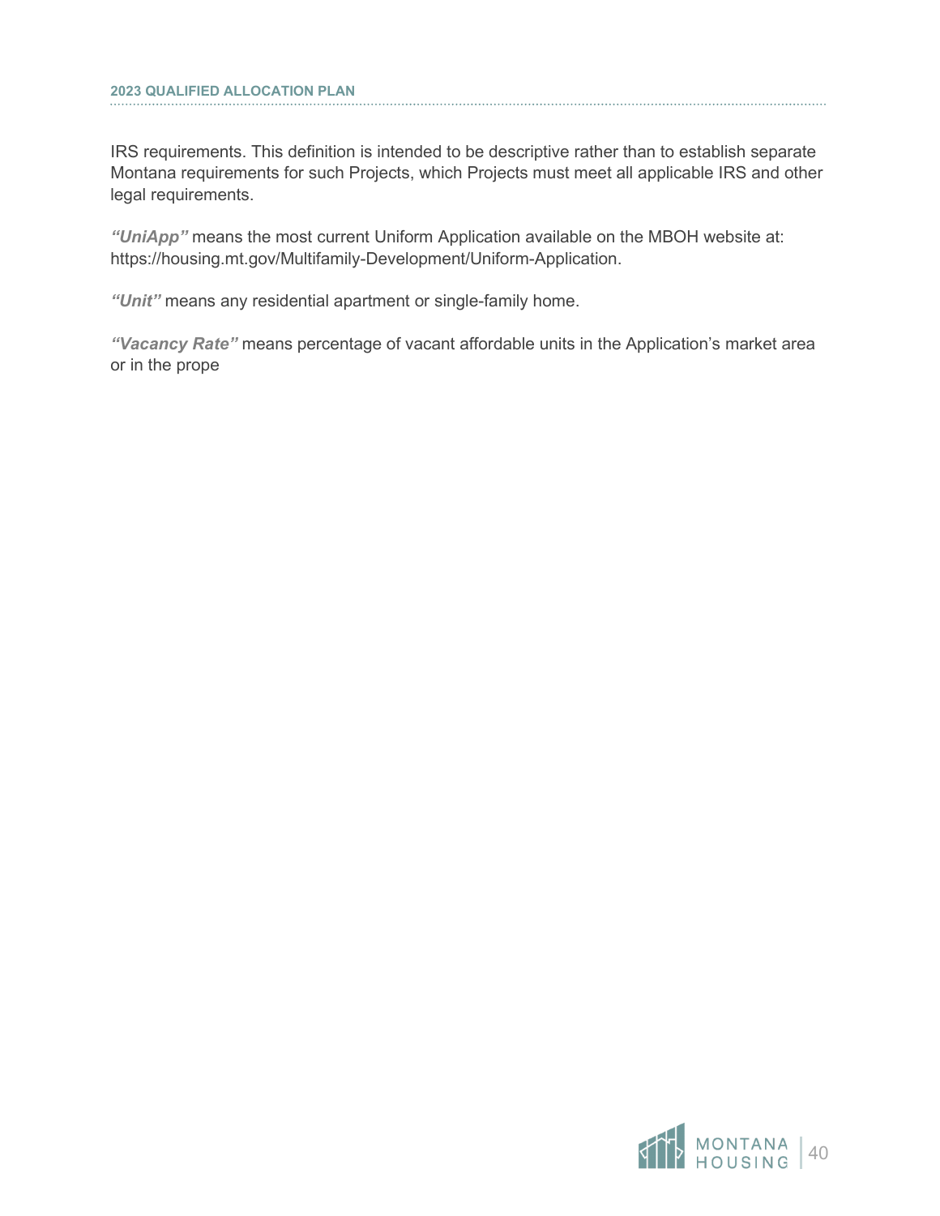IRS requirements. This definition is intended to be descriptive rather than to establish separate Montana requirements for such Projects, which Projects must meet all applicable IRS and other legal requirements.

***"UniApp"*** means the most current Uniform Application available on the MBOH website at: https://housing.mt.gov/Multifamily-Development/Uniform-Application.

***"Unit"*** means any residential apartment or single-family home.

***"Vacancy Rate"*** means percentage of vacant affordable units in the Application's market area or in the prope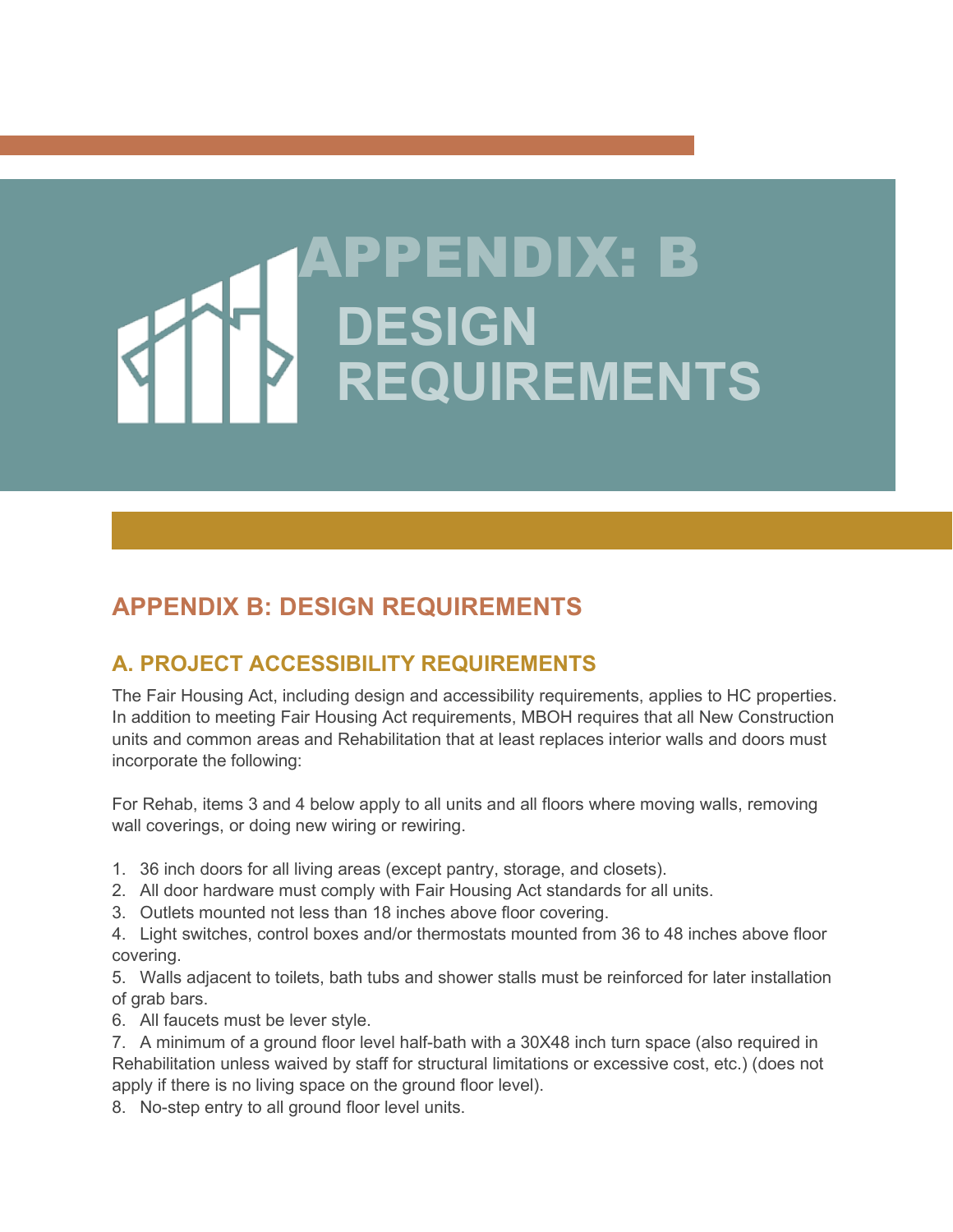# APPENDIX: B DESIGN REQUIREMENTS

## APPENDIX B: DESIGN REQUIREMENTS

### A. PROJECT ACCESSIBILITY REQUIREMENTS

The Fair Housing Act, including design and accessibility requirements, applies to HC properties. In addition to meeting Fair Housing Act requirements, MBOH requires that all New Construction units and common areas and Rehabilitation that at least replaces interior walls and doors must incorporate the following:

For Rehab, items 3 and 4 below apply to all units and all floors where moving walls, removing wall coverings, or doing new wiring or rewiring.

1. 36 inch doors for all living areas (except pantry, storage, and closets).
2. All door hardware must comply with Fair Housing Act standards for all units.
3. Outlets mounted not less than 18 inches above floor covering.
4. Light switches, control boxes and/or thermostats mounted from 36 to 48 inches above floor covering.
5. Walls adjacent to toilets, bath tubs and shower stalls must be reinforced for later installation of grab bars.
6. All faucets must be lever style.
7. A minimum of a ground floor level half-bath with a 30X48 inch turn space (also required in Rehabilitation unless waived by staff for structural limitations or excessive cost, etc.) (does not apply if there is no living space on the ground floor level).
8. No-step entry to all ground floor level units.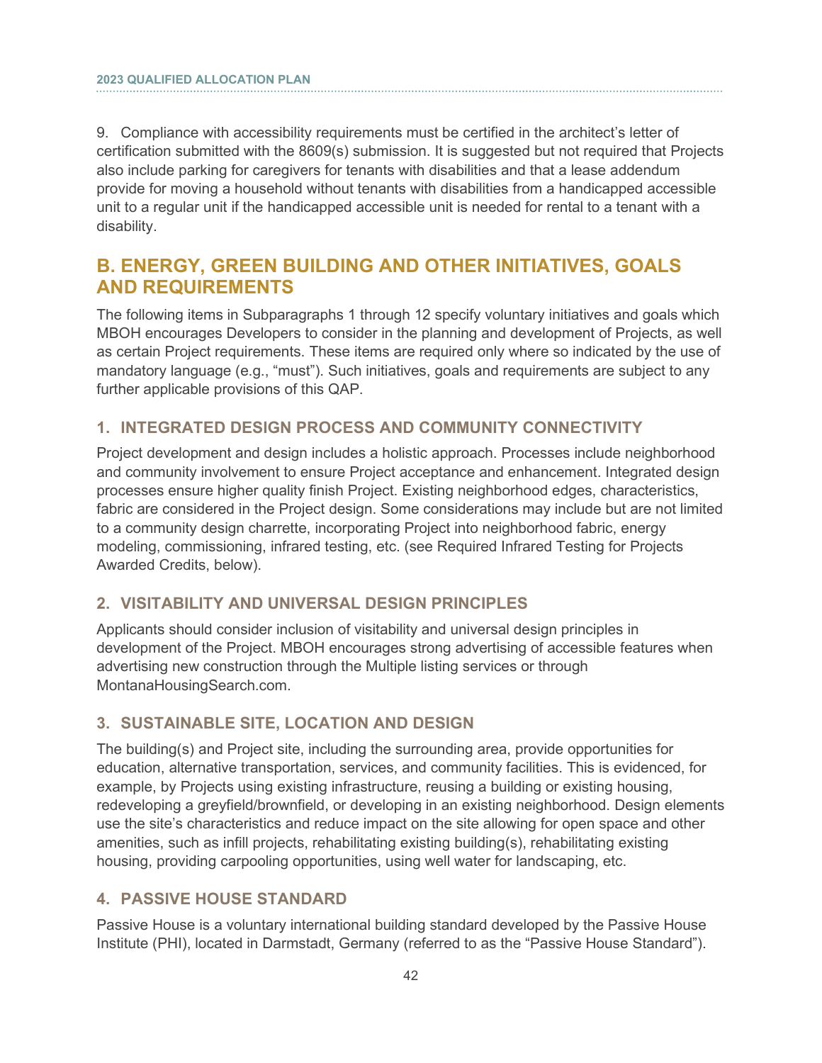9. Compliance with accessibility requirements must be certified in the architect's letter of certification submitted with the 8609(s) submission. It is suggested but not required that Projects also include parking for caregivers for tenants with disabilities and that a lease addendum provide for moving a household without tenants with disabilities from a handicapped accessible unit to a regular unit if the handicapped accessible unit is needed for rental to a tenant with a disability.

## B. ENERGY, GREEN BUILDING AND OTHER INITIATIVES, GOALS AND REQUIREMENTS

The following items in Subparagraphs 1 through 12 specify voluntary initiatives and goals which MBOH encourages Developers to consider in the planning and development of Projects, as well as certain Project requirements. These items are required only where so indicated by the use of mandatory language (e.g., "must"). Such initiatives, goals and requirements are subject to any further applicable provisions of this QAP.

### 1. INTEGRATED DESIGN PROCESS AND COMMUNITY CONNECTIVITY

Project development and design includes a holistic approach. Processes include neighborhood and community involvement to ensure Project acceptance and enhancement. Integrated design processes ensure higher quality finish Project. Existing neighborhood edges, characteristics, fabric are considered in the Project design. Some considerations may include but are not limited to a community design charrette, incorporating Project into neighborhood fabric, energy modeling, commissioning, infrared testing, etc. (see Required Infrared Testing for Projects Awarded Credits, below).

### 2. VISITABILITY AND UNIVERSAL DESIGN PRINCIPLES

Applicants should consider inclusion of visitability and universal design principles in development of the Project. MBOH encourages strong advertising of accessible features when advertising new construction through the Multiple listing services or through MontanaHousingSearch.com.

### 3. SUSTAINABLE SITE, LOCATION AND DESIGN

The building(s) and Project site, including the surrounding area, provide opportunities for education, alternative transportation, services, and community facilities. This is evidenced, for example, by Projects using existing infrastructure, reusing a building or existing housing, redeveloping a greyfield/brownfield, or developing in an existing neighborhood. Design elements use the site's characteristics and reduce impact on the site allowing for open space and other amenities, such as infill projects, rehabilitating existing building(s), rehabilitating existing housing, providing carpooling opportunities, using well water for landscaping, etc.

### 4. PASSIVE HOUSE STANDARD

Passive House is a voluntary international building standard developed by the Passive House Institute (PHI), located in Darmstadt, Germany (referred to as the "Passive House Standard").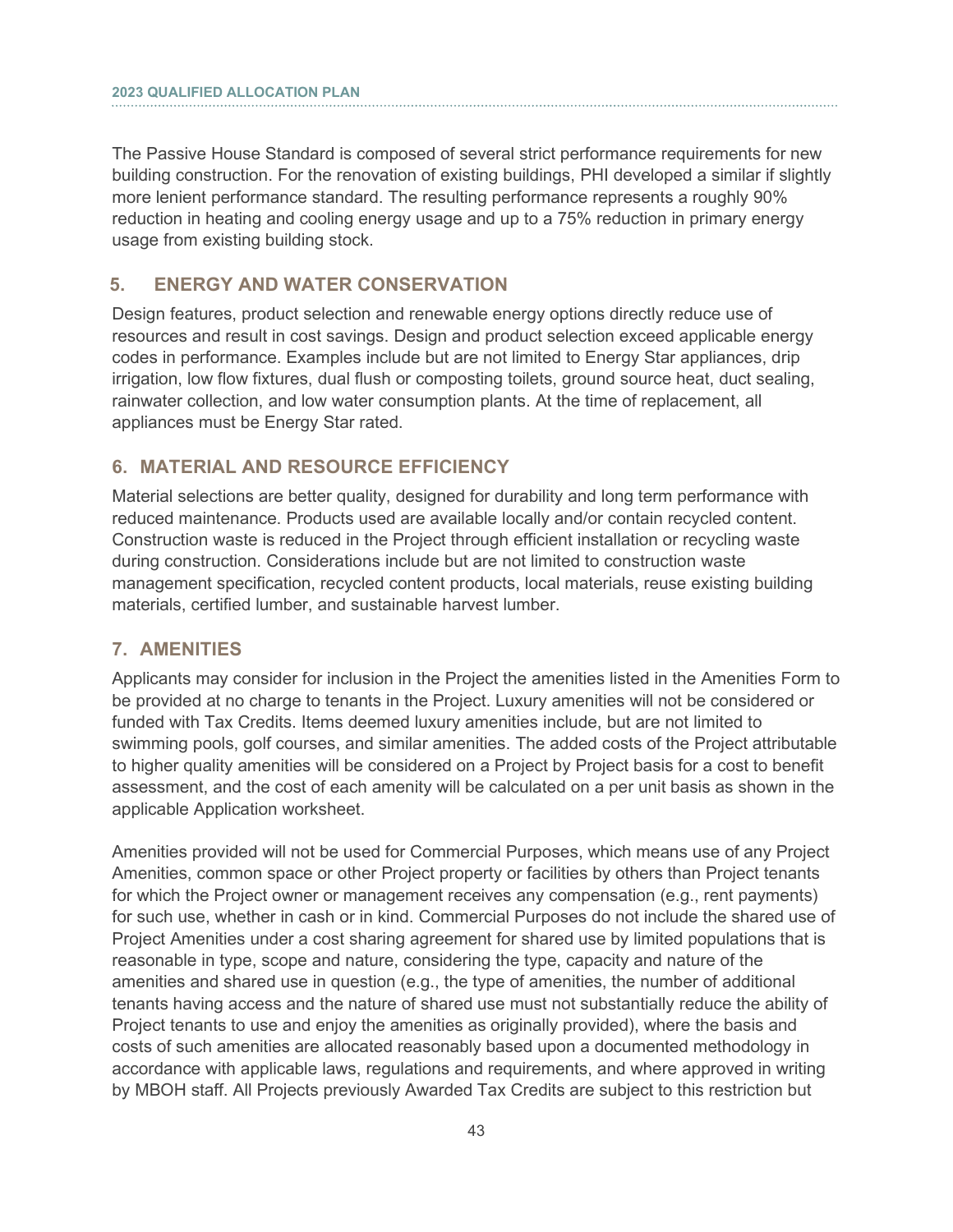The Passive House Standard is composed of several strict performance requirements for new building construction. For the renovation of existing buildings, PHI developed a similar if slightly more lenient performance standard. The resulting performance represents a roughly 90% reduction in heating and cooling energy usage and up to a 75% reduction in primary energy usage from existing building stock.

## 5. ENERGY AND WATER CONSERVATION

Design features, product selection and renewable energy options directly reduce use of resources and result in cost savings. Design and product selection exceed applicable energy codes in performance. Examples include but are not limited to Energy Star appliances, drip irrigation, low flow fixtures, dual flush or composting toilets, ground source heat, duct sealing, rainwater collection, and low water consumption plants. At the time of replacement, all appliances must be Energy Star rated.

## 6. MATERIAL AND RESOURCE EFFICIENCY

Material selections are better quality, designed for durability and long term performance with reduced maintenance. Products used are available locally and/or contain recycled content. Construction waste is reduced in the Project through efficient installation or recycling waste during construction. Considerations include but are not limited to construction waste management specification, recycled content products, local materials, reuse existing building materials, certified lumber, and sustainable harvest lumber.

## 7. AMENITIES

Applicants may consider for inclusion in the Project the amenities listed in the Amenities Form to be provided at no charge to tenants in the Project. Luxury amenities will not be considered or funded with Tax Credits. Items deemed luxury amenities include, but are not limited to swimming pools, golf courses, and similar amenities. The added costs of the Project attributable to higher quality amenities will be considered on a Project by Project basis for a cost to benefit assessment, and the cost of each amenity will be calculated on a per unit basis as shown in the applicable Application worksheet.

Amenities provided will not be used for Commercial Purposes, which means use of any Project Amenities, common space or other Project property or facilities by others than Project tenants for which the Project owner or management receives any compensation (e.g., rent payments) for such use, whether in cash or in kind. Commercial Purposes do not include the shared use of Project Amenities under a cost sharing agreement for shared use by limited populations that is reasonable in type, scope and nature, considering the type, capacity and nature of the amenities and shared use in question (e.g., the type of amenities, the number of additional tenants having access and the nature of shared use must not substantially reduce the ability of Project tenants to use and enjoy the amenities as originally provided), where the basis and costs of such amenities are allocated reasonably based upon a documented methodology in accordance with applicable laws, regulations and requirements, and where approved in writing by MBOH staff. All Projects previously Awarded Tax Credits are subject to this restriction but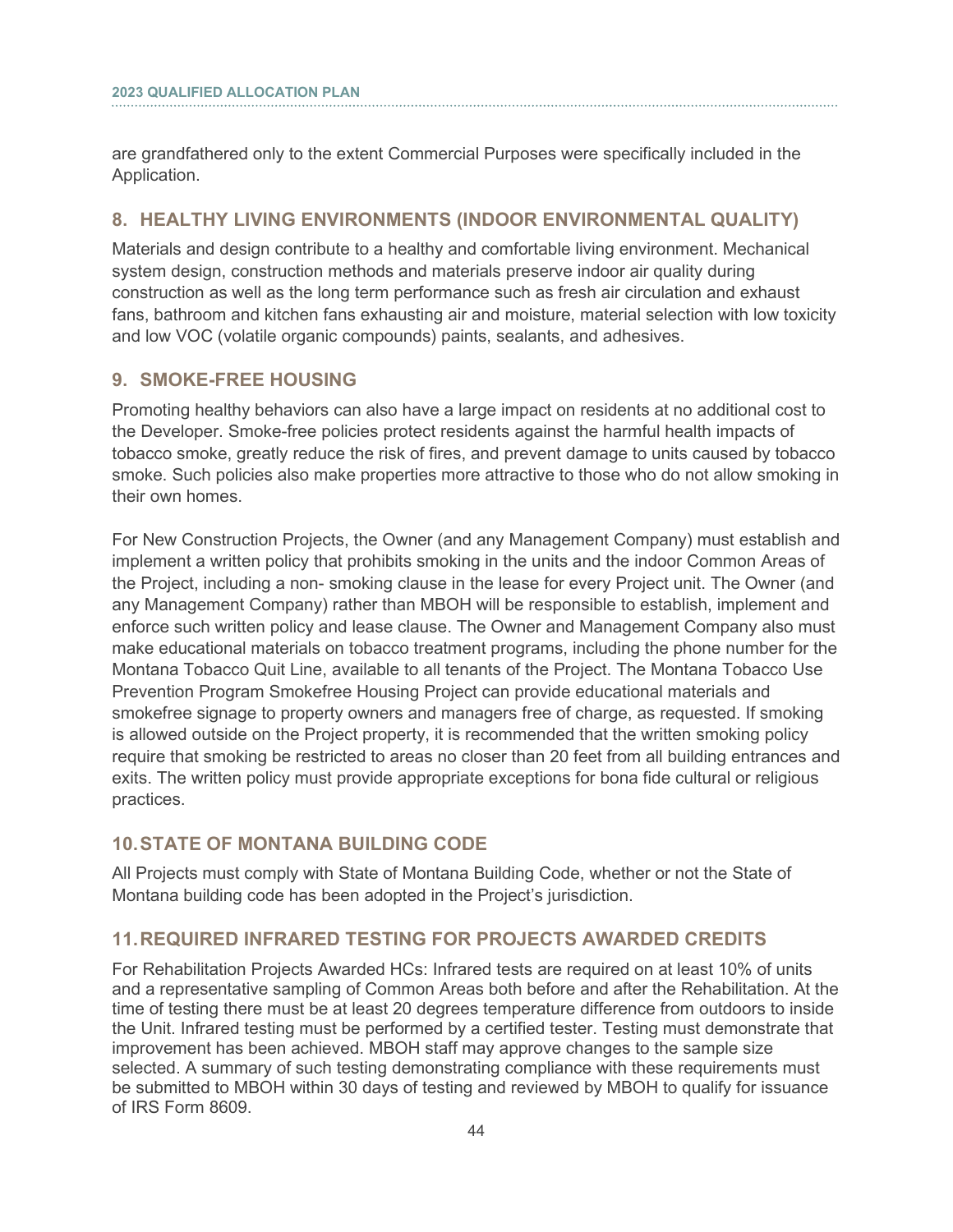are grandfathered only to the extent Commercial Purposes were specifically included in the Application.

## 8. HEALTHY LIVING ENVIRONMENTS (INDOOR ENVIRONMENTAL QUALITY)

Materials and design contribute to a healthy and comfortable living environment. Mechanical system design, construction methods and materials preserve indoor air quality during construction as well as the long term performance such as fresh air circulation and exhaust fans, bathroom and kitchen fans exhausting air and moisture, material selection with low toxicity and low VOC (volatile organic compounds) paints, sealants, and adhesives.

## 9. SMOKE-FREE HOUSING

Promoting healthy behaviors can also have a large impact on residents at no additional cost to the Developer. Smoke-free policies protect residents against the harmful health impacts of tobacco smoke, greatly reduce the risk of fires, and prevent damage to units caused by tobacco smoke. Such policies also make properties more attractive to those who do not allow smoking in their own homes.

For New Construction Projects, the Owner (and any Management Company) must establish and implement a written policy that prohibits smoking in the units and the indoor Common Areas of the Project, including a non- smoking clause in the lease for every Project unit. The Owner (and any Management Company) rather than MBOH will be responsible to establish, implement and enforce such written policy and lease clause. The Owner and Management Company also must make educational materials on tobacco treatment programs, including the phone number for the Montana Tobacco Quit Line, available to all tenants of the Project. The Montana Tobacco Use Prevention Program Smokefree Housing Project can provide educational materials and smokefree signage to property owners and managers free of charge, as requested. If smoking is allowed outside on the Project property, it is recommended that the written smoking policy require that smoking be restricted to areas no closer than 20 feet from all building entrances and exits. The written policy must provide appropriate exceptions for bona fide cultural or religious practices.

## 10. STATE OF MONTANA BUILDING CODE

All Projects must comply with State of Montana Building Code, whether or not the State of Montana building code has been adopted in the Project's jurisdiction.

## 11. REQUIRED INFRARED TESTING FOR PROJECTS AWARDED CREDITS

For Rehabilitation Projects Awarded HCs: Infrared tests are required on at least 10% of units and a representative sampling of Common Areas both before and after the Rehabilitation. At the time of testing there must be at least 20 degrees temperature difference from outdoors to inside the Unit. Infrared testing must be performed by a certified tester. Testing must demonstrate that improvement has been achieved. MBOH staff may approve changes to the sample size selected. A summary of such testing demonstrating compliance with these requirements must be submitted to MBOH within 30 days of testing and reviewed by MBOH to qualify for issuance of IRS Form 8609.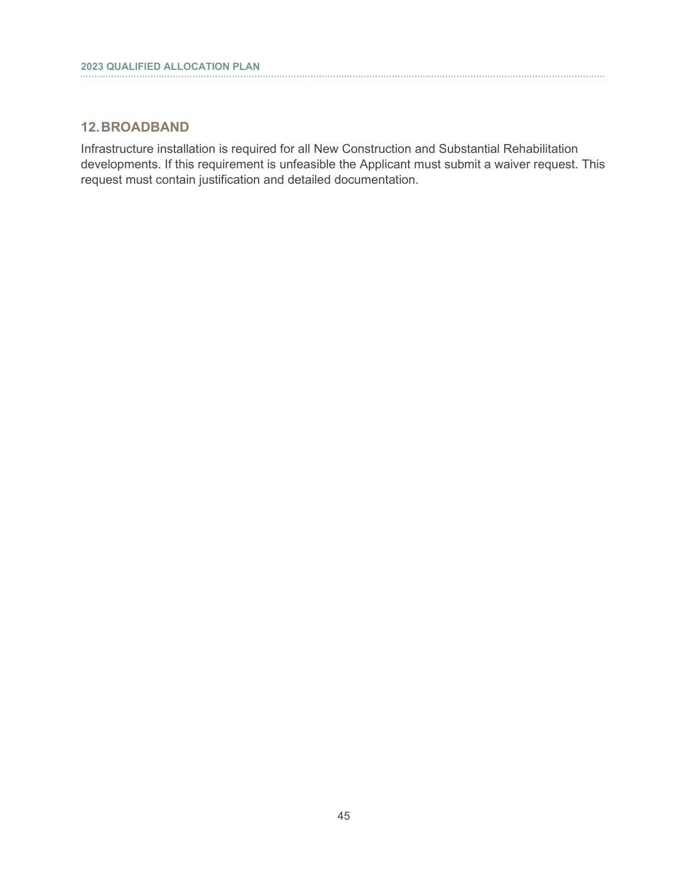## 12. BROADBAND

Infrastructure installation is required for all New Construction and Substantial Rehabilitation developments. If this requirement is unfeasible the Applicant must submit a waiver request. This request must contain justification and detailed documentation.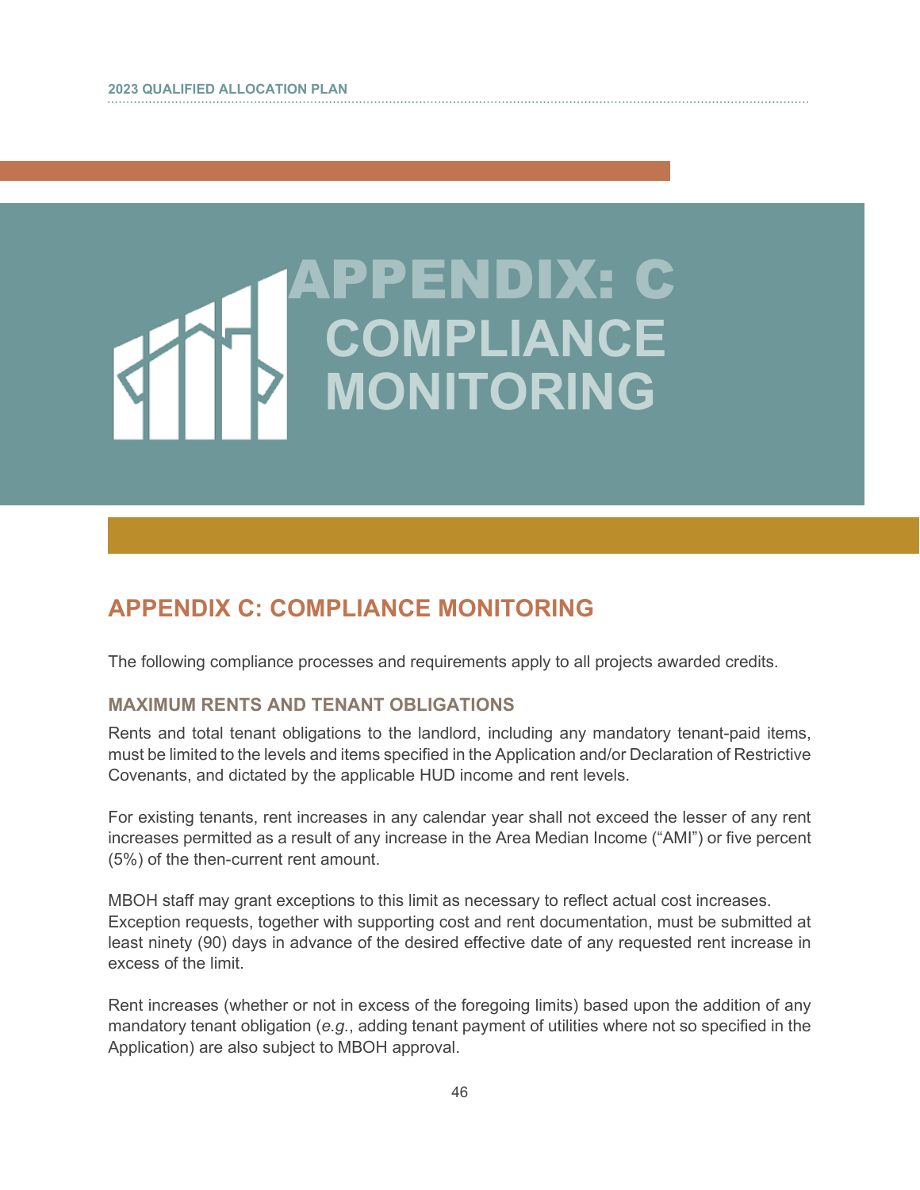# APPENDIX: C COMPLIANCE MONITORING

## APPENDIX C: COMPLIANCE MONITORING

The following compliance processes and requirements apply to all projects awarded credits.

### MAXIMUM RENTS AND TENANT OBLIGATIONS

Rents and total tenant obligations to the landlord, including any mandatory tenant-paid items, must be limited to the levels and items specified in the Application and/or Declaration of Restrictive Covenants, and dictated by the applicable HUD income and rent levels.

For existing tenants, rent increases in any calendar year shall not exceed the lesser of any rent increases permitted as a result of any increase in the Area Median Income ("AMI") or five percent (5%) of the then-current rent amount.

MBOH staff may grant exceptions to this limit as necessary to reflect actual cost increases. Exception requests, together with supporting cost and rent documentation, must be submitted at least ninety (90) days in advance of the desired effective date of any requested rent increase in excess of the limit.

Rent increases (whether or not in excess of the foregoing limits) based upon the addition of any mandatory tenant obligation (*e.g.*, adding tenant payment of utilities where not so specified in the Application) are also subject to MBOH approval.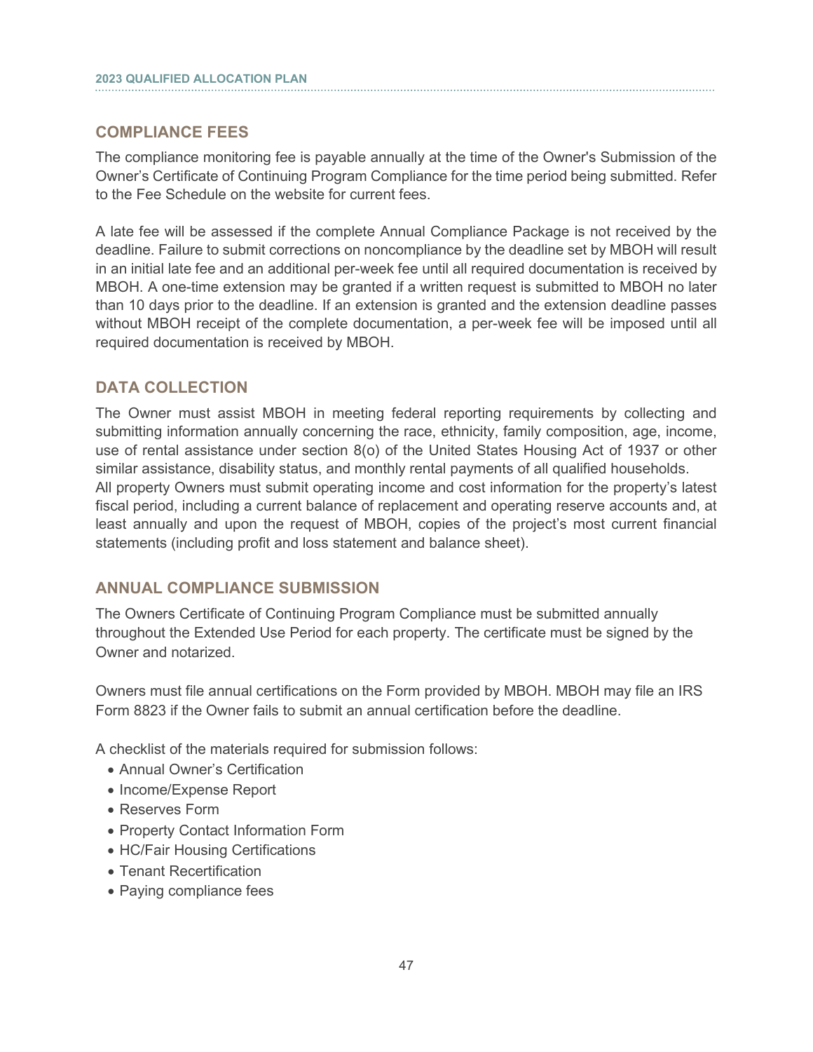## COMPLIANCE FEES

The compliance monitoring fee is payable annually at the time of the Owner's Submission of the Owner's Certificate of Continuing Program Compliance for the time period being submitted. Refer to the Fee Schedule on the website for current fees.

A late fee will be assessed if the complete Annual Compliance Package is not received by the deadline. Failure to submit corrections on noncompliance by the deadline set by MBOH will result in an initial late fee and an additional per-week fee until all required documentation is received by MBOH. A one-time extension may be granted if a written request is submitted to MBOH no later than 10 days prior to the deadline. If an extension is granted and the extension deadline passes without MBOH receipt of the complete documentation, a per-week fee will be imposed until all required documentation is received by MBOH.

## DATA COLLECTION

The Owner must assist MBOH in meeting federal reporting requirements by collecting and submitting information annually concerning the race, ethnicity, family composition, age, income, use of rental assistance under section 8(o) of the United States Housing Act of 1937 or other similar assistance, disability status, and monthly rental payments of all qualified households.
All property Owners must submit operating income and cost information for the property's latest fiscal period, including a current balance of replacement and operating reserve accounts and, at least annually and upon the request of MBOH, copies of the project's most current financial statements (including profit and loss statement and balance sheet).

## ANNUAL COMPLIANCE SUBMISSION

The Owners Certificate of Continuing Program Compliance must be submitted annually throughout the Extended Use Period for each property. The certificate must be signed by the Owner and notarized.

Owners must file annual certifications on the Form provided by MBOH. MBOH may file an IRS Form 8823 if the Owner fails to submit an annual certification before the deadline.

A checklist of the materials required for submission follows:

- Annual Owner's Certification
- Income/Expense Report
- Reserves Form
- Property Contact Information Form
- HC/Fair Housing Certifications
- Tenant Recertification
- Paying compliance fees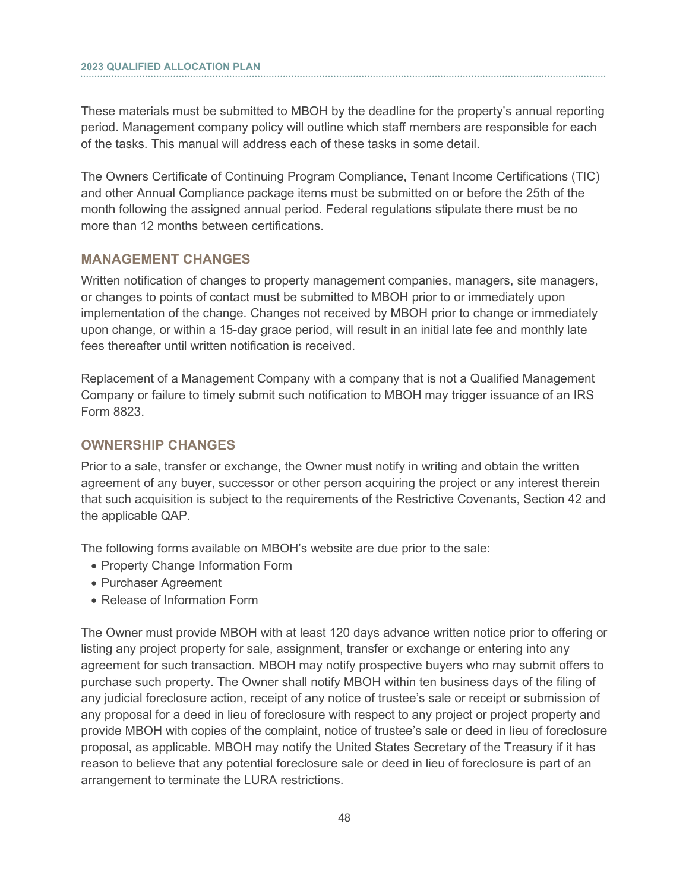These materials must be submitted to MBOH by the deadline for the property's annual reporting period. Management company policy will outline which staff members are responsible for each of the tasks. This manual will address each of these tasks in some detail.

The Owners Certificate of Continuing Program Compliance, Tenant Income Certifications (TIC) and other Annual Compliance package items must be submitted on or before the 25th of the month following the assigned annual period. Federal regulations stipulate there must be no more than 12 months between certifications.

## MANAGEMENT CHANGES

Written notification of changes to property management companies, managers, site managers, or changes to points of contact must be submitted to MBOH prior to or immediately upon implementation of the change. Changes not received by MBOH prior to change or immediately upon change, or within a 15-day grace period, will result in an initial late fee and monthly late fees thereafter until written notification is received.

Replacement of a Management Company with a company that is not a Qualified Management Company or failure to timely submit such notification to MBOH may trigger issuance of an IRS Form 8823.

## OWNERSHIP CHANGES

Prior to a sale, transfer or exchange, the Owner must notify in writing and obtain the written agreement of any buyer, successor or other person acquiring the project or any interest therein that such acquisition is subject to the requirements of the Restrictive Covenants, Section 42 and the applicable QAP.

The following forms available on MBOH's website are due prior to the sale:

- Property Change Information Form
- Purchaser Agreement
- Release of Information Form

The Owner must provide MBOH with at least 120 days advance written notice prior to offering or listing any project property for sale, assignment, transfer or exchange or entering into any agreement for such transaction. MBOH may notify prospective buyers who may submit offers to purchase such property. The Owner shall notify MBOH within ten business days of the filing of any judicial foreclosure action, receipt of any notice of trustee's sale or receipt or submission of any proposal for a deed in lieu of foreclosure with respect to any project or project property and provide MBOH with copies of the complaint, notice of trustee's sale or deed in lieu of foreclosure proposal, as applicable. MBOH may notify the United States Secretary of the Treasury if it has reason to believe that any potential foreclosure sale or deed in lieu of foreclosure is part of an arrangement to terminate the LURA restrictions.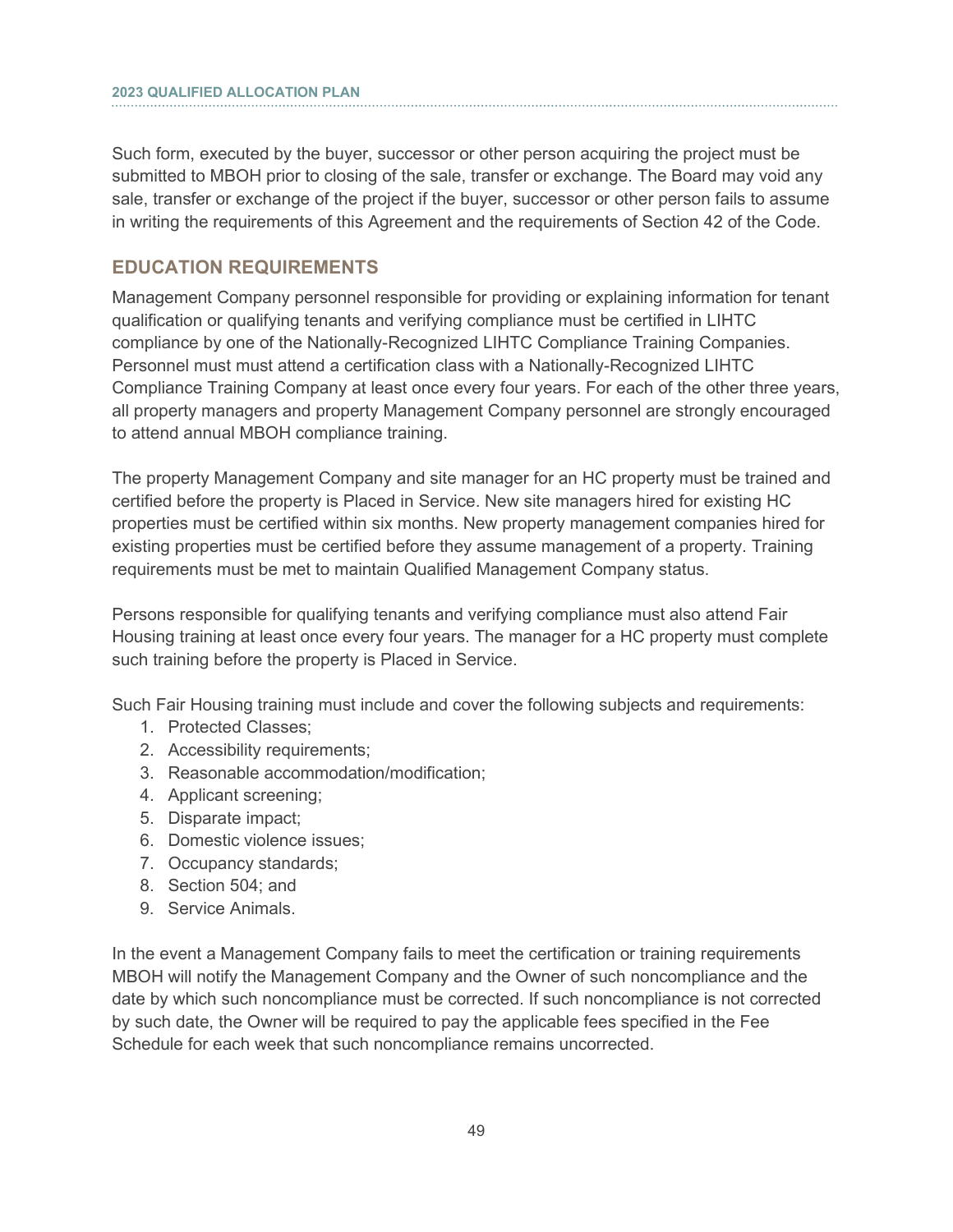Such form, executed by the buyer, successor or other person acquiring the project must be submitted to MBOH prior to closing of the sale, transfer or exchange. The Board may void any sale, transfer or exchange of the project if the buyer, successor or other person fails to assume in writing the requirements of this Agreement and the requirements of Section 42 of the Code.

## EDUCATION REQUIREMENTS

Management Company personnel responsible for providing or explaining information for tenant qualification or qualifying tenants and verifying compliance must be certified in LIHTC compliance by one of the Nationally-Recognized LIHTC Compliance Training Companies. Personnel must must attend a certification class with a Nationally-Recognized LIHTC Compliance Training Company at least once every four years. For each of the other three years, all property managers and property Management Company personnel are strongly encouraged to attend annual MBOH compliance training.

The property Management Company and site manager for an HC property must be trained and certified before the property is Placed in Service. New site managers hired for existing HC properties must be certified within six months. New property management companies hired for existing properties must be certified before they assume management of a property. Training requirements must be met to maintain Qualified Management Company status.

Persons responsible for qualifying tenants and verifying compliance must also attend Fair Housing training at least once every four years. The manager for a HC property must complete such training before the property is Placed in Service.

Such Fair Housing training must include and cover the following subjects and requirements:

1. Protected Classes;
2. Accessibility requirements;
3. Reasonable accommodation/modification;
4. Applicant screening;
5. Disparate impact;
6. Domestic violence issues;
7. Occupancy standards;
8. Section 504; and
9. Service Animals.

In the event a Management Company fails to meet the certification or training requirements MBOH will notify the Management Company and the Owner of such noncompliance and the date by which such noncompliance must be corrected. If such noncompliance is not corrected by such date, the Owner will be required to pay the applicable fees specified in the Fee Schedule for each week that such noncompliance remains uncorrected.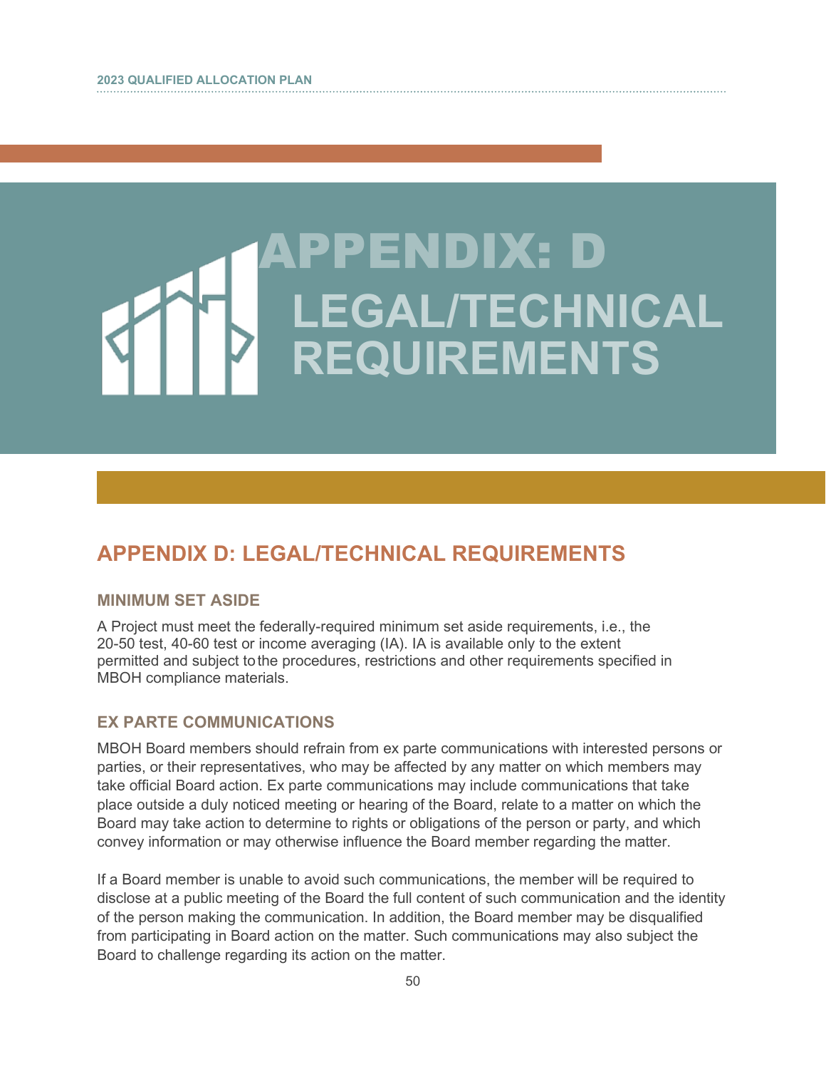# APPENDIX: D LEGAL/TECHNICAL REQUIREMENTS

## APPENDIX D: LEGAL/TECHNICAL REQUIREMENTS

### MINIMUM SET ASIDE

A Project must meet the federally-required minimum set aside requirements, i.e., the 20-50 test, 40-60 test or income averaging (IA). IA is available only to the extent permitted and subject to the procedures, restrictions and other requirements specified in MBOH compliance materials.

### EX PARTE COMMUNICATIONS

MBOH Board members should refrain from ex parte communications with interested persons or parties, or their representatives, who may be affected by any matter on which members may take official Board action. Ex parte communications may include communications that take place outside a duly noticed meeting or hearing of the Board, relate to a matter on which the Board may take action to determine to rights or obligations of the person or party, and which convey information or may otherwise influence the Board member regarding the matter.

If a Board member is unable to avoid such communications, the member will be required to disclose at a public meeting of the Board the full content of such communication and the identity of the person making the communication. In addition, the Board member may be disqualified from participating in Board action on the matter. Such communications may also subject the Board to challenge regarding its action on the matter.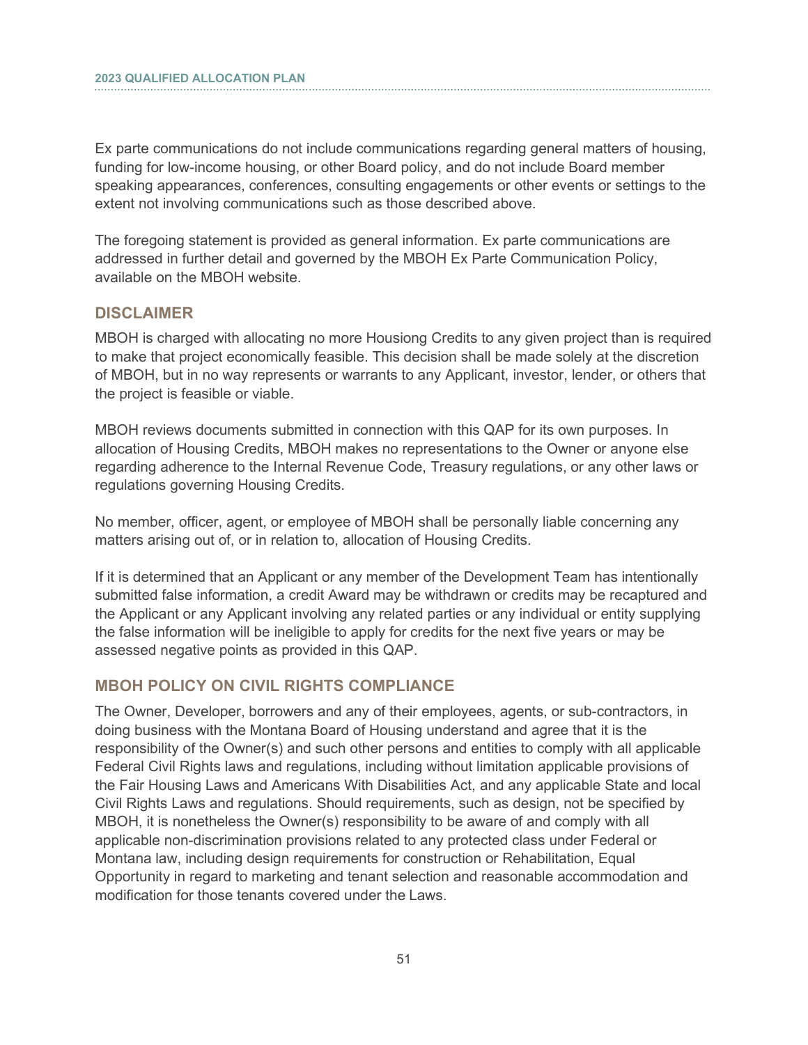Ex parte communications do not include communications regarding general matters of housing, funding for low-income housing, or other Board policy, and do not include Board member speaking appearances, conferences, consulting engagements or other events or settings to the extent not involving communications such as those described above.

The foregoing statement is provided as general information. Ex parte communications are addressed in further detail and governed by the MBOH Ex Parte Communication Policy, available on the MBOH website.

## DISCLAIMER

MBOH is charged with allocating no more Housiong Credits to any given project than is required to make that project economically feasible. This decision shall be made solely at the discretion of MBOH, but in no way represents or warrants to any Applicant, investor, lender, or others that the project is feasible or viable.

MBOH reviews documents submitted in connection with this QAP for its own purposes. In allocation of Housing Credits, MBOH makes no representations to the Owner or anyone else regarding adherence to the Internal Revenue Code, Treasury regulations, or any other laws or regulations governing Housing Credits.

No member, officer, agent, or employee of MBOH shall be personally liable concerning any matters arising out of, or in relation to, allocation of Housing Credits.

If it is determined that an Applicant or any member of the Development Team has intentionally submitted false information, a credit Award may be withdrawn or credits may be recaptured and the Applicant or any Applicant involving any related parties or any individual or entity supplying the false information will be ineligible to apply for credits for the next five years or may be assessed negative points as provided in this QAP.

## MBOH POLICY ON CIVIL RIGHTS COMPLIANCE

The Owner, Developer, borrowers and any of their employees, agents, or sub-contractors, in doing business with the Montana Board of Housing understand and agree that it is the responsibility of the Owner(s) and such other persons and entities to comply with all applicable Federal Civil Rights laws and regulations, including without limitation applicable provisions of the Fair Housing Laws and Americans With Disabilities Act, and any applicable State and local Civil Rights Laws and regulations. Should requirements, such as design, not be specified by MBOH, it is nonetheless the Owner(s) responsibility to be aware of and comply with all applicable non-discrimination provisions related to any protected class under Federal or Montana law, including design requirements for construction or Rehabilitation, Equal Opportunity in regard to marketing and tenant selection and reasonable accommodation and modification for those tenants covered under the Laws.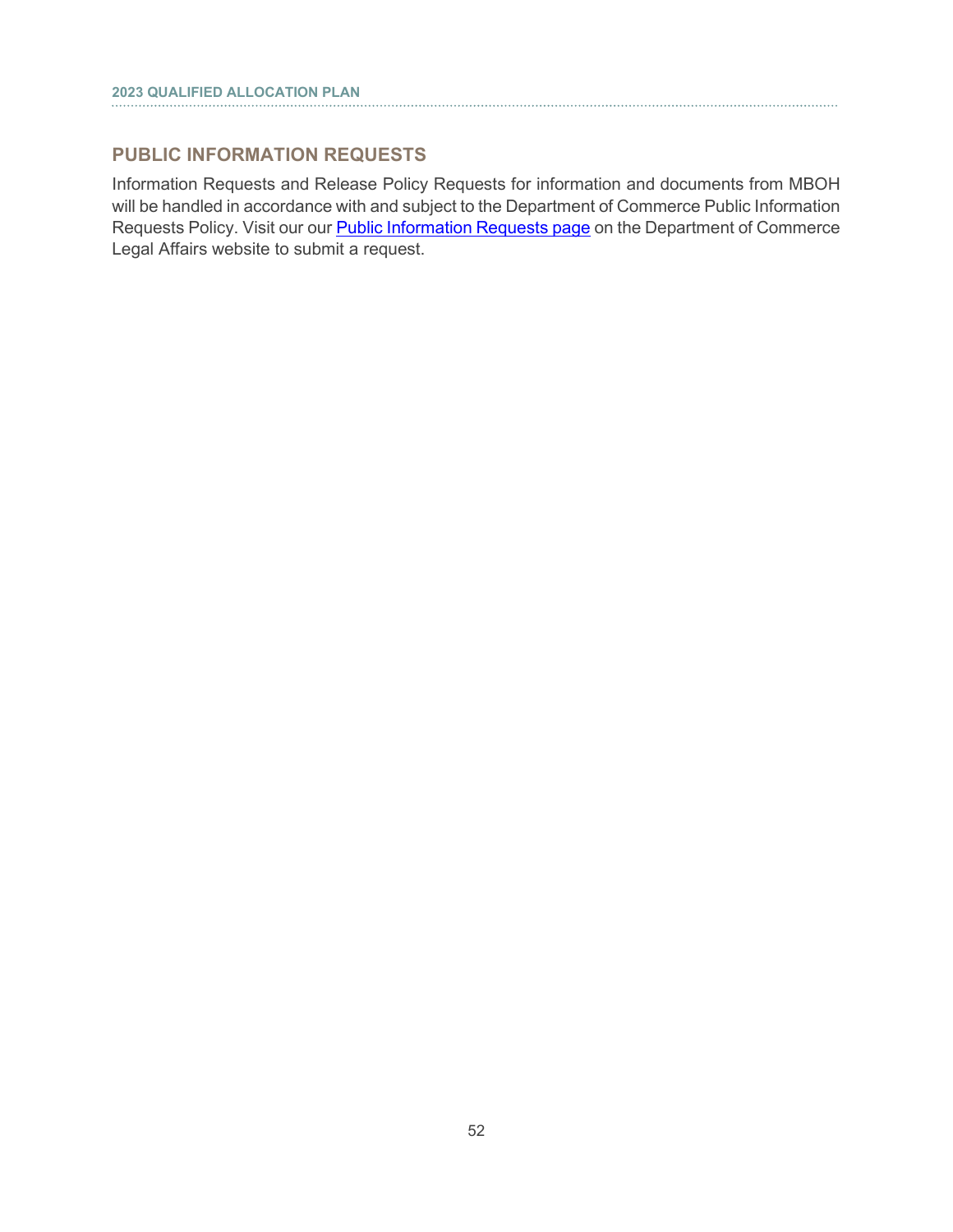## PUBLIC INFORMATION REQUESTS

Information Requests and Release Policy Requests for information and documents from MBOH will be handled in accordance with and subject to the Department of Commerce Public Information Requests Policy. Visit our our Public Information Requests page on the Department of Commerce Legal Affairs website to submit a request.